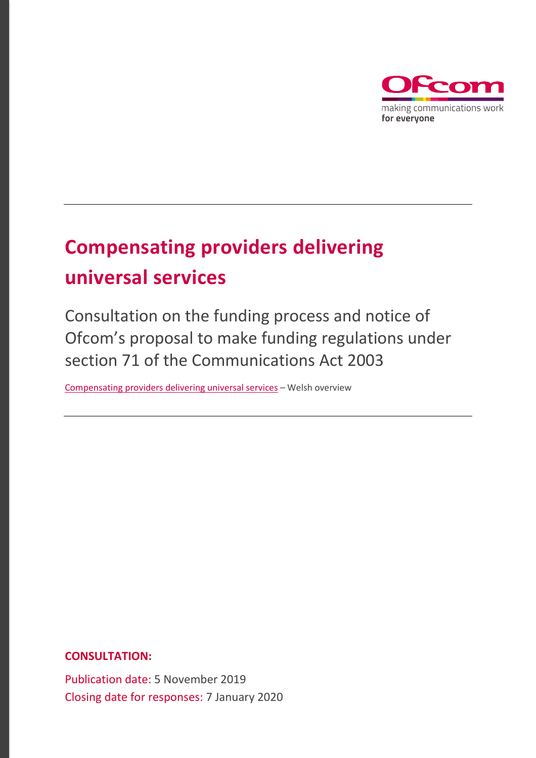# Compensating providers delivering universal services

Consultation on the funding process and notice of Ofcom's proposal to make funding regulations under section 71 of the Communications Act 2003

[Compensating providers delivering universal services](#) – Welsh overview

**CONSULTATION:**

Publication date: 5 November 2019

Closing date for responses: 7 January 2020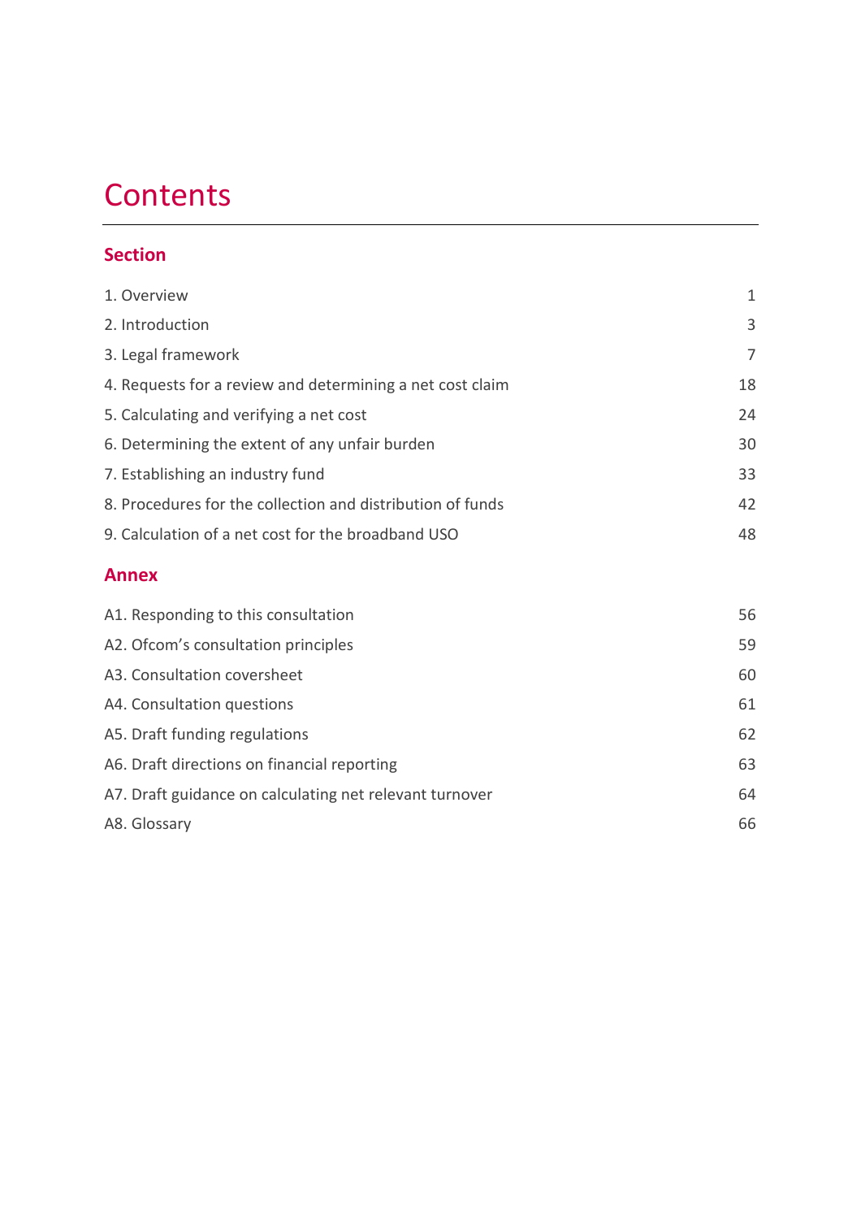# Contents

## Section

| | |
|---|---|
| 1. Overview | 1 |
| 2. Introduction | 3 |
| 3. Legal framework | 7 |
| 4. Requests for a review and determining a net cost claim | 18 |
| 5. Calculating and verifying a net cost | 24 |
| 6. Determining the extent of any unfair burden | 30 |
| 7. Establishing an industry fund | 33 |
| 8. Procedures for the collection and distribution of funds | 42 |
| 9. Calculation of a net cost for the broadband USO | 48 |

## Annex

| | |
|---|---|
| A1. Responding to this consultation | 56 |
| A2. Ofcom's consultation principles | 59 |
| A3. Consultation coversheet | 60 |
| A4. Consultation questions | 61 |
| A5. Draft funding regulations | 62 |
| A6. Draft directions on financial reporting | 63 |
| A7. Draft guidance on calculating net relevant turnover | 64 |
| A8. Glossary | 66 |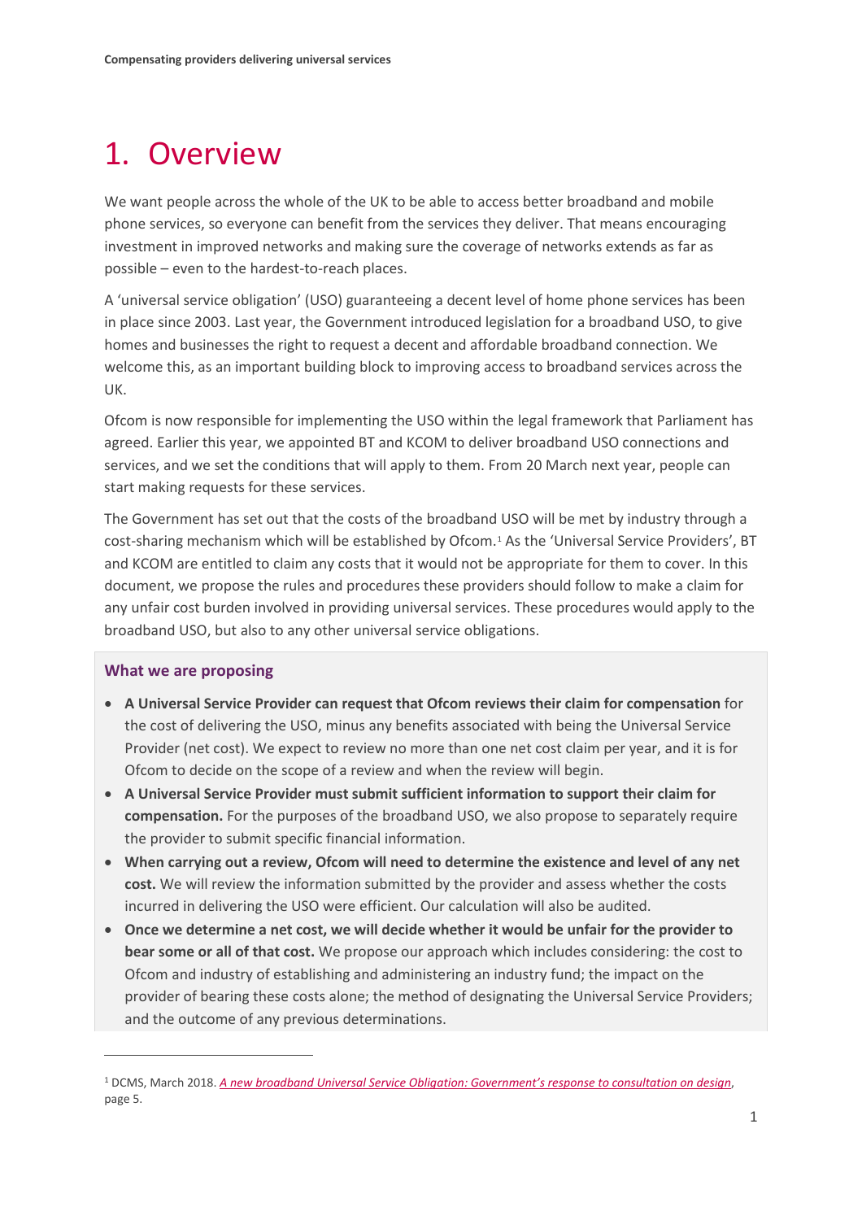# 1. Overview

We want people across the whole of the UK to be able to access better broadband and mobile phone services, so everyone can benefit from the services they deliver. That means encouraging investment in improved networks and making sure the coverage of networks extends as far as possible – even to the hardest-to-reach places.

A 'universal service obligation' (USO) guaranteeing a decent level of home phone services has been in place since 2003. Last year, the Government introduced legislation for a broadband USO, to give homes and businesses the right to request a decent and affordable broadband connection. We welcome this, as an important building block to improving access to broadband services across the UK.

Ofcom is now responsible for implementing the USO within the legal framework that Parliament has agreed. Earlier this year, we appointed BT and KCOM to deliver broadband USO connections and services, and we set the conditions that will apply to them. From 20 March next year, people can start making requests for these services.

The Government has set out that the costs of the broadband USO will be met by industry through a cost-sharing mechanism which will be established by Ofcom.[1] As the 'Universal Service Providers', BT and KCOM are entitled to claim any costs that it would not be appropriate for them to cover. In this document, we propose the rules and procedures these providers should follow to make a claim for any unfair cost burden involved in providing universal services. These procedures would apply to the broadband USO, but also to any other universal service obligations.

### What we are proposing

- **A Universal Service Provider can request that Ofcom reviews their claim for compensation** for the cost of delivering the USO, minus any benefits associated with being the Universal Service Provider (net cost). We expect to review no more than one net cost claim per year, and it is for Ofcom to decide on the scope of a review and when the review will begin.
- **A Universal Service Provider must submit sufficient information to support their claim for compensation.** For the purposes of the broadband USO, we also propose to separately require the provider to submit specific financial information.
- **When carrying out a review, Ofcom will need to determine the existence and level of any net cost.** We will review the information submitted by the provider and assess whether the costs incurred in delivering the USO were efficient. Our calculation will also be audited.
- **Once we determine a net cost, we will decide whether it would be unfair for the provider to bear some or all of that cost.** We propose our approach which includes considering: the cost to Ofcom and industry of establishing and administering an industry fund; the impact on the provider of bearing these costs alone; the method of designating the Universal Service Providers; and the outcome of any previous determinations.

[1] DCMS, March 2018. *A new broadband Universal Service Obligation: Government's response to consultation on design*, page 5.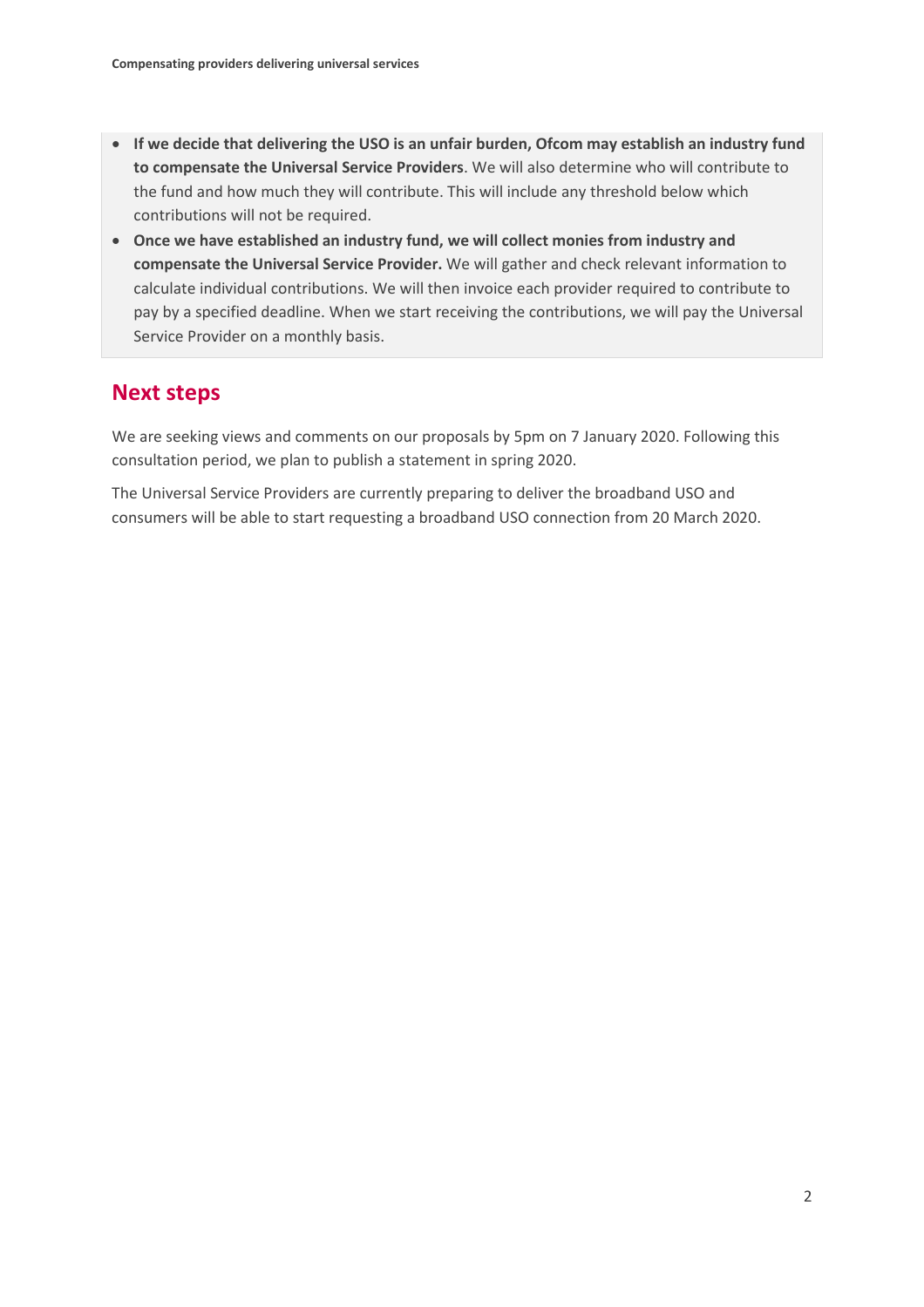- **If we decide that delivering the USO is an unfair burden, Ofcom may establish an industry fund to compensate the Universal Service Providers**. We will also determine who will contribute to the fund and how much they will contribute. This will include any threshold below which contributions will not be required.
- **Once we have established an industry fund, we will collect monies from industry and compensate the Universal Service Provider.** We will gather and check relevant information to calculate individual contributions. We will then invoice each provider required to contribute to pay by a specified deadline. When we start receiving the contributions, we will pay the Universal Service Provider on a monthly basis.

## Next steps

We are seeking views and comments on our proposals by 5pm on 7 January 2020. Following this consultation period, we plan to publish a statement in spring 2020.

The Universal Service Providers are currently preparing to deliver the broadband USO and consumers will be able to start requesting a broadband USO connection from 20 March 2020.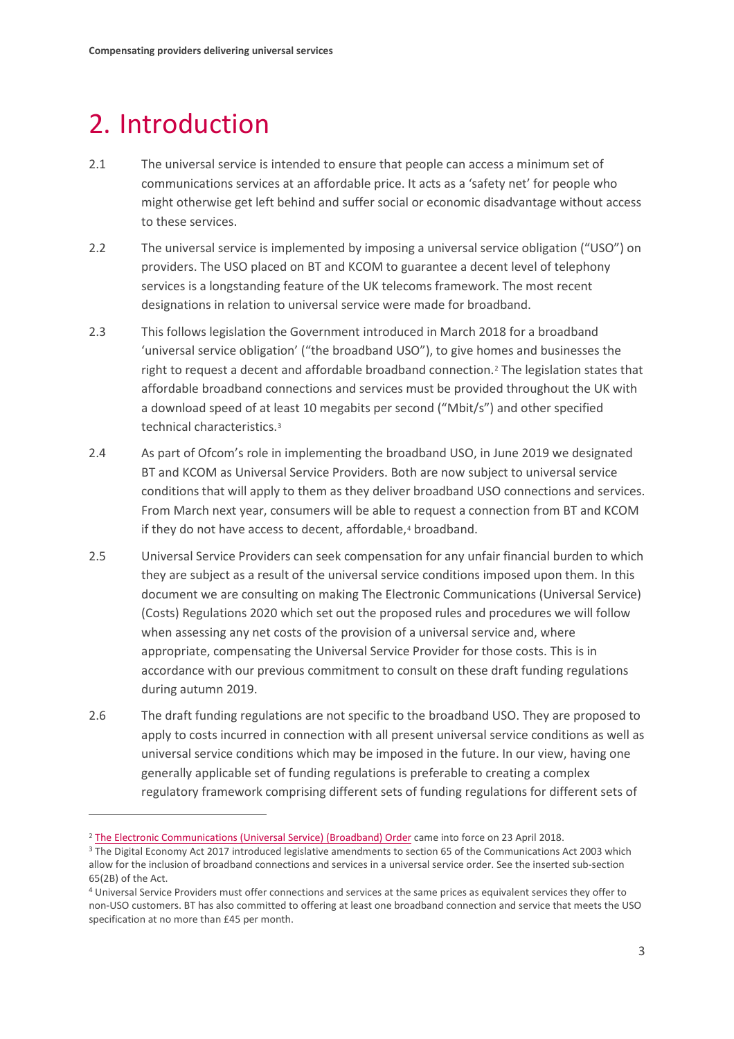# 2. Introduction

2.1 The universal service is intended to ensure that people can access a minimum set of communications services at an affordable price. It acts as a 'safety net' for people who might otherwise get left behind and suffer social or economic disadvantage without access to these services.

2.2 The universal service is implemented by imposing a universal service obligation ("USO") on providers. The USO placed on BT and KCOM to guarantee a decent level of telephony services is a longstanding feature of the UK telecoms framework. The most recent designations in relation to universal service were made for broadband.

2.3 This follows legislation the Government introduced in March 2018 for a broadband 'universal service obligation' ("the broadband USO"), to give homes and businesses the right to request a decent and affordable broadband connection.[2] The legislation states that affordable broadband connections and services must be provided throughout the UK with a download speed of at least 10 megabits per second ("Mbit/s") and other specified technical characteristics.[3]

2.4 As part of Ofcom's role in implementing the broadband USO, in June 2019 we designated BT and KCOM as Universal Service Providers. Both are now subject to universal service conditions that will apply to them as they deliver broadband USO connections and services. From March next year, consumers will be able to request a connection from BT and KCOM if they do not have access to decent, affordable,[4] broadband.

2.5 Universal Service Providers can seek compensation for any unfair financial burden to which they are subject as a result of the universal service conditions imposed upon them. In this document we are consulting on making The Electronic Communications (Universal Service) (Costs) Regulations 2020 which set out the proposed rules and procedures we will follow when assessing any net costs of the provision of a universal service and, where appropriate, compensating the Universal Service Provider for those costs. This is in accordance with our previous commitment to consult on these draft funding regulations during autumn 2019.

2.6 The draft funding regulations are not specific to the broadband USO. They are proposed to apply to costs incurred in connection with all present universal service conditions as well as universal service conditions which may be imposed in the future. In our view, having one generally applicable set of funding regulations is preferable to creating a complex regulatory framework comprising different sets of funding regulations for different sets of

---

[2] The Electronic Communications (Universal Service) (Broadband) Order came into force on 23 April 2018.

[3] The Digital Economy Act 2017 introduced legislative amendments to section 65 of the Communications Act 2003 which allow for the inclusion of broadband connections and services in a universal service order. See the inserted sub-section 65(2B) of the Act.

[4] Universal Service Providers must offer connections and services at the same prices as equivalent services they offer to non-USO customers. BT has also committed to offering at least one broadband connection and service that meets the USO specification at no more than £45 per month.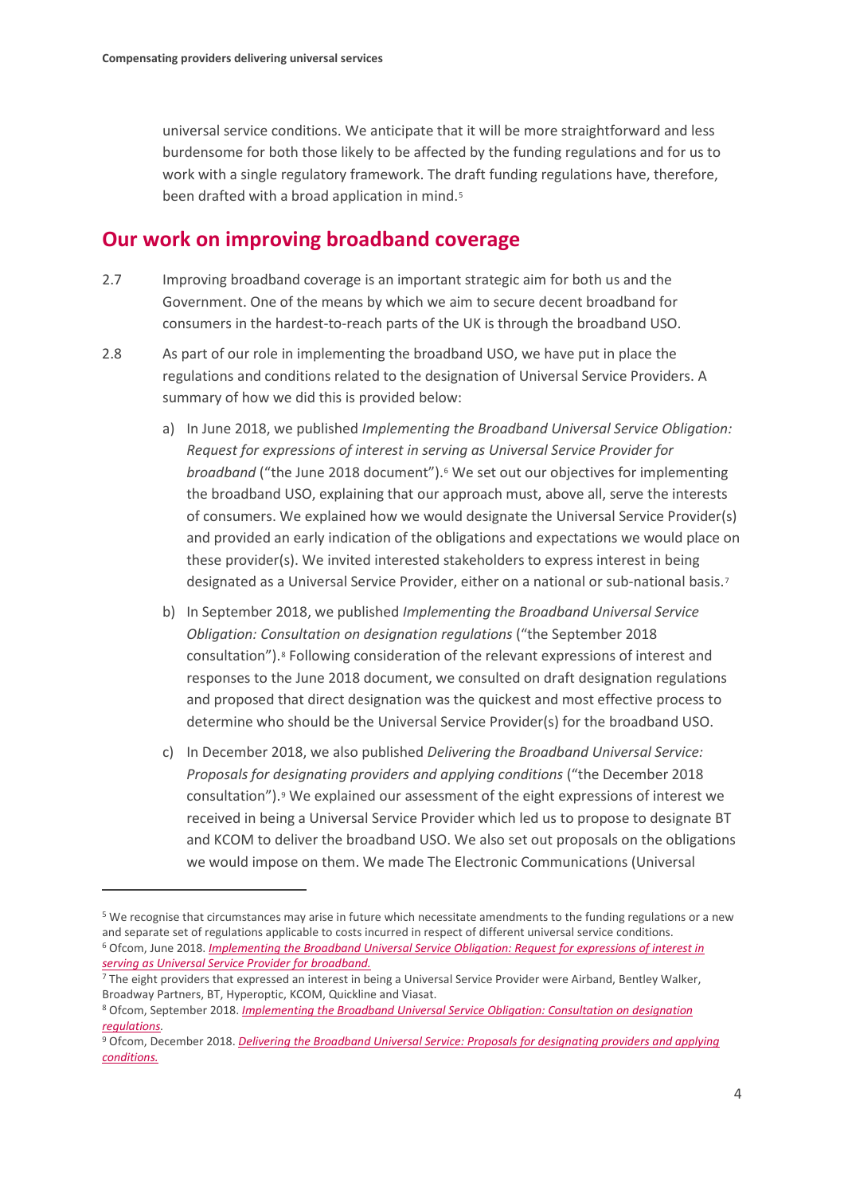universal service conditions. We anticipate that it will be more straightforward and less burdensome for both those likely to be affected by the funding regulations and for us to work with a single regulatory framework. The draft funding regulations have, therefore, been drafted with a broad application in mind.[5]

## Our work on improving broadband coverage

2.7 Improving broadband coverage is an important strategic aim for both us and the Government. One of the means by which we aim to secure decent broadband for consumers in the hardest-to-reach parts of the UK is through the broadband USO.

2.8 As part of our role in implementing the broadband USO, we have put in place the regulations and conditions related to the designation of Universal Service Providers. A summary of how we did this is provided below:

a) In June 2018, we published *Implementing the Broadband Universal Service Obligation: Request for expressions of interest in serving as Universal Service Provider for broadband* ("the June 2018 document").[6] We set out our objectives for implementing the broadband USO, explaining that our approach must, above all, serve the interests of consumers. We explained how we would designate the Universal Service Provider(s) and provided an early indication of the obligations and expectations we would place on these provider(s). We invited interested stakeholders to express interest in being designated as a Universal Service Provider, either on a national or sub-national basis.[7]

b) In September 2018, we published *Implementing the Broadband Universal Service Obligation: Consultation on designation regulations* ("the September 2018 consultation").[8] Following consideration of the relevant expressions of interest and responses to the June 2018 document, we consulted on draft designation regulations and proposed that direct designation was the quickest and most effective process to determine who should be the Universal Service Provider(s) for the broadband USO.

c) In December 2018, we also published *Delivering the Broadband Universal Service: Proposals for designating providers and applying conditions* ("the December 2018 consultation").[9] We explained our assessment of the eight expressions of interest we received in being a Universal Service Provider which led us to propose to designate BT and KCOM to deliver the broadband USO. We also set out proposals on the obligations we would impose on them. We made The Electronic Communications (Universal

---

[5] We recognise that circumstances may arise in future which necessitate amendments to the funding regulations or a new and separate set of regulations applicable to costs incurred in respect of different universal service conditions.

[6] Ofcom, June 2018. *Implementing the Broadband Universal Service Obligation: Request for expressions of interest in serving as Universal Service Provider for broadband.*

[7] The eight providers that expressed an interest in being a Universal Service Provider were Airband, Bentley Walker, Broadway Partners, BT, Hyperoptic, KCOM, Quickline and Viasat.

[8] Ofcom, September 2018. *Implementing the Broadband Universal Service Obligation: Consultation on designation regulations.*

[9] Ofcom, December 2018. *Delivering the Broadband Universal Service: Proposals for designating providers and applying conditions.*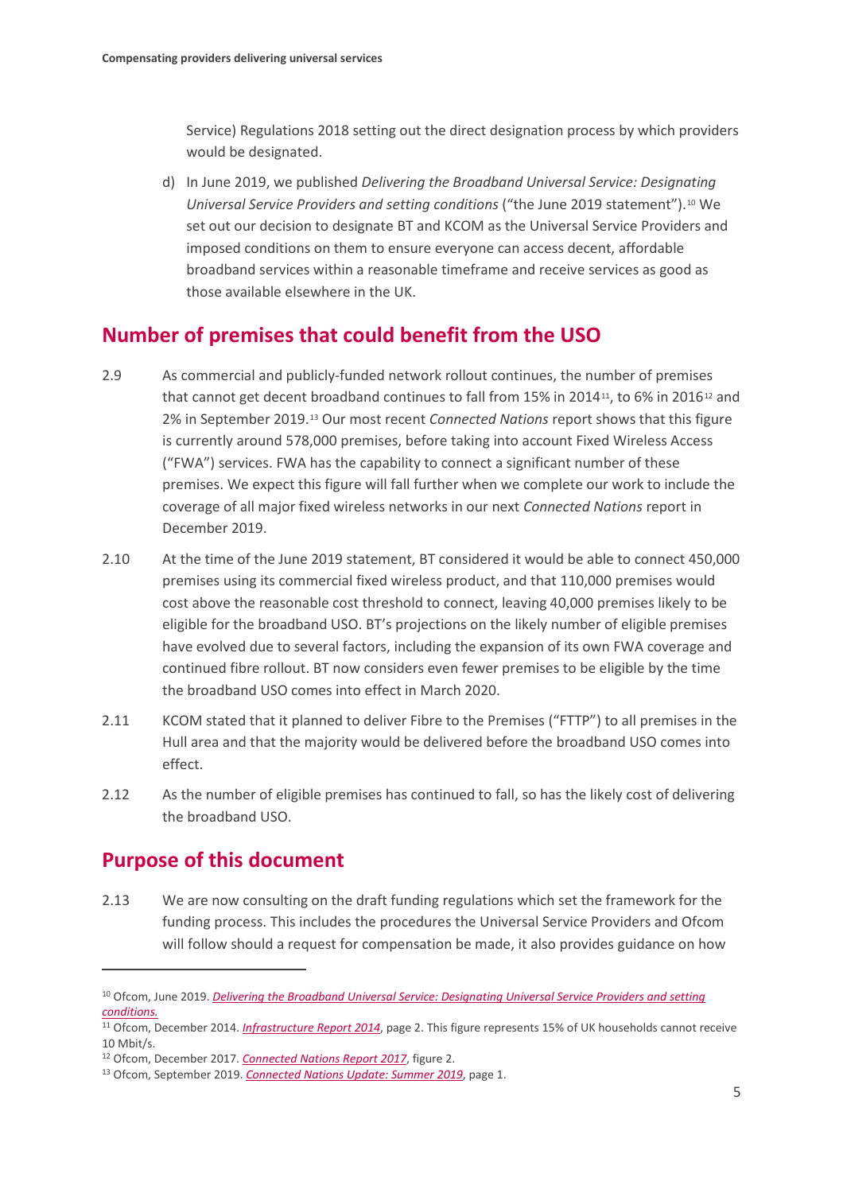Service) Regulations 2018 setting out the direct designation process by which providers would be designated.

d) In June 2019, we published *Delivering the Broadband Universal Service: Designating Universal Service Providers and setting conditions* ("the June 2019 statement").[10] We set out our decision to designate BT and KCOM as the Universal Service Providers and imposed conditions on them to ensure everyone can access decent, affordable broadband services within a reasonable timeframe and receive services as good as those available elsewhere in the UK.

## Number of premises that could benefit from the USO

2.9 As commercial and publicly-funded network rollout continues, the number of premises that cannot get decent broadband continues to fall from 15% in 2014[11], to 6% in 2016[12] and 2% in September 2019.[13] Our most recent *Connected Nations* report shows that this figure is currently around 578,000 premises, before taking into account Fixed Wireless Access ("FWA") services. FWA has the capability to connect a significant number of these premises. We expect this figure will fall further when we complete our work to include the coverage of all major fixed wireless networks in our next *Connected Nations* report in December 2019.

2.10 At the time of the June 2019 statement, BT considered it would be able to connect 450,000 premises using its commercial fixed wireless product, and that 110,000 premises would cost above the reasonable cost threshold to connect, leaving 40,000 premises likely to be eligible for the broadband USO. BT's projections on the likely number of eligible premises have evolved due to several factors, including the expansion of its own FWA coverage and continued fibre rollout. BT now considers even fewer premises to be eligible by the time the broadband USO comes into effect in March 2020.

2.11 KCOM stated that it planned to deliver Fibre to the Premises ("FTTP") to all premises in the Hull area and that the majority would be delivered before the broadband USO comes into effect.

2.12 As the number of eligible premises has continued to fall, so has the likely cost of delivering the broadband USO.

## Purpose of this document

2.13 We are now consulting on the draft funding regulations which set the framework for the funding process. This includes the procedures the Universal Service Providers and Ofcom will follow should a request for compensation be made, it also provides guidance on how

---

[10] Ofcom, June 2019. *Delivering the Broadband Universal Service: Designating Universal Service Providers and setting conditions.*

[11] Ofcom, December 2014. *Infrastructure Report 2014*, page 2. This figure represents 15% of UK households cannot receive 10 Mbit/s.

[12] Ofcom, December 2017. *Connected Nations Report 2017*, figure 2.

[13] Ofcom, September 2019. *Connected Nations Update: Summer 2019*, page 1.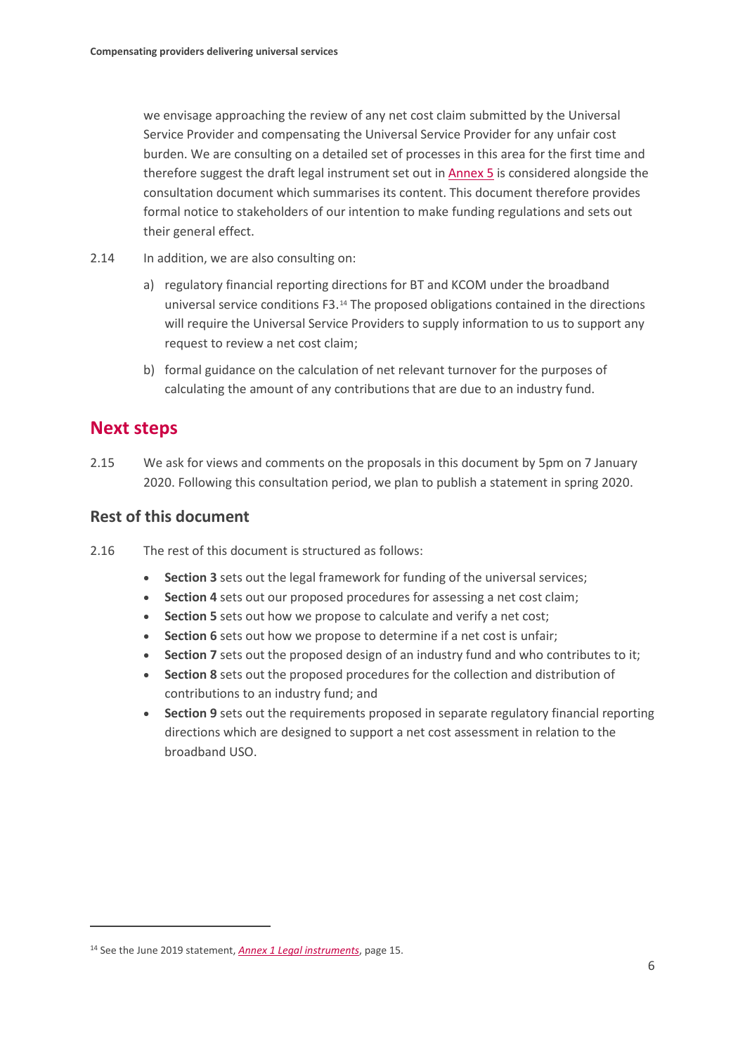we envisage approaching the review of any net cost claim submitted by the Universal Service Provider and compensating the Universal Service Provider for any unfair cost burden. We are consulting on a detailed set of processes in this area for the first time and therefore suggest the draft legal instrument set out in Annex 5 is considered alongside the consultation document which summarises its content. This document therefore provides formal notice to stakeholders of our intention to make funding regulations and sets out their general effect.

2.14 In addition, we are also consulting on:

a) regulatory financial reporting directions for BT and KCOM under the broadband universal service conditions F3.[14] The proposed obligations contained in the directions will require the Universal Service Providers to supply information to us to support any request to review a net cost claim;

b) formal guidance on the calculation of net relevant turnover for the purposes of calculating the amount of any contributions that are due to an industry fund.

## Next steps

2.15 We ask for views and comments on the proposals in this document by 5pm on 7 January 2020. Following this consultation period, we plan to publish a statement in spring 2020.

### Rest of this document

2.16 The rest of this document is structured as follows:

- **Section 3** sets out the legal framework for funding of the universal services;
- **Section 4** sets out our proposed procedures for assessing a net cost claim;
- **Section 5** sets out how we propose to calculate and verify a net cost;
- **Section 6** sets out how we propose to determine if a net cost is unfair;
- **Section 7** sets out the proposed design of an industry fund and who contributes to it;
- **Section 8** sets out the proposed procedures for the collection and distribution of contributions to an industry fund; and
- **Section 9** sets out the requirements proposed in separate regulatory financial reporting directions which are designed to support a net cost assessment in relation to the broadband USO.

[14] See the June 2019 statement, *Annex 1 Legal instruments*, page 15.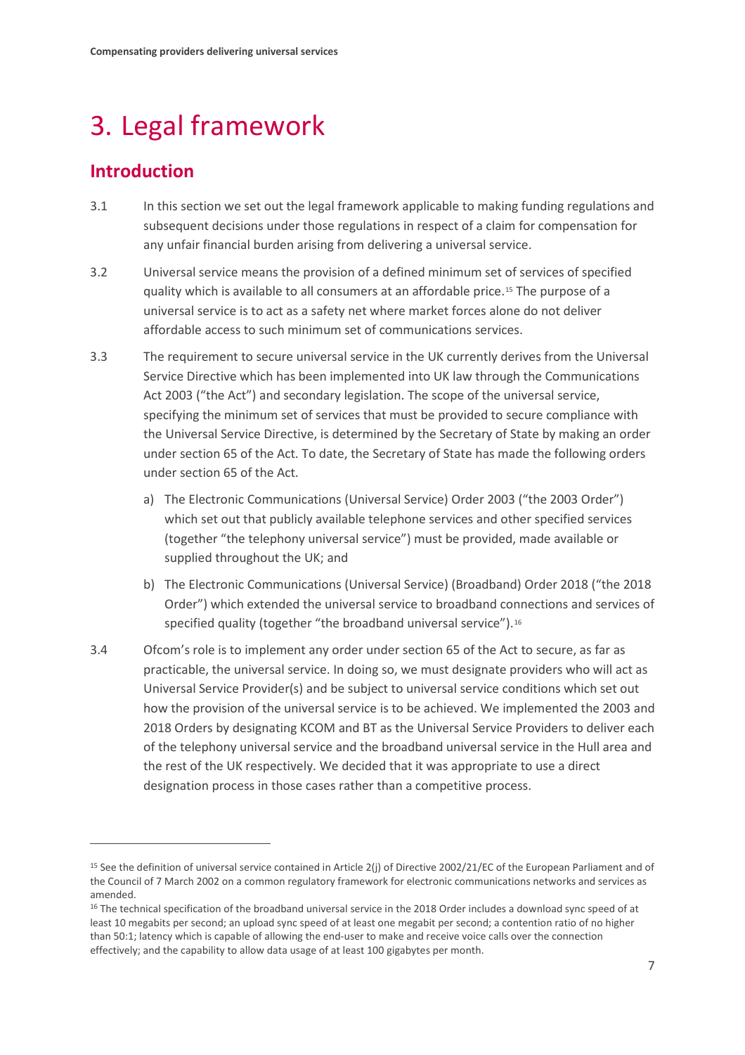# 3. Legal framework

## Introduction

3.1 In this section we set out the legal framework applicable to making funding regulations and subsequent decisions under those regulations in respect of a claim for compensation for any unfair financial burden arising from delivering a universal service.

3.2 Universal service means the provision of a defined minimum set of services of specified quality which is available to all consumers at an affordable price.[15] The purpose of a universal service is to act as a safety net where market forces alone do not deliver affordable access to such minimum set of communications services.

3.3 The requirement to secure universal service in the UK currently derives from the Universal Service Directive which has been implemented into UK law through the Communications Act 2003 ("the Act") and secondary legislation. The scope of the universal service, specifying the minimum set of services that must be provided to secure compliance with the Universal Service Directive, is determined by the Secretary of State by making an order under section 65 of the Act. To date, the Secretary of State has made the following orders under section 65 of the Act.

a) The Electronic Communications (Universal Service) Order 2003 ("the 2003 Order") which set out that publicly available telephone services and other specified services (together "the telephony universal service") must be provided, made available or supplied throughout the UK; and

b) The Electronic Communications (Universal Service) (Broadband) Order 2018 ("the 2018 Order") which extended the universal service to broadband connections and services of specified quality (together "the broadband universal service").[16]

3.4 Ofcom's role is to implement any order under section 65 of the Act to secure, as far as practicable, the universal service. In doing so, we must designate providers who will act as Universal Service Provider(s) and be subject to universal service conditions which set out how the provision of the universal service is to be achieved. We implemented the 2003 and 2018 Orders by designating KCOM and BT as the Universal Service Providers to deliver each of the telephony universal service and the broadband universal service in the Hull area and the rest of the UK respectively. We decided that it was appropriate to use a direct designation process in those cases rather than a competitive process.

---

[15] See the definition of universal service contained in Article 2(j) of Directive 2002/21/EC of the European Parliament and of the Council of 7 March 2002 on a common regulatory framework for electronic communications networks and services as amended.

[16] The technical specification of the broadband universal service in the 2018 Order includes a download sync speed of at least 10 megabits per second; an upload sync speed of at least one megabit per second; a contention ratio of no higher than 50:1; latency which is capable of allowing the end-user to make and receive voice calls over the connection effectively; and the capability to allow data usage of at least 100 gigabytes per month.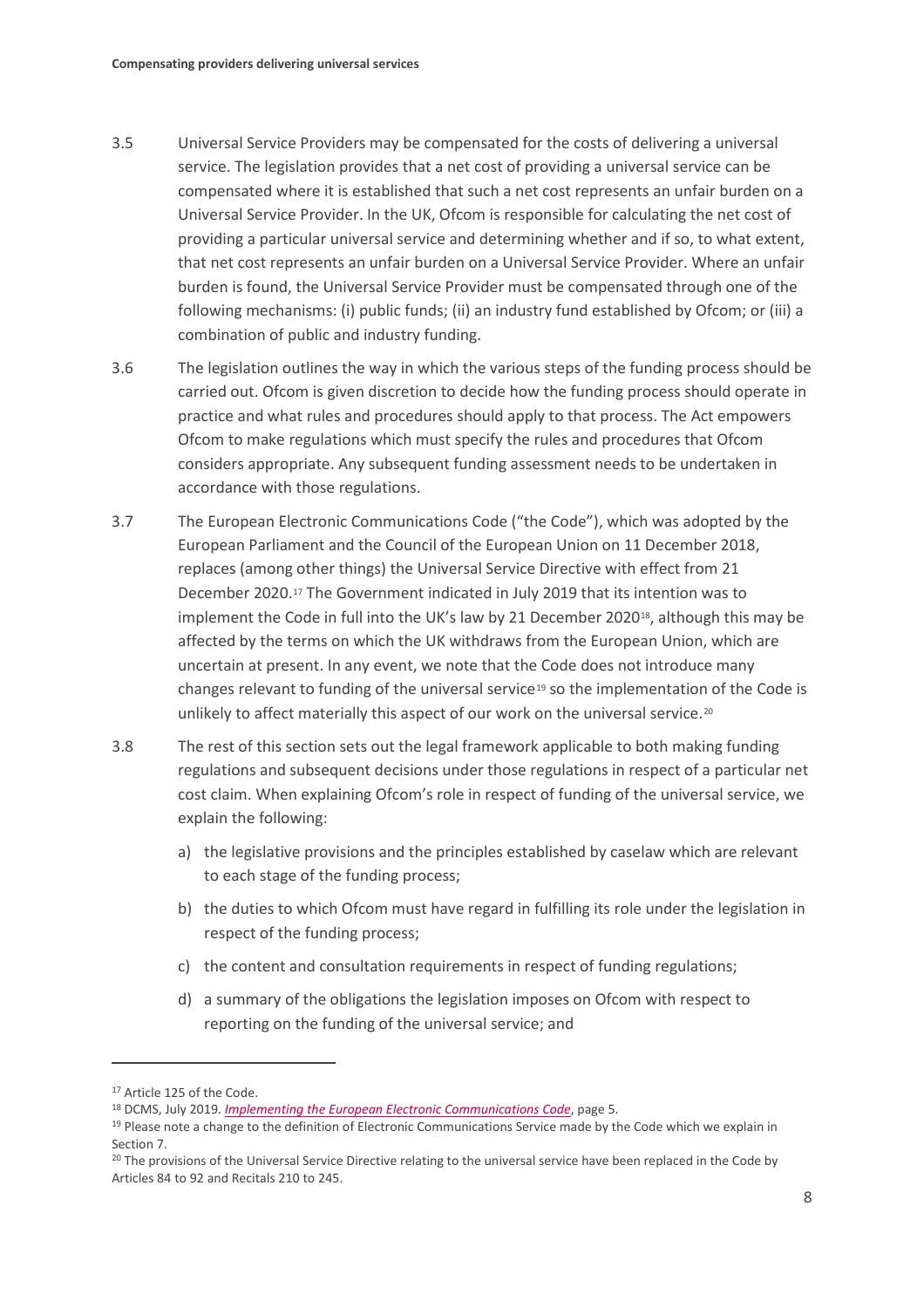3.5 Universal Service Providers may be compensated for the costs of delivering a universal service. The legislation provides that a net cost of providing a universal service can be compensated where it is established that such a net cost represents an unfair burden on a Universal Service Provider. In the UK, Ofcom is responsible for calculating the net cost of providing a particular universal service and determining whether and if so, to what extent, that net cost represents an unfair burden on a Universal Service Provider. Where an unfair burden is found, the Universal Service Provider must be compensated through one of the following mechanisms: (i) public funds; (ii) an industry fund established by Ofcom; or (iii) a combination of public and industry funding.

3.6 The legislation outlines the way in which the various steps of the funding process should be carried out. Ofcom is given discretion to decide how the funding process should operate in practice and what rules and procedures should apply to that process. The Act empowers Ofcom to make regulations which must specify the rules and procedures that Ofcom considers appropriate. Any subsequent funding assessment needs to be undertaken in accordance with those regulations.

3.7 The European Electronic Communications Code ("the Code"), which was adopted by the European Parliament and the Council of the European Union on 11 December 2018, replaces (among other things) the Universal Service Directive with effect from 21 December 2020.[17] The Government indicated in July 2019 that its intention was to implement the Code in full into the UK's law by 21 December 2020[18], although this may be affected by the terms on which the UK withdraws from the European Union, which are uncertain at present. In any event, we note that the Code does not introduce many changes relevant to funding of the universal service[19] so the implementation of the Code is unlikely to affect materially this aspect of our work on the universal service.[20]

3.8 The rest of this section sets out the legal framework applicable to both making funding regulations and subsequent decisions under those regulations in respect of a particular net cost claim. When explaining Ofcom's role in respect of funding of the universal service, we explain the following:

a) the legislative provisions and the principles established by caselaw which are relevant to each stage of the funding process;

b) the duties to which Ofcom must have regard in fulfilling its role under the legislation in respect of the funding process;

c) the content and consultation requirements in respect of funding regulations;

d) a summary of the obligations the legislation imposes on Ofcom with respect to reporting on the funding of the universal service; and

---

[17] Article 125 of the Code.

[18] DCMS, July 2019. *Implementing the European Electronic Communications Code*, page 5.

[19] Please note a change to the definition of Electronic Communications Service made by the Code which we explain in Section 7.

[20] The provisions of the Universal Service Directive relating to the universal service have been replaced in the Code by Articles 84 to 92 and Recitals 210 to 245.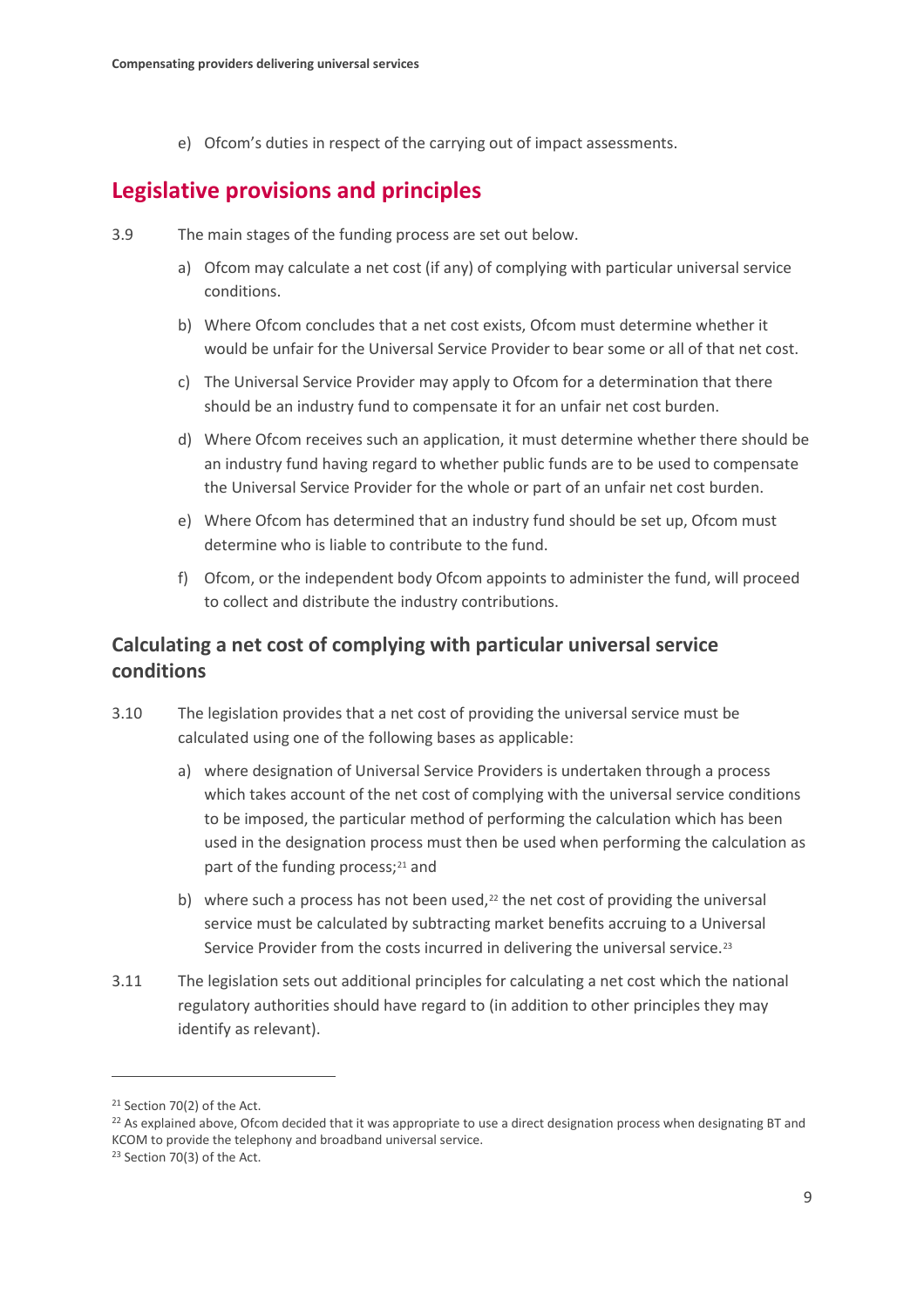e) Ofcom's duties in respect of the carrying out of impact assessments.

## Legislative provisions and principles

3.9 The main stages of the funding process are set out below.

a) Ofcom may calculate a net cost (if any) of complying with particular universal service conditions.

b) Where Ofcom concludes that a net cost exists, Ofcom must determine whether it would be unfair for the Universal Service Provider to bear some or all of that net cost.

c) The Universal Service Provider may apply to Ofcom for a determination that there should be an industry fund to compensate it for an unfair net cost burden.

d) Where Ofcom receives such an application, it must determine whether there should be an industry fund having regard to whether public funds are to be used to compensate the Universal Service Provider for the whole or part of an unfair net cost burden.

e) Where Ofcom has determined that an industry fund should be set up, Ofcom must determine who is liable to contribute to the fund.

f) Ofcom, or the independent body Ofcom appoints to administer the fund, will proceed to collect and distribute the industry contributions.

### Calculating a net cost of complying with particular universal service conditions

3.10 The legislation provides that a net cost of providing the universal service must be calculated using one of the following bases as applicable:

a) where designation of Universal Service Providers is undertaken through a process which takes account of the net cost of complying with the universal service conditions to be imposed, the particular method of performing the calculation which has been used in the designation process must then be used when performing the calculation as part of the funding process;[21] and

b) where such a process has not been used,[22] the net cost of providing the universal service must be calculated by subtracting market benefits accruing to a Universal Service Provider from the costs incurred in delivering the universal service.[23]

3.11 The legislation sets out additional principles for calculating a net cost which the national regulatory authorities should have regard to (in addition to other principles they may identify as relevant).

[21] Section 70(2) of the Act.

[22] As explained above, Ofcom decided that it was appropriate to use a direct designation process when designating BT and KCOM to provide the telephony and broadband universal service.

[23] Section 70(3) of the Act.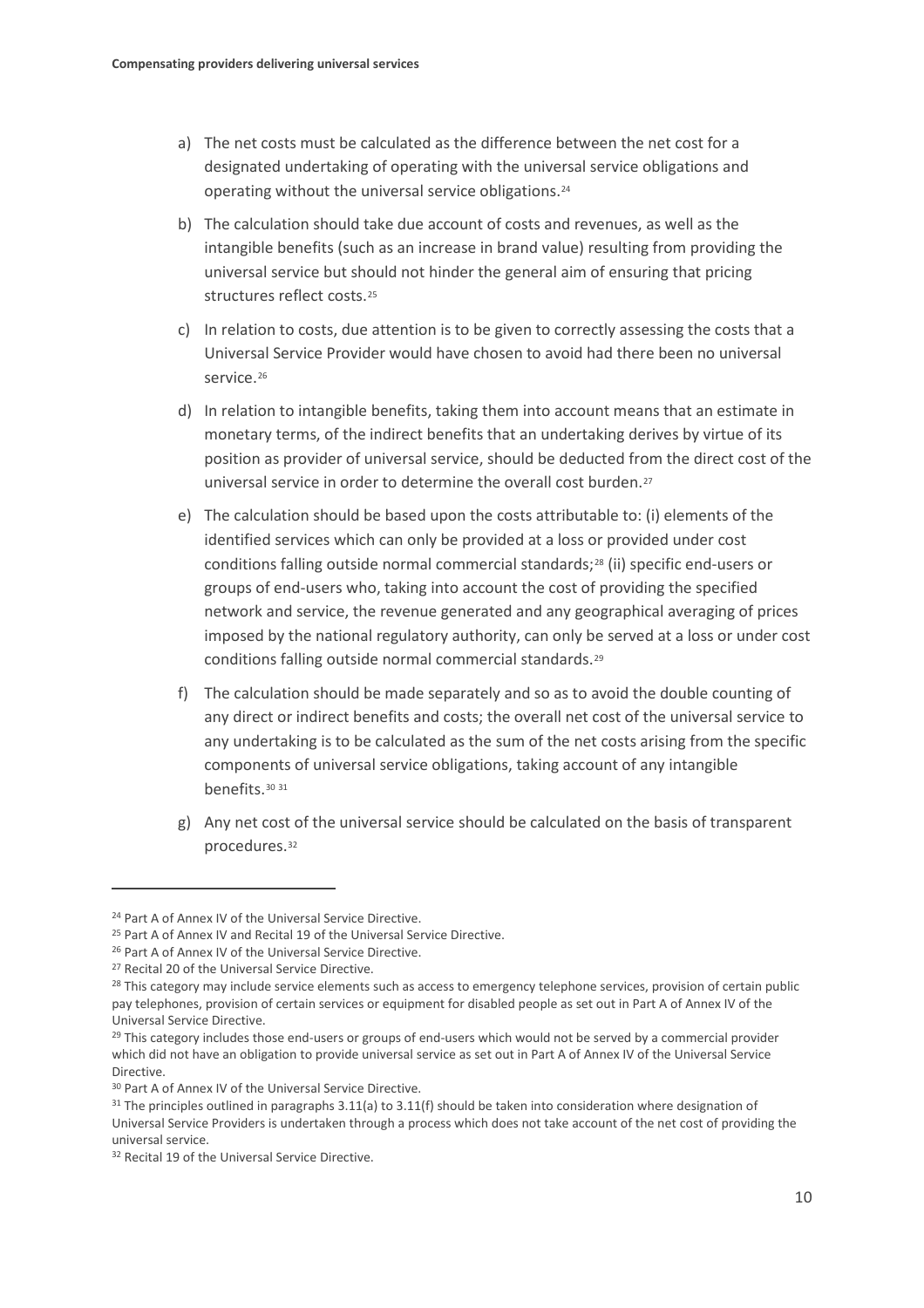a) The net costs must be calculated as the difference between the net cost for a designated undertaking of operating with the universal service obligations and operating without the universal service obligations.[24]

b) The calculation should take due account of costs and revenues, as well as the intangible benefits (such as an increase in brand value) resulting from providing the universal service but should not hinder the general aim of ensuring that pricing structures reflect costs.[25]

c) In relation to costs, due attention is to be given to correctly assessing the costs that a Universal Service Provider would have chosen to avoid had there been no universal service.[26]

d) In relation to intangible benefits, taking them into account means that an estimate in monetary terms, of the indirect benefits that an undertaking derives by virtue of its position as provider of universal service, should be deducted from the direct cost of the universal service in order to determine the overall cost burden.[27]

e) The calculation should be based upon the costs attributable to: (i) elements of the identified services which can only be provided at a loss or provided under cost conditions falling outside normal commercial standards;[28] (ii) specific end-users or groups of end-users who, taking into account the cost of providing the specified network and service, the revenue generated and any geographical averaging of prices imposed by the national regulatory authority, can only be served at a loss or under cost conditions falling outside normal commercial standards.[29]

f) The calculation should be made separately and so as to avoid the double counting of any direct or indirect benefits and costs; the overall net cost of the universal service to any undertaking is to be calculated as the sum of the net costs arising from the specific components of universal service obligations, taking account of any intangible benefits.[30] [31]

g) Any net cost of the universal service should be calculated on the basis of transparent procedures.[32]

---

[24] Part A of Annex IV of the Universal Service Directive.

[25] Part A of Annex IV and Recital 19 of the Universal Service Directive.

[26] Part A of Annex IV of the Universal Service Directive.

[27] Recital 20 of the Universal Service Directive.

[28] This category may include service elements such as access to emergency telephone services, provision of certain public pay telephones, provision of certain services or equipment for disabled people as set out in Part A of Annex IV of the Universal Service Directive.

[29] This category includes those end-users or groups of end-users which would not be served by a commercial provider which did not have an obligation to provide universal service as set out in Part A of Annex IV of the Universal Service Directive.

[30] Part A of Annex IV of the Universal Service Directive.

[31] The principles outlined in paragraphs 3.11(a) to 3.11(f) should be taken into consideration where designation of Universal Service Providers is undertaken through a process which does not take account of the net cost of providing the universal service.

[32] Recital 19 of the Universal Service Directive.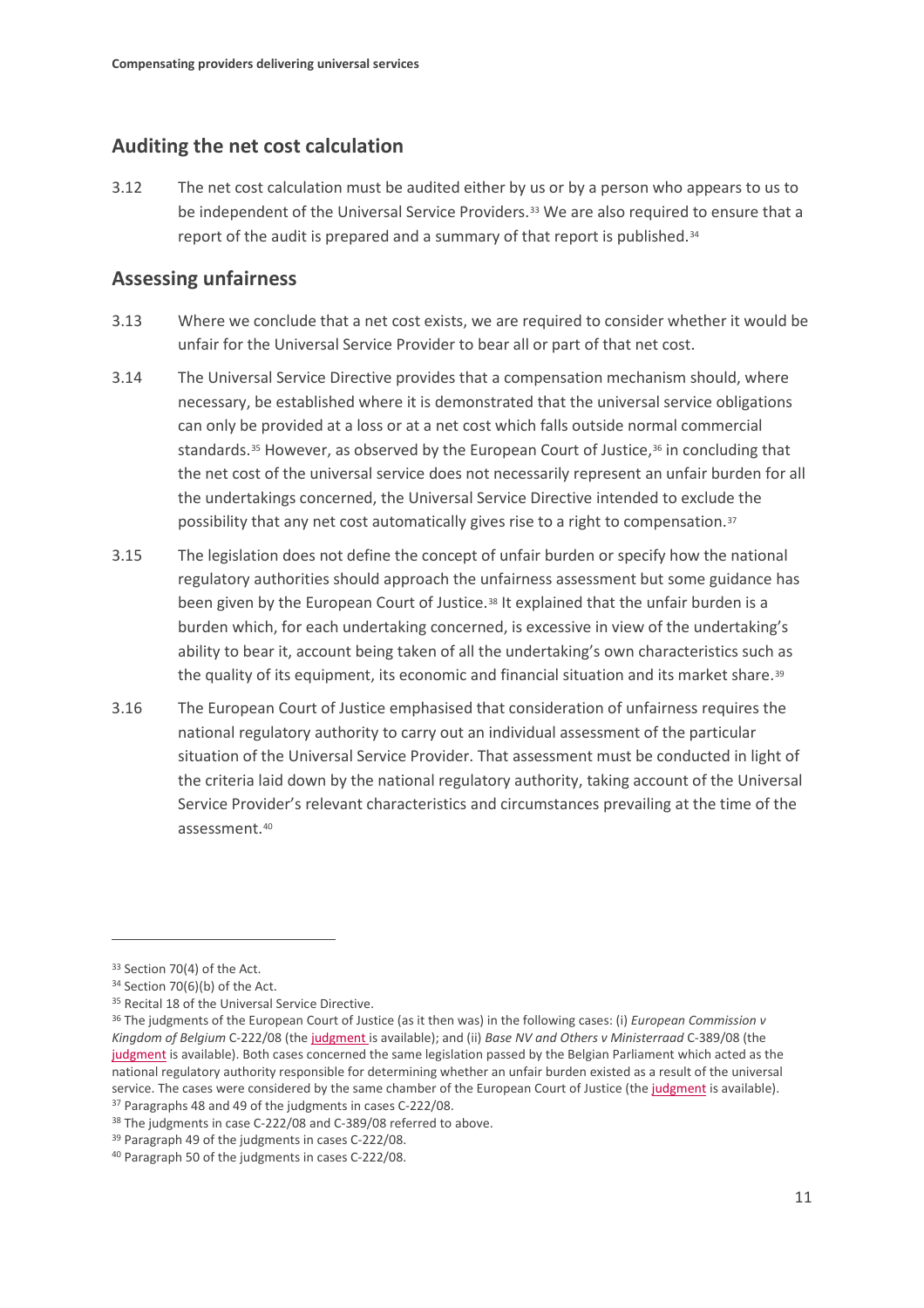## Auditing the net cost calculation

3.12 The net cost calculation must be audited either by us or by a person who appears to us to be independent of the Universal Service Providers.[33] We are also required to ensure that a report of the audit is prepared and a summary of that report is published.[34]

## Assessing unfairness

3.13 Where we conclude that a net cost exists, we are required to consider whether it would be unfair for the Universal Service Provider to bear all or part of that net cost.

3.14 The Universal Service Directive provides that a compensation mechanism should, where necessary, be established where it is demonstrated that the universal service obligations can only be provided at a loss or at a net cost which falls outside normal commercial standards.[35] However, as observed by the European Court of Justice,[36] in concluding that the net cost of the universal service does not necessarily represent an unfair burden for all the undertakings concerned, the Universal Service Directive intended to exclude the possibility that any net cost automatically gives rise to a right to compensation.[37]

3.15 The legislation does not define the concept of unfair burden or specify how the national regulatory authorities should approach the unfairness assessment but some guidance has been given by the European Court of Justice.[38] It explained that the unfair burden is a burden which, for each undertaking concerned, is excessive in view of the undertaking's ability to bear it, account being taken of all the undertaking's own characteristics such as the quality of its equipment, its economic and financial situation and its market share.[39]

3.16 The European Court of Justice emphasised that consideration of unfairness requires the national regulatory authority to carry out an individual assessment of the particular situation of the Universal Service Provider. That assessment must be conducted in light of the criteria laid down by the national regulatory authority, taking account of the Universal Service Provider's relevant characteristics and circumstances prevailing at the time of the assessment.[40]

---

[33] Section 70(4) of the Act.

[34] Section 70(6)(b) of the Act.

[35] Recital 18 of the Universal Service Directive.

[36] The judgments of the European Court of Justice (as it then was) in the following cases: (i) *European Commission v Kingdom of Belgium* C-222/08 (the judgment is available); and (ii) *Base NV and Others v Ministerraad* C-389/08 (the judgment is available). Both cases concerned the same legislation passed by the Belgian Parliament which acted as the national regulatory authority responsible for determining whether an unfair burden existed as a result of the universal service. The cases were considered by the same chamber of the European Court of Justice (the judgment is available).

[37] Paragraphs 48 and 49 of the judgments in cases C-222/08.

[38] The judgments in case C-222/08 and C-389/08 referred to above.

[39] Paragraph 49 of the judgments in cases C-222/08.

[40] Paragraph 50 of the judgments in cases C-222/08.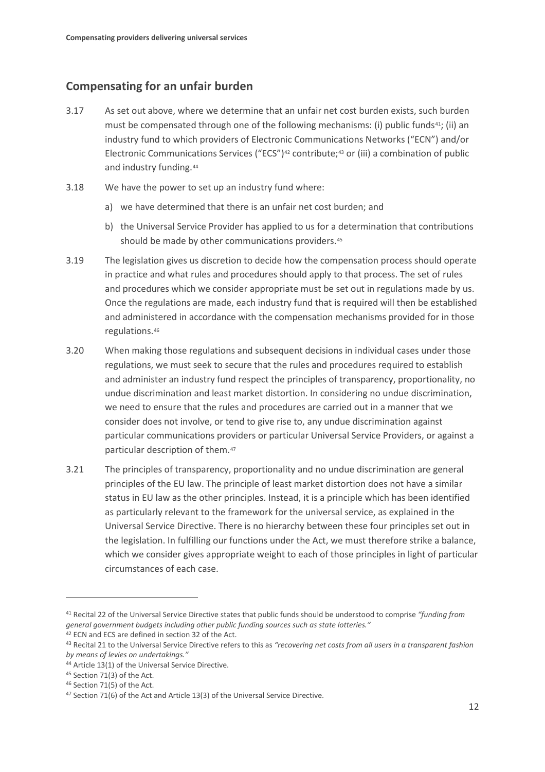## Compensating for an unfair burden

3.17 As set out above, where we determine that an unfair net cost burden exists, such burden must be compensated through one of the following mechanisms: (i) public funds[41]; (ii) an industry fund to which providers of Electronic Communications Networks ("ECN") and/or Electronic Communications Services ("ECS")[42] contribute;[43] or (iii) a combination of public and industry funding.[44]

3.18 We have the power to set up an industry fund where:

a) we have determined that there is an unfair net cost burden; and

b) the Universal Service Provider has applied to us for a determination that contributions should be made by other communications providers.[45]

3.19 The legislation gives us discretion to decide how the compensation process should operate in practice and what rules and procedures should apply to that process. The set of rules and procedures which we consider appropriate must be set out in regulations made by us. Once the regulations are made, each industry fund that is required will then be established and administered in accordance with the compensation mechanisms provided for in those regulations.[46]

3.20 When making those regulations and subsequent decisions in individual cases under those regulations, we must seek to secure that the rules and procedures required to establish and administer an industry fund respect the principles of transparency, proportionality, no undue discrimination and least market distortion. In considering no undue discrimination, we need to ensure that the rules and procedures are carried out in a manner that we consider does not involve, or tend to give rise to, any undue discrimination against particular communications providers or particular Universal Service Providers, or against a particular description of them.[47]

3.21 The principles of transparency, proportionality and no undue discrimination are general principles of the EU law. The principle of least market distortion does not have a similar status in EU law as the other principles. Instead, it is a principle which has been identified as particularly relevant to the framework for the universal service, as explained in the Universal Service Directive. There is no hierarchy between these four principles set out in the legislation. In fulfilling our functions under the Act, we must therefore strike a balance, which we consider gives appropriate weight to each of those principles in light of particular circumstances of each case.

---

[41] Recital 22 of the Universal Service Directive states that public funds should be understood to comprise *"funding from general government budgets including other public funding sources such as state lotteries."*

[42] ECN and ECS are defined in section 32 of the Act.

[43] Recital 21 to the Universal Service Directive refers to this as *"recovering net costs from all users in a transparent fashion by means of levies on undertakings."*

[44] Article 13(1) of the Universal Service Directive.

[45] Section 71(3) of the Act.

[46] Section 71(5) of the Act.

[47] Section 71(6) of the Act and Article 13(3) of the Universal Service Directive.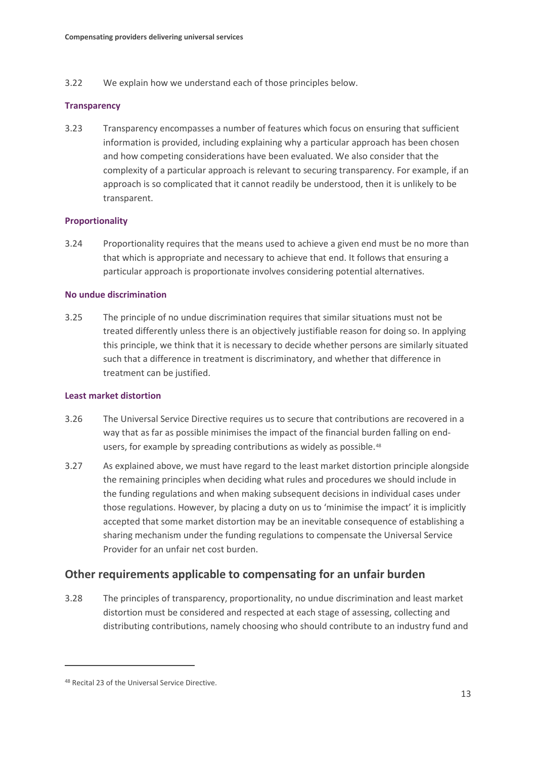3.22 We explain how we understand each of those principles below.

### Transparency

3.23 Transparency encompasses a number of features which focus on ensuring that sufficient information is provided, including explaining why a particular approach has been chosen and how competing considerations have been evaluated. We also consider that the complexity of a particular approach is relevant to securing transparency. For example, if an approach is so complicated that it cannot readily be understood, then it is unlikely to be transparent.

### Proportionality

3.24 Proportionality requires that the means used to achieve a given end must be no more than that which is appropriate and necessary to achieve that end. It follows that ensuring a particular approach is proportionate involves considering potential alternatives.

### No undue discrimination

3.25 The principle of no undue discrimination requires that similar situations must not be treated differently unless there is an objectively justifiable reason for doing so. In applying this principle, we think that it is necessary to decide whether persons are similarly situated such that a difference in treatment is discriminatory, and whether that difference in treatment can be justified.

### Least market distortion

3.26 The Universal Service Directive requires us to secure that contributions are recovered in a way that as far as possible minimises the impact of the financial burden falling on end-users, for example by spreading contributions as widely as possible.[48]

3.27 As explained above, we must have regard to the least market distortion principle alongside the remaining principles when deciding what rules and procedures we should include in the funding regulations and when making subsequent decisions in individual cases under those regulations. However, by placing a duty on us to 'minimise the impact' it is implicitly accepted that some market distortion may be an inevitable consequence of establishing a sharing mechanism under the funding regulations to compensate the Universal Service Provider for an unfair net cost burden.

## Other requirements applicable to compensating for an unfair burden

3.28 The principles of transparency, proportionality, no undue discrimination and least market distortion must be considered and respected at each stage of assessing, collecting and distributing contributions, namely choosing who should contribute to an industry fund and

[48] Recital 23 of the Universal Service Directive.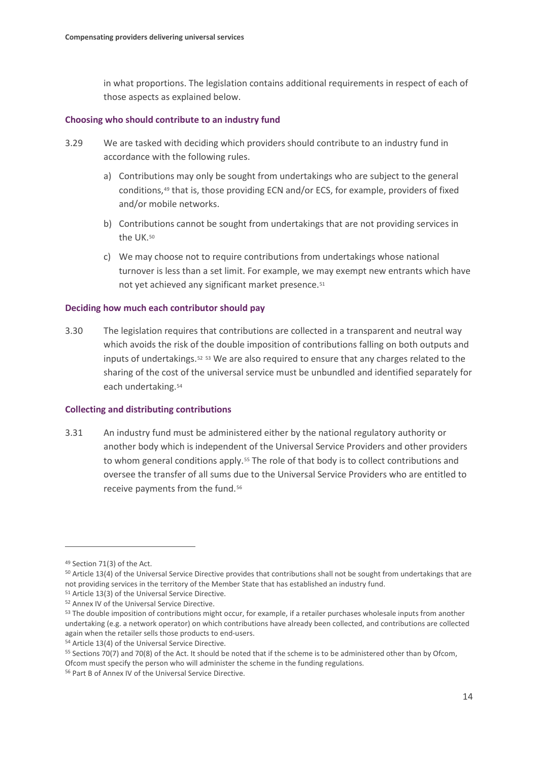in what proportions. The legislation contains additional requirements in respect of each of those aspects as explained below.

### Choosing who should contribute to an industry fund

3.29 We are tasked with deciding which providers should contribute to an industry fund in accordance with the following rules.

a) Contributions may only be sought from undertakings who are subject to the general conditions,[49] that is, those providing ECN and/or ECS, for example, providers of fixed and/or mobile networks.

b) Contributions cannot be sought from undertakings that are not providing services in the UK.[50]

c) We may choose not to require contributions from undertakings whose national turnover is less than a set limit. For example, we may exempt new entrants which have not yet achieved any significant market presence.[51]

### Deciding how much each contributor should pay

3.30 The legislation requires that contributions are collected in a transparent and neutral way which avoids the risk of the double imposition of contributions falling on both outputs and inputs of undertakings.[52] [53] We are also required to ensure that any charges related to the sharing of the cost of the universal service must be unbundled and identified separately for each undertaking.[54]

### Collecting and distributing contributions

3.31 An industry fund must be administered either by the national regulatory authority or another body which is independent of the Universal Service Providers and other providers to whom general conditions apply.[55] The role of that body is to collect contributions and oversee the transfer of all sums due to the Universal Service Providers who are entitled to receive payments from the fund.[56]

---

[49] Section 71(3) of the Act.

[50] Article 13(4) of the Universal Service Directive provides that contributions shall not be sought from undertakings that are not providing services in the territory of the Member State that has established an industry fund.

[51] Article 13(3) of the Universal Service Directive.

[52] Annex IV of the Universal Service Directive.

[53] The double imposition of contributions might occur, for example, if a retailer purchases wholesale inputs from another undertaking (e.g. a network operator) on which contributions have already been collected, and contributions are collected again when the retailer sells those products to end-users.

[54] Article 13(4) of the Universal Service Directive.

[55] Sections 70(7) and 70(8) of the Act. It should be noted that if the scheme is to be administered other than by Ofcom, Ofcom must specify the person who will administer the scheme in the funding regulations.

[56] Part B of Annex IV of the Universal Service Directive.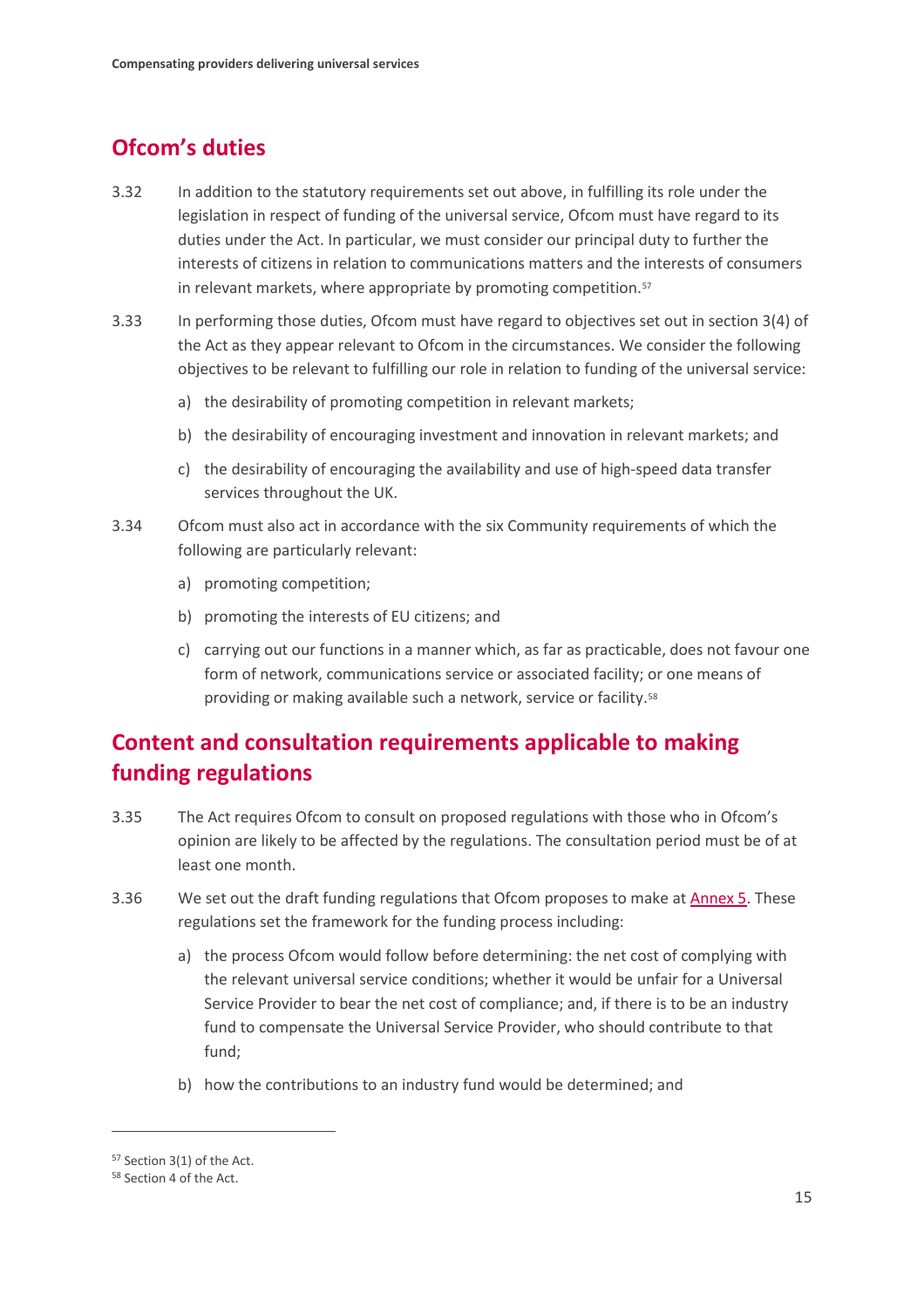## Ofcom's duties

3.32 In addition to the statutory requirements set out above, in fulfilling its role under the legislation in respect of funding of the universal service, Ofcom must have regard to its duties under the Act. In particular, we must consider our principal duty to further the interests of citizens in relation to communications matters and the interests of consumers in relevant markets, where appropriate by promoting competition.[57]

3.33 In performing those duties, Ofcom must have regard to objectives set out in section 3(4) of the Act as they appear relevant to Ofcom in the circumstances. We consider the following objectives to be relevant to fulfilling our role in relation to funding of the universal service:

a) the desirability of promoting competition in relevant markets;

b) the desirability of encouraging investment and innovation in relevant markets; and

c) the desirability of encouraging the availability and use of high-speed data transfer services throughout the UK.

3.34 Ofcom must also act in accordance with the six Community requirements of which the following are particularly relevant:

a) promoting competition;

b) promoting the interests of EU citizens; and

c) carrying out our functions in a manner which, as far as practicable, does not favour one form of network, communications service or associated facility; or one means of providing or making available such a network, service or facility.[58]

## Content and consultation requirements applicable to making funding regulations

3.35 The Act requires Ofcom to consult on proposed regulations with those who in Ofcom's opinion are likely to be affected by the regulations. The consultation period must be of at least one month.

3.36 We set out the draft funding regulations that Ofcom proposes to make at Annex 5. These regulations set the framework for the funding process including:

a) the process Ofcom would follow before determining: the net cost of complying with the relevant universal service conditions; whether it would be unfair for a Universal Service Provider to bear the net cost of compliance; and, if there is to be an industry fund to compensate the Universal Service Provider, who should contribute to that fund;

b) how the contributions to an industry fund would be determined; and

[57] Section 3(1) of the Act.

[58] Section 4 of the Act.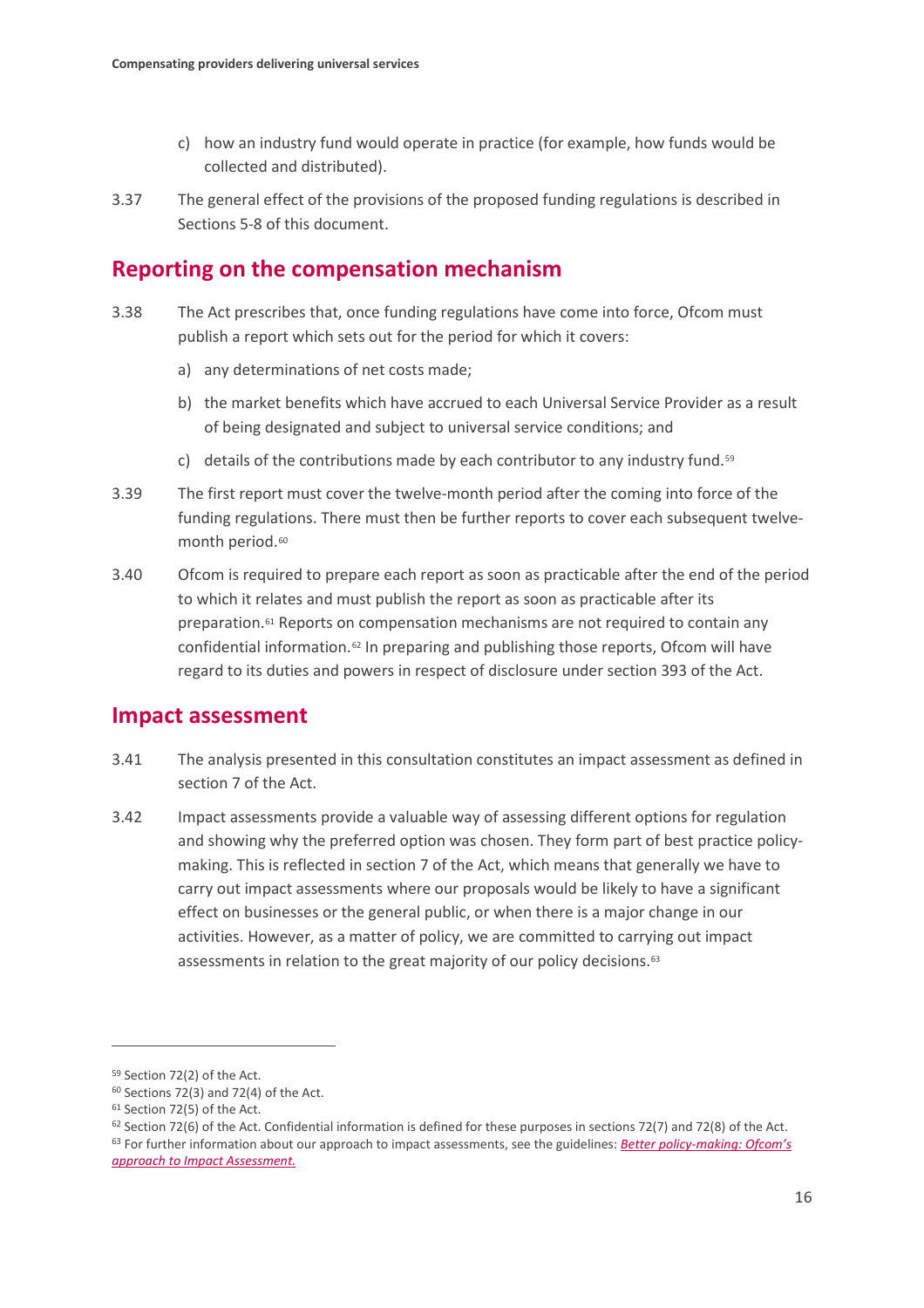c) how an industry fund would operate in practice (for example, how funds would be collected and distributed).

3.37 The general effect of the provisions of the proposed funding regulations is described in Sections 5-8 of this document.

## Reporting on the compensation mechanism

3.38 The Act prescribes that, once funding regulations have come into force, Ofcom must publish a report which sets out for the period for which it covers:

a) any determinations of net costs made;

b) the market benefits which have accrued to each Universal Service Provider as a result of being designated and subject to universal service conditions; and

c) details of the contributions made by each contributor to any industry fund.[59]

3.39 The first report must cover the twelve-month period after the coming into force of the funding regulations. There must then be further reports to cover each subsequent twelve-month period.[60]

3.40 Ofcom is required to prepare each report as soon as practicable after the end of the period to which it relates and must publish the report as soon as practicable after its preparation.[61] Reports on compensation mechanisms are not required to contain any confidential information.[62] In preparing and publishing those reports, Ofcom will have regard to its duties and powers in respect of disclosure under section 393 of the Act.

## Impact assessment

3.41 The analysis presented in this consultation constitutes an impact assessment as defined in section 7 of the Act.

3.42 Impact assessments provide a valuable way of assessing different options for regulation and showing why the preferred option was chosen. They form part of best practice policy-making. This is reflected in section 7 of the Act, which means that generally we have to carry out impact assessments where our proposals would be likely to have a significant effect on businesses or the general public, or when there is a major change in our activities. However, as a matter of policy, we are committed to carrying out impact assessments in relation to the great majority of our policy decisions.[63]

---

[59] Section 72(2) of the Act.

[60] Sections 72(3) and 72(4) of the Act.

[61] Section 72(5) of the Act.

[62] Section 72(6) of the Act. Confidential information is defined for these purposes in sections 72(7) and 72(8) of the Act.

[63] For further information about our approach to impact assessments, see the guidelines: *Better policy-making: Ofcom's approach to Impact Assessment.*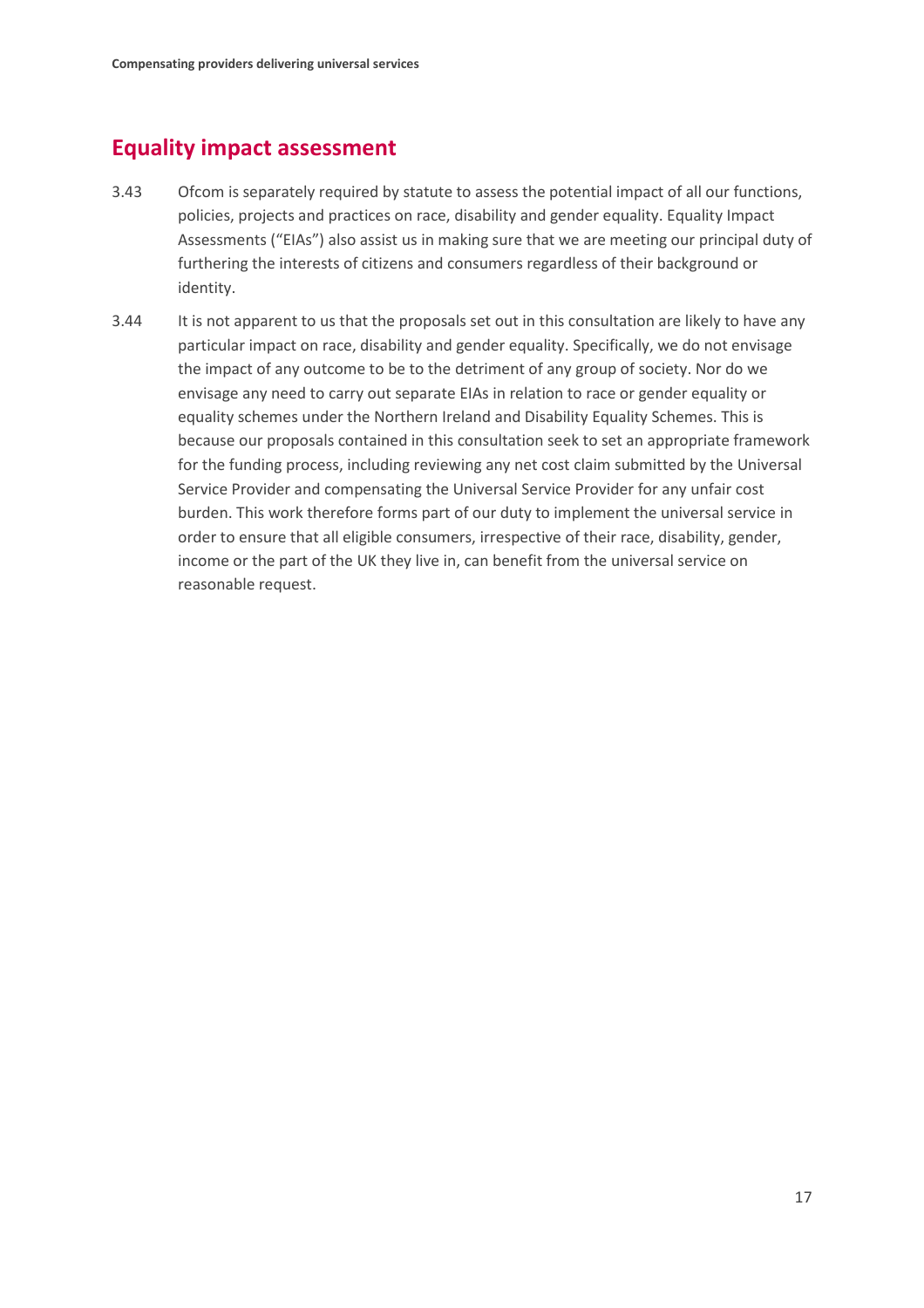## Equality impact assessment

3.43 Ofcom is separately required by statute to assess the potential impact of all our functions, policies, projects and practices on race, disability and gender equality. Equality Impact Assessments ("EIAs") also assist us in making sure that we are meeting our principal duty of furthering the interests of citizens and consumers regardless of their background or identity.

3.44 It is not apparent to us that the proposals set out in this consultation are likely to have any particular impact on race, disability and gender equality. Specifically, we do not envisage the impact of any outcome to be to the detriment of any group of society. Nor do we envisage any need to carry out separate EIAs in relation to race or gender equality or equality schemes under the Northern Ireland and Disability Equality Schemes. This is because our proposals contained in this consultation seek to set an appropriate framework for the funding process, including reviewing any net cost claim submitted by the Universal Service Provider and compensating the Universal Service Provider for any unfair cost burden. This work therefore forms part of our duty to implement the universal service in order to ensure that all eligible consumers, irrespective of their race, disability, gender, income or the part of the UK they live in, can benefit from the universal service on reasonable request.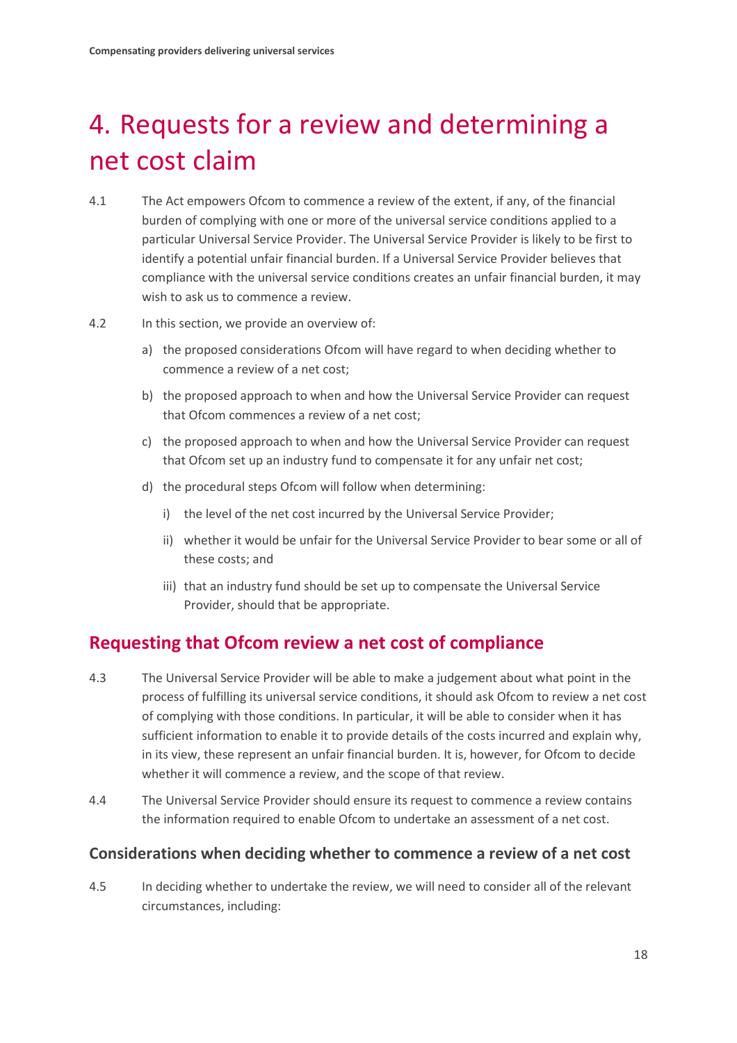# 4. Requests for a review and determining a net cost claim

4.1 The Act empowers Ofcom to commence a review of the extent, if any, of the financial burden of complying with one or more of the universal service conditions applied to a particular Universal Service Provider. The Universal Service Provider is likely to be first to identify a potential unfair financial burden. If a Universal Service Provider believes that compliance with the universal service conditions creates an unfair financial burden, it may wish to ask us to commence a review.

4.2 In this section, we provide an overview of:

a) the proposed considerations Ofcom will have regard to when deciding whether to commence a review of a net cost;

b) the proposed approach to when and how the Universal Service Provider can request that Ofcom commences a review of a net cost;

c) the proposed approach to when and how the Universal Service Provider can request that Ofcom set up an industry fund to compensate it for any unfair net cost;

d) the procedural steps Ofcom will follow when determining:

   i) the level of the net cost incurred by the Universal Service Provider;

   ii) whether it would be unfair for the Universal Service Provider to bear some or all of these costs; and

   iii) that an industry fund should be set up to compensate the Universal Service Provider, should that be appropriate.

## Requesting that Ofcom review a net cost of compliance

4.3 The Universal Service Provider will be able to make a judgement about what point in the process of fulfilling its universal service conditions, it should ask Ofcom to review a net cost of complying with those conditions. In particular, it will be able to consider when it has sufficient information to enable it to provide details of the costs incurred and explain why, in its view, these represent an unfair financial burden. It is, however, for Ofcom to decide whether it will commence a review, and the scope of that review.

4.4 The Universal Service Provider should ensure its request to commence a review contains the information required to enable Ofcom to undertake an assessment of a net cost.

### Considerations when deciding whether to commence a review of a net cost

4.5 In deciding whether to undertake the review, we will need to consider all of the relevant circumstances, including: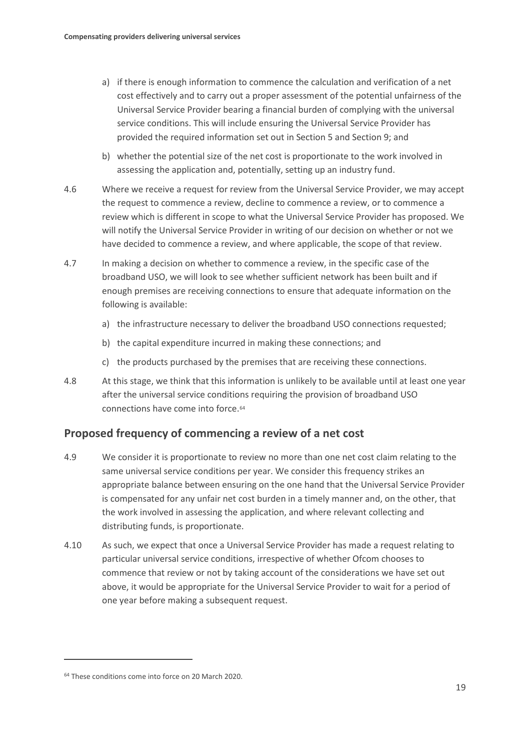a) if there is enough information to commence the calculation and verification of a net cost effectively and to carry out a proper assessment of the potential unfairness of the Universal Service Provider bearing a financial burden of complying with the universal service conditions. This will include ensuring the Universal Service Provider has provided the required information set out in Section 5 and Section 9; and

b) whether the potential size of the net cost is proportionate to the work involved in assessing the application and, potentially, setting up an industry fund.

4.6 Where we receive a request for review from the Universal Service Provider, we may accept the request to commence a review, decline to commence a review, or to commence a review which is different in scope to what the Universal Service Provider has proposed. We will notify the Universal Service Provider in writing of our decision on whether or not we have decided to commence a review, and where applicable, the scope of that review.

4.7 In making a decision on whether to commence a review, in the specific case of the broadband USO, we will look to see whether sufficient network has been built and if enough premises are receiving connections to ensure that adequate information on the following is available:

a) the infrastructure necessary to deliver the broadband USO connections requested;

b) the capital expenditure incurred in making these connections; and

c) the products purchased by the premises that are receiving these connections.

4.8 At this stage, we think that this information is unlikely to be available until at least one year after the universal service conditions requiring the provision of broadband USO connections have come into force.[64]

## Proposed frequency of commencing a review of a net cost

4.9 We consider it is proportionate to review no more than one net cost claim relating to the same universal service conditions per year. We consider this frequency strikes an appropriate balance between ensuring on the one hand that the Universal Service Provider is compensated for any unfair net cost burden in a timely manner and, on the other, that the work involved in assessing the application, and where relevant collecting and distributing funds, is proportionate.

4.10 As such, we expect that once a Universal Service Provider has made a request relating to particular universal service conditions, irrespective of whether Ofcom chooses to commence that review or not by taking account of the considerations we have set out above, it would be appropriate for the Universal Service Provider to wait for a period of one year before making a subsequent request.

---

[64] These conditions come into force on 20 March 2020.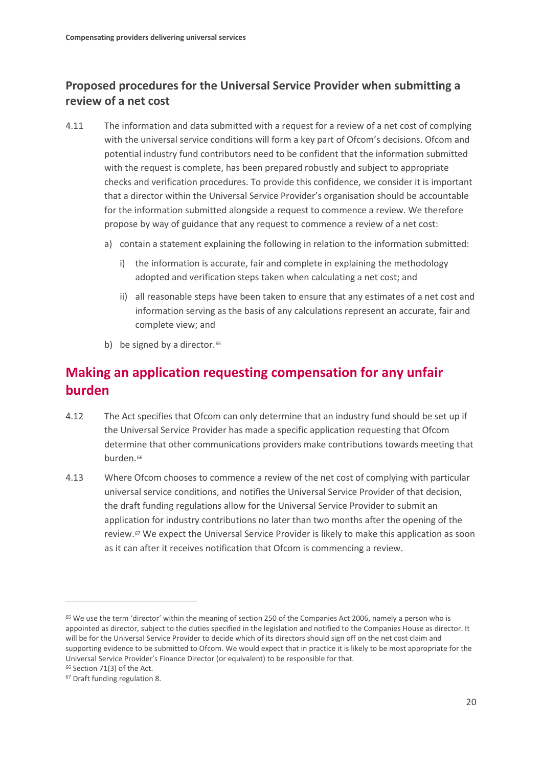### Proposed procedures for the Universal Service Provider when submitting a review of a net cost

4.11 The information and data submitted with a request for a review of a net cost of complying with the universal service conditions will form a key part of Ofcom's decisions. Ofcom and potential industry fund contributors need to be confident that the information submitted with the request is complete, has been prepared robustly and subject to appropriate checks and verification procedures. To provide this confidence, we consider it is important that a director within the Universal Service Provider's organisation should be accountable for the information submitted alongside a request to commence a review. We therefore propose by way of guidance that any request to commence a review of a net cost:

a) contain a statement explaining the following in relation to the information submitted:

   i) the information is accurate, fair and complete in explaining the methodology adopted and verification steps taken when calculating a net cost; and

   ii) all reasonable steps have been taken to ensure that any estimates of a net cost and information serving as the basis of any calculations represent an accurate, fair and complete view; and

b) be signed by a director.[65]

## Making an application requesting compensation for any unfair burden

4.12 The Act specifies that Ofcom can only determine that an industry fund should be set up if the Universal Service Provider has made a specific application requesting that Ofcom determine that other communications providers make contributions towards meeting that burden.[66]

4.13 Where Ofcom chooses to commence a review of the net cost of complying with particular universal service conditions, and notifies the Universal Service Provider of that decision, the draft funding regulations allow for the Universal Service Provider to submit an application for industry contributions no later than two months after the opening of the review.[67] We expect the Universal Service Provider is likely to make this application as soon as it can after it receives notification that Ofcom is commencing a review.

---

[65] We use the term 'director' within the meaning of section 250 of the Companies Act 2006, namely a person who is appointed as director, subject to the duties specified in the legislation and notified to the Companies House as director. It will be for the Universal Service Provider to decide which of its directors should sign off on the net cost claim and supporting evidence to be submitted to Ofcom. We would expect that in practice it is likely to be most appropriate for the Universal Service Provider's Finance Director (or equivalent) to be responsible for that.

[66] Section 71(3) of the Act.

[67] Draft funding regulation 8.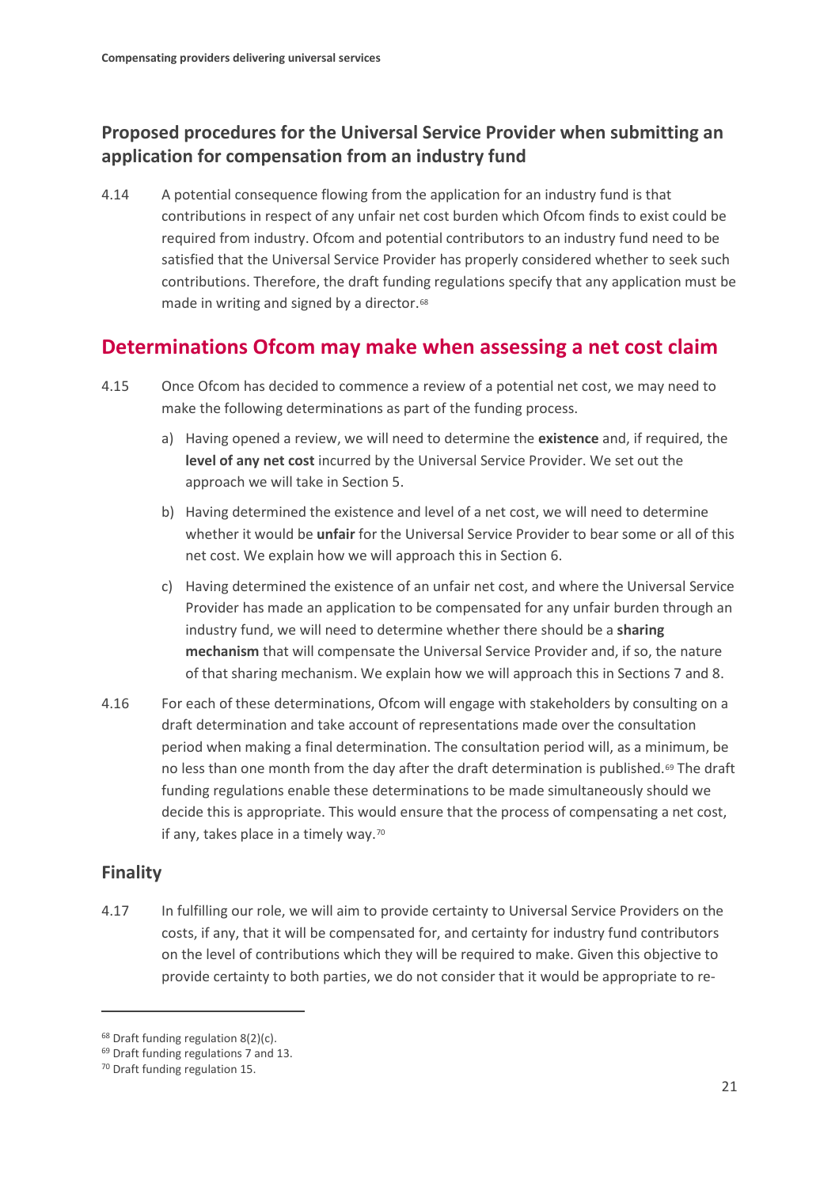### Proposed procedures for the Universal Service Provider when submitting an application for compensation from an industry fund

4.14 A potential consequence flowing from the application for an industry fund is that contributions in respect of any unfair net cost burden which Ofcom finds to exist could be required from industry. Ofcom and potential contributors to an industry fund need to be satisfied that the Universal Service Provider has properly considered whether to seek such contributions. Therefore, the draft funding regulations specify that any application must be made in writing and signed by a director.[68]

## Determinations Ofcom may make when assessing a net cost claim

4.15 Once Ofcom has decided to commence a review of a potential net cost, we may need to make the following determinations as part of the funding process.

a) Having opened a review, we will need to determine the **existence** and, if required, the **level of any net cost** incurred by the Universal Service Provider. We set out the approach we will take in Section 5.

b) Having determined the existence and level of a net cost, we will need to determine whether it would be **unfair** for the Universal Service Provider to bear some or all of this net cost. We explain how we will approach this in Section 6.

c) Having determined the existence of an unfair net cost, and where the Universal Service Provider has made an application to be compensated for any unfair burden through an industry fund, we will need to determine whether there should be a **sharing mechanism** that will compensate the Universal Service Provider and, if so, the nature of that sharing mechanism. We explain how we will approach this in Sections 7 and 8.

4.16 For each of these determinations, Ofcom will engage with stakeholders by consulting on a draft determination and take account of representations made over the consultation period when making a final determination. The consultation period will, as a minimum, be no less than one month from the day after the draft determination is published.[69] The draft funding regulations enable these determinations to be made simultaneously should we decide this is appropriate. This would ensure that the process of compensating a net cost, if any, takes place in a timely way.[70]

### Finality

4.17 In fulfilling our role, we will aim to provide certainty to Universal Service Providers on the costs, if any, that it will be compensated for, and certainty for industry fund contributors on the level of contributions which they will be required to make. Given this objective to provide certainty to both parties, we do not consider that it would be appropriate to re-

---

[68] Draft funding regulation 8(2)(c).

[69] Draft funding regulations 7 and 13.

[70] Draft funding regulation 15.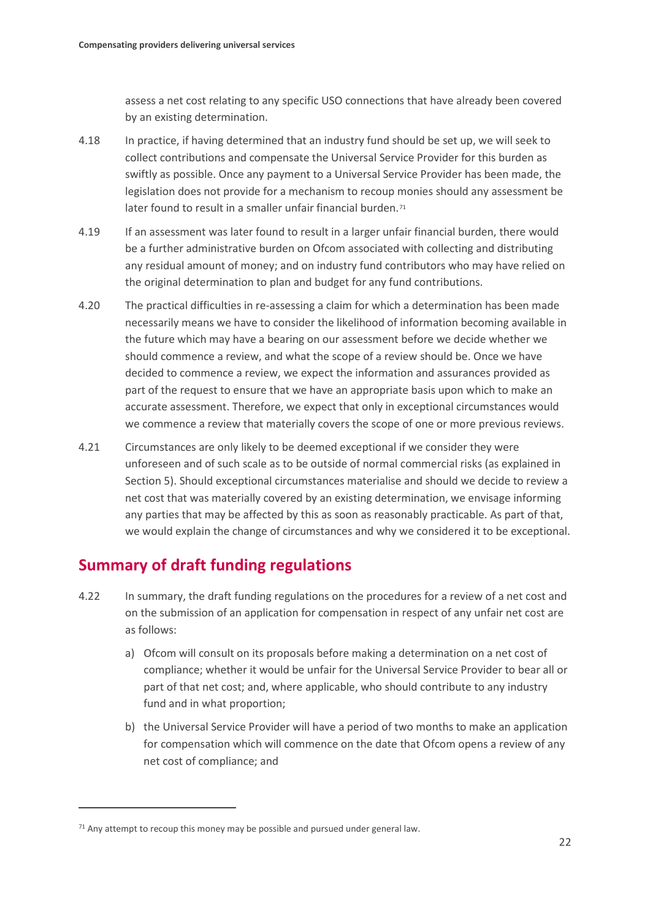assess a net cost relating to any specific USO connections that have already been covered by an existing determination.

4.18 In practice, if having determined that an industry fund should be set up, we will seek to collect contributions and compensate the Universal Service Provider for this burden as swiftly as possible. Once any payment to a Universal Service Provider has been made, the legislation does not provide for a mechanism to recoup monies should any assessment be later found to result in a smaller unfair financial burden.[71]

4.19 If an assessment was later found to result in a larger unfair financial burden, there would be a further administrative burden on Ofcom associated with collecting and distributing any residual amount of money; and on industry fund contributors who may have relied on the original determination to plan and budget for any fund contributions.

4.20 The practical difficulties in re-assessing a claim for which a determination has been made necessarily means we have to consider the likelihood of information becoming available in the future which may have a bearing on our assessment before we decide whether we should commence a review, and what the scope of a review should be. Once we have decided to commence a review, we expect the information and assurances provided as part of the request to ensure that we have an appropriate basis upon which to make an accurate assessment. Therefore, we expect that only in exceptional circumstances would we commence a review that materially covers the scope of one or more previous reviews.

4.21 Circumstances are only likely to be deemed exceptional if we consider they were unforeseen and of such scale as to be outside of normal commercial risks (as explained in Section 5). Should exceptional circumstances materialise and should we decide to review a net cost that was materially covered by an existing determination, we envisage informing any parties that may be affected by this as soon as reasonably practicable. As part of that, we would explain the change of circumstances and why we considered it to be exceptional.

## Summary of draft funding regulations

4.22 In summary, the draft funding regulations on the procedures for a review of a net cost and on the submission of an application for compensation in respect of any unfair net cost are as follows:

a) Ofcom will consult on its proposals before making a determination on a net cost of compliance; whether it would be unfair for the Universal Service Provider to bear all or part of that net cost; and, where applicable, who should contribute to any industry fund and in what proportion;

b) the Universal Service Provider will have a period of two months to make an application for compensation which will commence on the date that Ofcom opens a review of any net cost of compliance; and

[71] Any attempt to recoup this money may be possible and pursued under general law.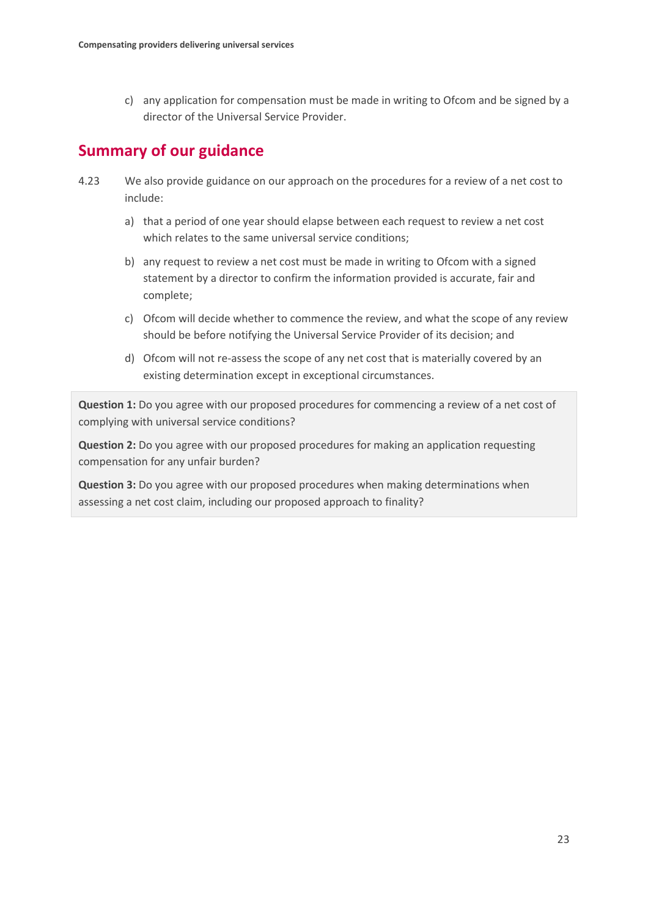c) any application for compensation must be made in writing to Ofcom and be signed by a director of the Universal Service Provider.

## Summary of our guidance

4.23 We also provide guidance on our approach on the procedures for a review of a net cost to include:

a) that a period of one year should elapse between each request to review a net cost which relates to the same universal service conditions;

b) any request to review a net cost must be made in writing to Ofcom with a signed statement by a director to confirm the information provided is accurate, fair and complete;

c) Ofcom will decide whether to commence the review, and what the scope of any review should be before notifying the Universal Service Provider of its decision; and

d) Ofcom will not re-assess the scope of any net cost that is materially covered by an existing determination except in exceptional circumstances.

**Question 1:** Do you agree with our proposed procedures for commencing a review of a net cost of complying with universal service conditions?

**Question 2:** Do you agree with our proposed procedures for making an application requesting compensation for any unfair burden?

**Question 3:** Do you agree with our proposed procedures when making determinations when assessing a net cost claim, including our proposed approach to finality?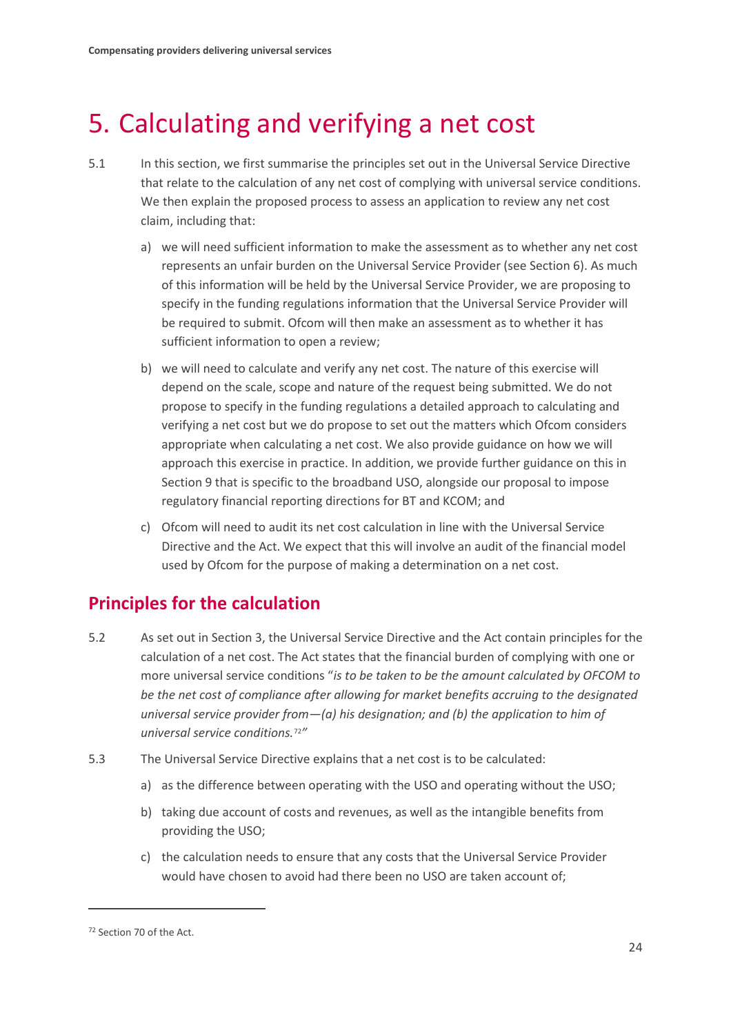# 5. Calculating and verifying a net cost

5.1 In this section, we first summarise the principles set out in the Universal Service Directive that relate to the calculation of any net cost of complying with universal service conditions. We then explain the proposed process to assess an application to review any net cost claim, including that:

a) we will need sufficient information to make the assessment as to whether any net cost represents an unfair burden on the Universal Service Provider (see Section 6). As much of this information will be held by the Universal Service Provider, we are proposing to specify in the funding regulations information that the Universal Service Provider will be required to submit. Ofcom will then make an assessment as to whether it has sufficient information to open a review;

b) we will need to calculate and verify any net cost. The nature of this exercise will depend on the scale, scope and nature of the request being submitted. We do not propose to specify in the funding regulations a detailed approach to calculating and verifying a net cost but we do propose to set out the matters which Ofcom considers appropriate when calculating a net cost. We also provide guidance on how we will approach this exercise in practice. In addition, we provide further guidance on this in Section 9 that is specific to the broadband USO, alongside our proposal to impose regulatory financial reporting directions for BT and KCOM; and

c) Ofcom will need to audit its net cost calculation in line with the Universal Service Directive and the Act. We expect that this will involve an audit of the financial model used by Ofcom for the purpose of making a determination on a net cost.

## Principles for the calculation

5.2 As set out in Section 3, the Universal Service Directive and the Act contain principles for the calculation of a net cost. The Act states that the financial burden of complying with one or more universal service conditions "*is to be taken to be the amount calculated by OFCOM to be the net cost of compliance after allowing for market benefits accruing to the designated universal service provider from—(a) his designation; and (b) the application to him of universal service conditions.*[72]"

5.3 The Universal Service Directive explains that a net cost is to be calculated:

a) as the difference between operating with the USO and operating without the USO;

b) taking due account of costs and revenues, as well as the intangible benefits from providing the USO;

c) the calculation needs to ensure that any costs that the Universal Service Provider would have chosen to avoid had there been no USO are taken account of;

---

[72] Section 70 of the Act.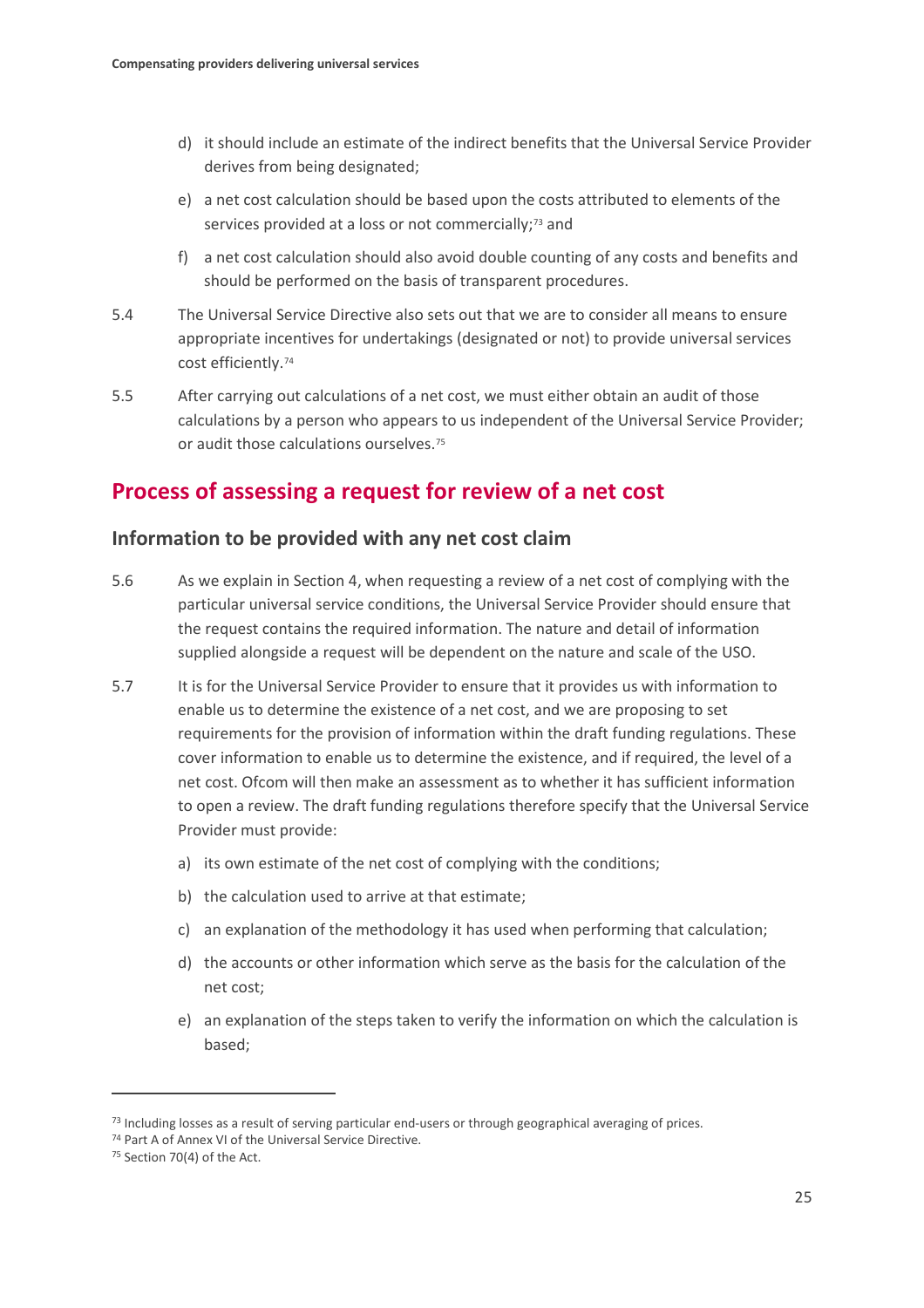d) it should include an estimate of the indirect benefits that the Universal Service Provider derives from being designated;

e) a net cost calculation should be based upon the costs attributed to elements of the services provided at a loss or not commercially;[73] and

f) a net cost calculation should also avoid double counting of any costs and benefits and should be performed on the basis of transparent procedures.

5.4 The Universal Service Directive also sets out that we are to consider all means to ensure appropriate incentives for undertakings (designated or not) to provide universal services cost efficiently.[74]

5.5 After carrying out calculations of a net cost, we must either obtain an audit of those calculations by a person who appears to us independent of the Universal Service Provider; or audit those calculations ourselves.[75]

## Process of assessing a request for review of a net cost

### Information to be provided with any net cost claim

5.6 As we explain in Section 4, when requesting a review of a net cost of complying with the particular universal service conditions, the Universal Service Provider should ensure that the request contains the required information. The nature and detail of information supplied alongside a request will be dependent on the nature and scale of the USO.

5.7 It is for the Universal Service Provider to ensure that it provides us with information to enable us to determine the existence of a net cost, and we are proposing to set requirements for the provision of information within the draft funding regulations. These cover information to enable us to determine the existence, and if required, the level of a net cost. Ofcom will then make an assessment as to whether it has sufficient information to open a review. The draft funding regulations therefore specify that the Universal Service Provider must provide:

a) its own estimate of the net cost of complying with the conditions;

b) the calculation used to arrive at that estimate;

c) an explanation of the methodology it has used when performing that calculation;

d) the accounts or other information which serve as the basis for the calculation of the net cost;

e) an explanation of the steps taken to verify the information on which the calculation is based;

---

[73] Including losses as a result of serving particular end-users or through geographical averaging of prices.

[74] Part A of Annex VI of the Universal Service Directive.

[75] Section 70(4) of the Act.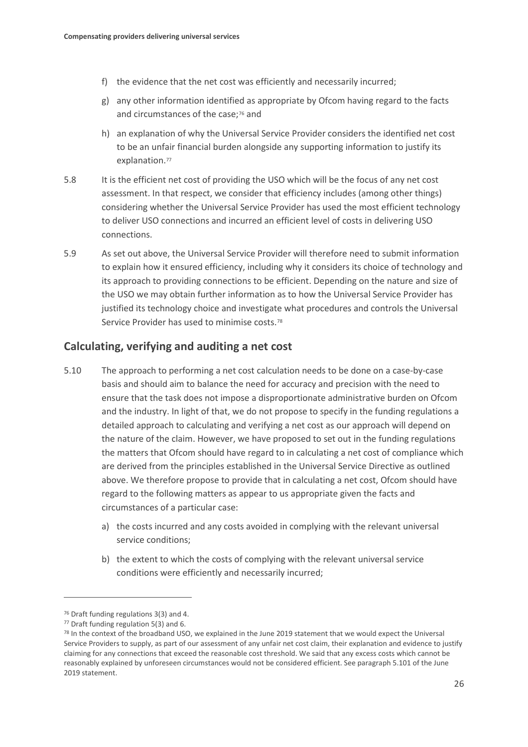f) the evidence that the net cost was efficiently and necessarily incurred;

g) any other information identified as appropriate by Ofcom having regard to the facts and circumstances of the case;[76] and

h) an explanation of why the Universal Service Provider considers the identified net cost to be an unfair financial burden alongside any supporting information to justify its explanation.[77]

5.8 It is the efficient net cost of providing the USO which will be the focus of any net cost assessment. In that respect, we consider that efficiency includes (among other things) considering whether the Universal Service Provider has used the most efficient technology to deliver USO connections and incurred an efficient level of costs in delivering USO connections.

5.9 As set out above, the Universal Service Provider will therefore need to submit information to explain how it ensured efficiency, including why it considers its choice of technology and its approach to providing connections to be efficient. Depending on the nature and size of the USO we may obtain further information as to how the Universal Service Provider has justified its technology choice and investigate what procedures and controls the Universal Service Provider has used to minimise costs.[78]

## Calculating, verifying and auditing a net cost

5.10 The approach to performing a net cost calculation needs to be done on a case-by-case basis and should aim to balance the need for accuracy and precision with the need to ensure that the task does not impose a disproportionate administrative burden on Ofcom and the industry. In light of that, we do not propose to specify in the funding regulations a detailed approach to calculating and verifying a net cost as our approach will depend on the nature of the claim. However, we have proposed to set out in the funding regulations the matters that Ofcom should have regard to in calculating a net cost of compliance which are derived from the principles established in the Universal Service Directive as outlined above. We therefore propose to provide that in calculating a net cost, Ofcom should have regard to the following matters as appear to us appropriate given the facts and circumstances of a particular case:

a) the costs incurred and any costs avoided in complying with the relevant universal service conditions;

b) the extent to which the costs of complying with the relevant universal service conditions were efficiently and necessarily incurred;

---

[76] Draft funding regulations 3(3) and 4.

[77] Draft funding regulation 5(3) and 6.

[78] In the context of the broadband USO, we explained in the June 2019 statement that we would expect the Universal Service Providers to supply, as part of our assessment of any unfair net cost claim, their explanation and evidence to justify claiming for any connections that exceed the reasonable cost threshold. We said that any excess costs which cannot be reasonably explained by unforeseen circumstances would not be considered efficient. See paragraph 5.101 of the June 2019 statement.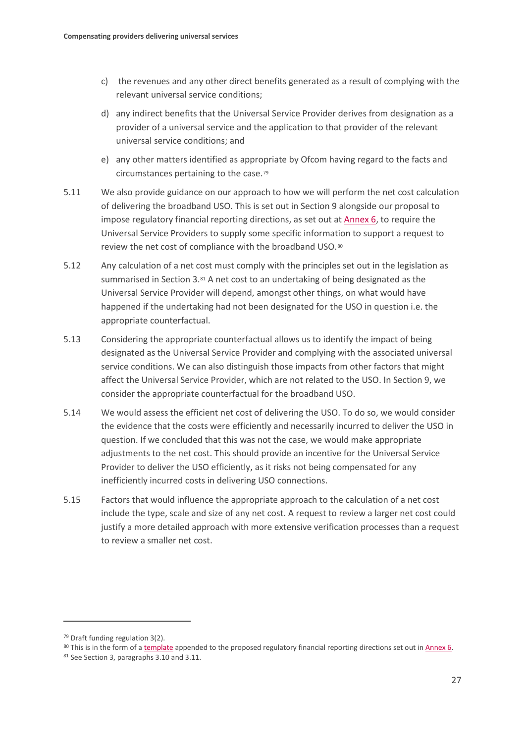c) the revenues and any other direct benefits generated as a result of complying with the relevant universal service conditions;

d) any indirect benefits that the Universal Service Provider derives from designation as a provider of a universal service and the application to that provider of the relevant universal service conditions; and

e) any other matters identified as appropriate by Ofcom having regard to the facts and circumstances pertaining to the case.[79]

5.11 We also provide guidance on our approach to how we will perform the net cost calculation of delivering the broadband USO. This is set out in Section 9 alongside our proposal to impose regulatory financial reporting directions, as set out at Annex 6, to require the Universal Service Providers to supply some specific information to support a request to review the net cost of compliance with the broadband USO.[80]

5.12 Any calculation of a net cost must comply with the principles set out in the legislation as summarised in Section 3.[81] A net cost to an undertaking of being designated as the Universal Service Provider will depend, amongst other things, on what would have happened if the undertaking had not been designated for the USO in question i.e. the appropriate counterfactual.

5.13 Considering the appropriate counterfactual allows us to identify the impact of being designated as the Universal Service Provider and complying with the associated universal service conditions. We can also distinguish those impacts from other factors that might affect the Universal Service Provider, which are not related to the USO. In Section 9, we consider the appropriate counterfactual for the broadband USO.

5.14 We would assess the efficient net cost of delivering the USO. To do so, we would consider the evidence that the costs were efficiently and necessarily incurred to deliver the USO in question. If we concluded that this was not the case, we would make appropriate adjustments to the net cost. This should provide an incentive for the Universal Service Provider to deliver the USO efficiently, as it risks not being compensated for any inefficiently incurred costs in delivering USO connections.

5.15 Factors that would influence the appropriate approach to the calculation of a net cost include the type, scale and size of any net cost. A request to review a larger net cost could justify a more detailed approach with more extensive verification processes than a request to review a smaller net cost.

---

[79] Draft funding regulation 3(2).

[80] This is in the form of a template appended to the proposed regulatory financial reporting directions set out in Annex 6.

[81] See Section 3, paragraphs 3.10 and 3.11.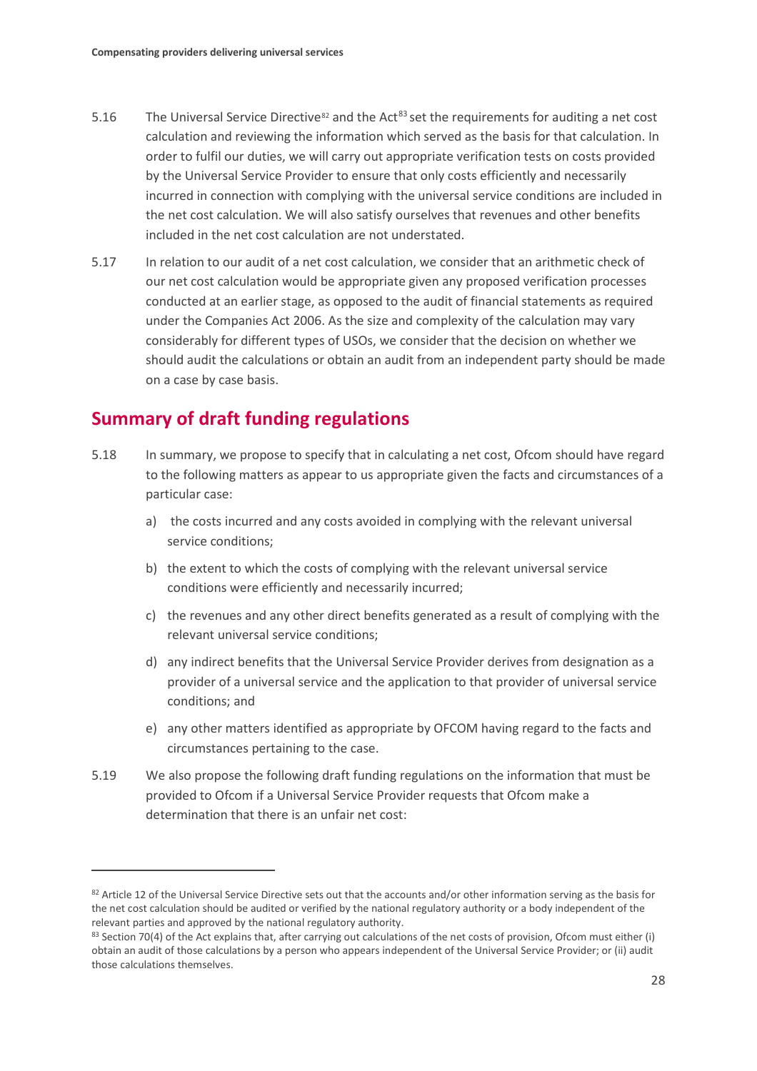5.16 The Universal Service Directive[82] and the Act[83] set the requirements for auditing a net cost calculation and reviewing the information which served as the basis for that calculation. In order to fulfil our duties, we will carry out appropriate verification tests on costs provided by the Universal Service Provider to ensure that only costs efficiently and necessarily incurred in connection with complying with the universal service conditions are included in the net cost calculation. We will also satisfy ourselves that revenues and other benefits included in the net cost calculation are not understated.

5.17 In relation to our audit of a net cost calculation, we consider that an arithmetic check of our net cost calculation would be appropriate given any proposed verification processes conducted at an earlier stage, as opposed to the audit of financial statements as required under the Companies Act 2006. As the size and complexity of the calculation may vary considerably for different types of USOs, we consider that the decision on whether we should audit the calculations or obtain an audit from an independent party should be made on a case by case basis.

## Summary of draft funding regulations

5.18 In summary, we propose to specify that in calculating a net cost, Ofcom should have regard to the following matters as appear to us appropriate given the facts and circumstances of a particular case:

a) the costs incurred and any costs avoided in complying with the relevant universal service conditions;

b) the extent to which the costs of complying with the relevant universal service conditions were efficiently and necessarily incurred;

c) the revenues and any other direct benefits generated as a result of complying with the relevant universal service conditions;

d) any indirect benefits that the Universal Service Provider derives from designation as a provider of a universal service and the application to that provider of universal service conditions; and

e) any other matters identified as appropriate by OFCOM having regard to the facts and circumstances pertaining to the case.

5.19 We also propose the following draft funding regulations on the information that must be provided to Ofcom if a Universal Service Provider requests that Ofcom make a determination that there is an unfair net cost:

---

[82] Article 12 of the Universal Service Directive sets out that the accounts and/or other information serving as the basis for the net cost calculation should be audited or verified by the national regulatory authority or a body independent of the relevant parties and approved by the national regulatory authority.

[83] Section 70(4) of the Act explains that, after carrying out calculations of the net costs of provision, Ofcom must either (i) obtain an audit of those calculations by a person who appears independent of the Universal Service Provider; or (ii) audit those calculations themselves.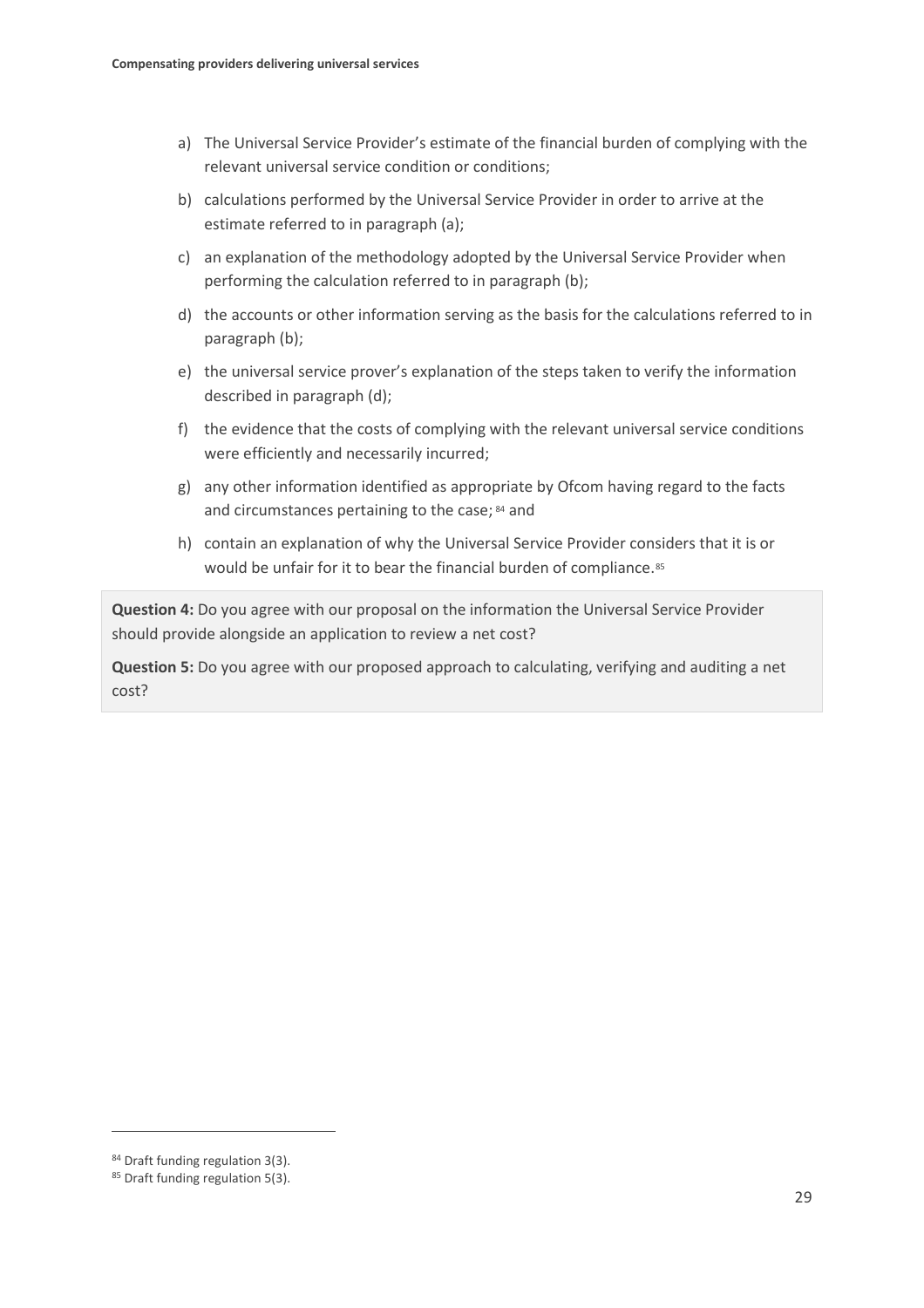a) The Universal Service Provider's estimate of the financial burden of complying with the relevant universal service condition or conditions;

b) calculations performed by the Universal Service Provider in order to arrive at the estimate referred to in paragraph (a);

c) an explanation of the methodology adopted by the Universal Service Provider when performing the calculation referred to in paragraph (b);

d) the accounts or other information serving as the basis for the calculations referred to in paragraph (b);

e) the universal service prover's explanation of the steps taken to verify the information described in paragraph (d);

f) the evidence that the costs of complying with the relevant universal service conditions were efficiently and necessarily incurred;

g) any other information identified as appropriate by Ofcom having regard to the facts and circumstances pertaining to the case; [84] and

h) contain an explanation of why the Universal Service Provider considers that it is or would be unfair for it to bear the financial burden of compliance. [85]

**Question 4:** Do you agree with our proposal on the information the Universal Service Provider should provide alongside an application to review a net cost?

**Question 5:** Do you agree with our proposed approach to calculating, verifying and auditing a net cost?

---

[84] Draft funding regulation 3(3).

[85] Draft funding regulation 5(3).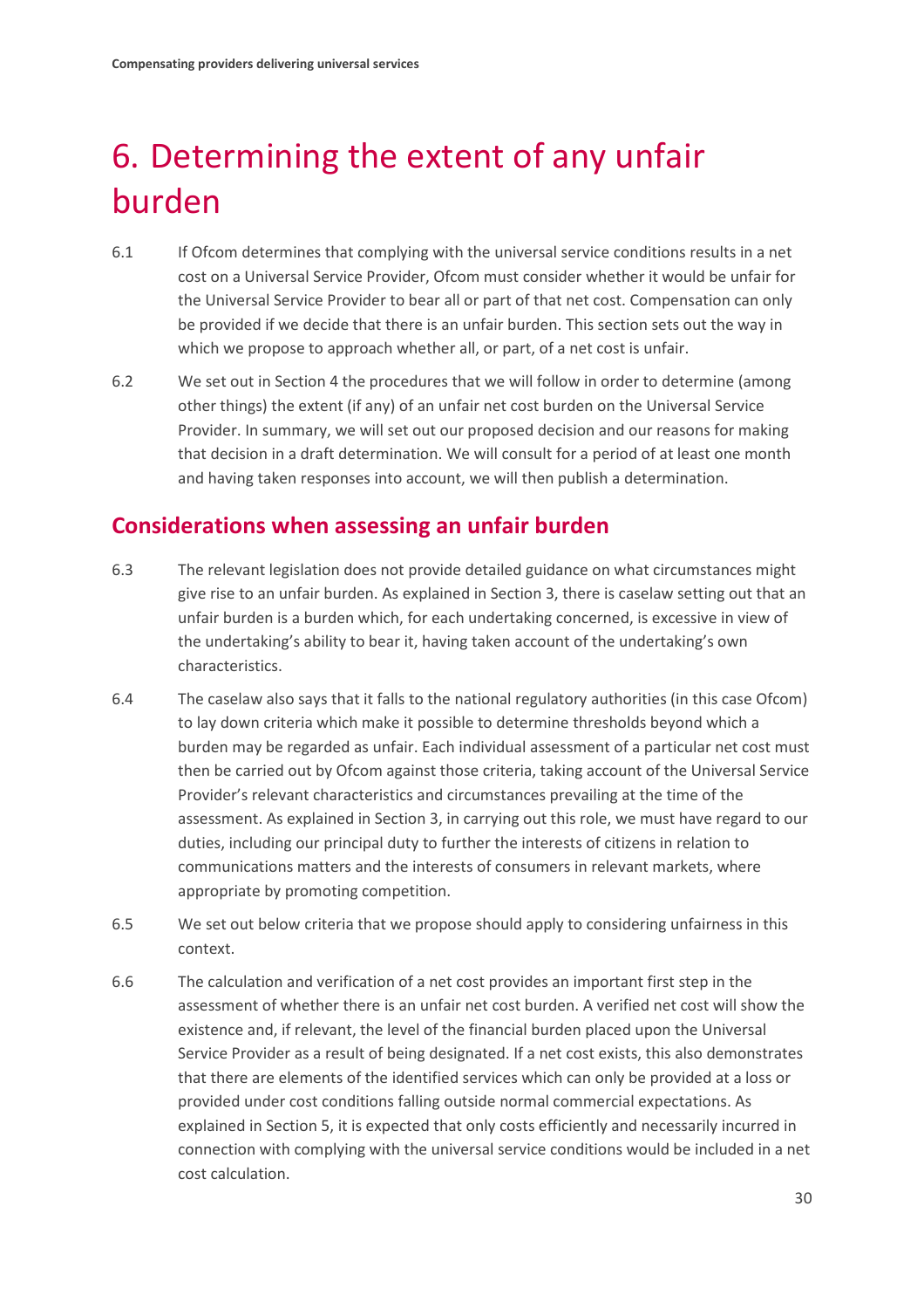# 6. Determining the extent of any unfair burden

6.1 If Ofcom determines that complying with the universal service conditions results in a net cost on a Universal Service Provider, Ofcom must consider whether it would be unfair for the Universal Service Provider to bear all or part of that net cost. Compensation can only be provided if we decide that there is an unfair burden. This section sets out the way in which we propose to approach whether all, or part, of a net cost is unfair.

6.2 We set out in Section 4 the procedures that we will follow in order to determine (among other things) the extent (if any) of an unfair net cost burden on the Universal Service Provider. In summary, we will set out our proposed decision and our reasons for making that decision in a draft determination. We will consult for a period of at least one month and having taken responses into account, we will then publish a determination.

## Considerations when assessing an unfair burden

6.3 The relevant legislation does not provide detailed guidance on what circumstances might give rise to an unfair burden. As explained in Section 3, there is caselaw setting out that an unfair burden is a burden which, for each undertaking concerned, is excessive in view of the undertaking's ability to bear it, having taken account of the undertaking's own characteristics.

6.4 The caselaw also says that it falls to the national regulatory authorities (in this case Ofcom) to lay down criteria which make it possible to determine thresholds beyond which a burden may be regarded as unfair. Each individual assessment of a particular net cost must then be carried out by Ofcom against those criteria, taking account of the Universal Service Provider's relevant characteristics and circumstances prevailing at the time of the assessment. As explained in Section 3, in carrying out this role, we must have regard to our duties, including our principal duty to further the interests of citizens in relation to communications matters and the interests of consumers in relevant markets, where appropriate by promoting competition.

6.5 We set out below criteria that we propose should apply to considering unfairness in this context.

6.6 The calculation and verification of a net cost provides an important first step in the assessment of whether there is an unfair net cost burden. A verified net cost will show the existence and, if relevant, the level of the financial burden placed upon the Universal Service Provider as a result of being designated. If a net cost exists, this also demonstrates that there are elements of the identified services which can only be provided at a loss or provided under cost conditions falling outside normal commercial expectations. As explained in Section 5, it is expected that only costs efficiently and necessarily incurred in connection with complying with the universal service conditions would be included in a net cost calculation.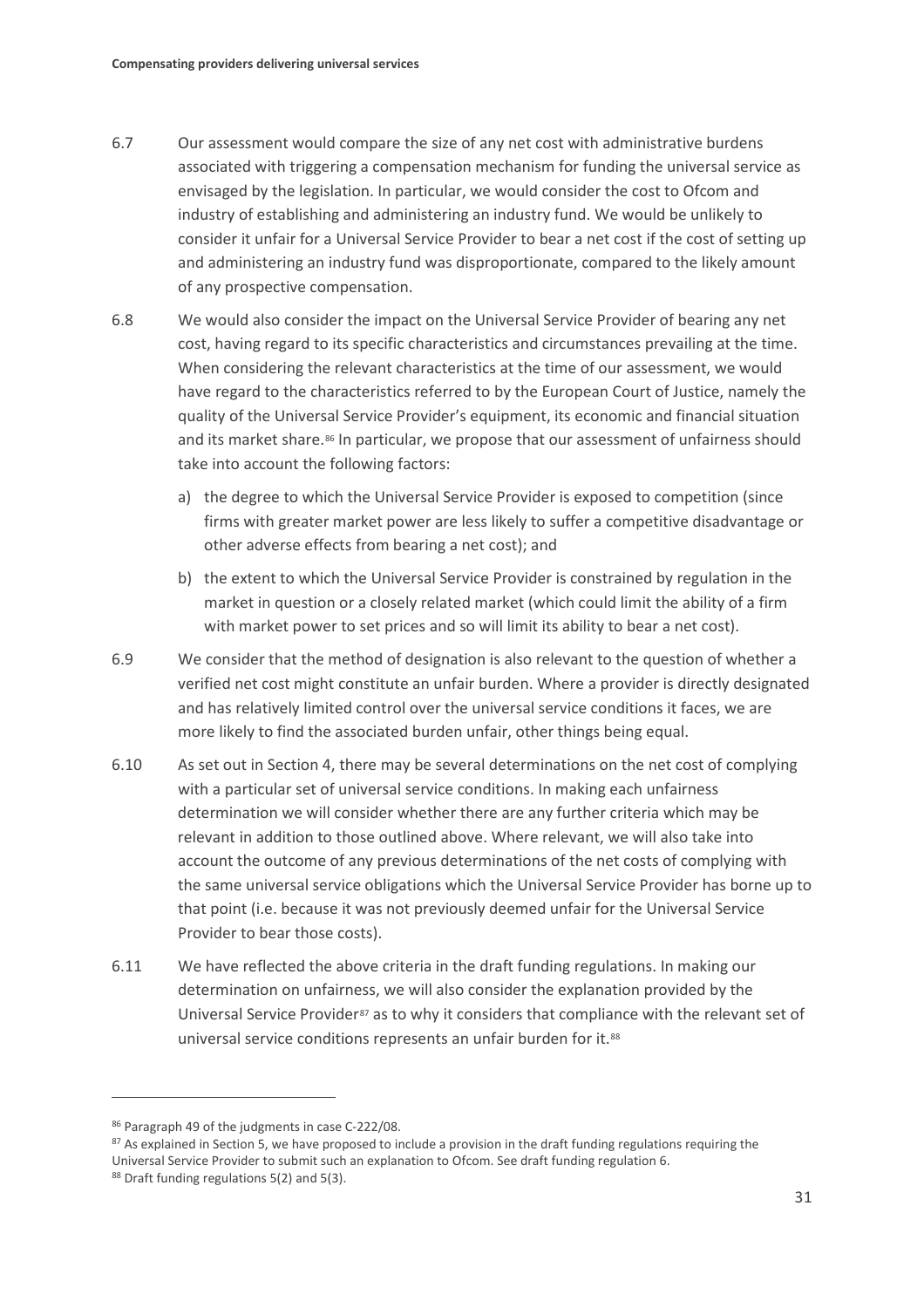6.7 Our assessment would compare the size of any net cost with administrative burdens associated with triggering a compensation mechanism for funding the universal service as envisaged by the legislation. In particular, we would consider the cost to Ofcom and industry of establishing and administering an industry fund. We would be unlikely to consider it unfair for a Universal Service Provider to bear a net cost if the cost of setting up and administering an industry fund was disproportionate, compared to the likely amount of any prospective compensation.

6.8 We would also consider the impact on the Universal Service Provider of bearing any net cost, having regard to its specific characteristics and circumstances prevailing at the time. When considering the relevant characteristics at the time of our assessment, we would have regard to the characteristics referred to by the European Court of Justice, namely the quality of the Universal Service Provider's equipment, its economic and financial situation and its market share.[86] In particular, we propose that our assessment of unfairness should take into account the following factors:

a) the degree to which the Universal Service Provider is exposed to competition (since firms with greater market power are less likely to suffer a competitive disadvantage or other adverse effects from bearing a net cost); and

b) the extent to which the Universal Service Provider is constrained by regulation in the market in question or a closely related market (which could limit the ability of a firm with market power to set prices and so will limit its ability to bear a net cost).

6.9 We consider that the method of designation is also relevant to the question of whether a verified net cost might constitute an unfair burden. Where a provider is directly designated and has relatively limited control over the universal service conditions it faces, we are more likely to find the associated burden unfair, other things being equal.

6.10 As set out in Section 4, there may be several determinations on the net cost of complying with a particular set of universal service conditions. In making each unfairness determination we will consider whether there are any further criteria which may be relevant in addition to those outlined above. Where relevant, we will also take into account the outcome of any previous determinations of the net costs of complying with the same universal service obligations which the Universal Service Provider has borne up to that point (i.e. because it was not previously deemed unfair for the Universal Service Provider to bear those costs).

6.11 We have reflected the above criteria in the draft funding regulations. In making our determination on unfairness, we will also consider the explanation provided by the Universal Service Provider[87] as to why it considers that compliance with the relevant set of universal service conditions represents an unfair burden for it.[88]

---

[86] Paragraph 49 of the judgments in case C-222/08.

[87] As explained in Section 5, we have proposed to include a provision in the draft funding regulations requiring the Universal Service Provider to submit such an explanation to Ofcom. See draft funding regulation 6.

[88] Draft funding regulations 5(2) and 5(3).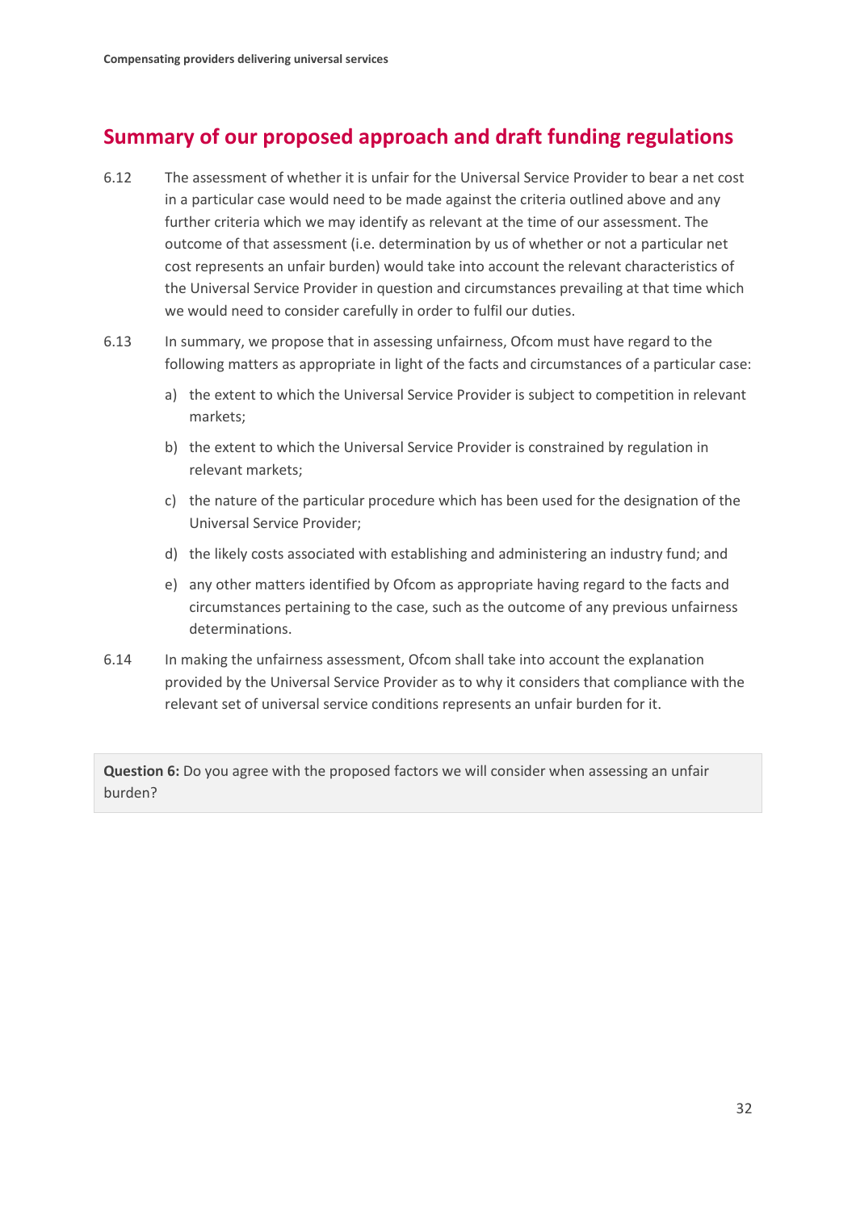## Summary of our proposed approach and draft funding regulations

6.12 The assessment of whether it is unfair for the Universal Service Provider to bear a net cost in a particular case would need to be made against the criteria outlined above and any further criteria which we may identify as relevant at the time of our assessment. The outcome of that assessment (i.e. determination by us of whether or not a particular net cost represents an unfair burden) would take into account the relevant characteristics of the Universal Service Provider in question and circumstances prevailing at that time which we would need to consider carefully in order to fulfil our duties.

6.13 In summary, we propose that in assessing unfairness, Ofcom must have regard to the following matters as appropriate in light of the facts and circumstances of a particular case:

a) the extent to which the Universal Service Provider is subject to competition in relevant markets;

b) the extent to which the Universal Service Provider is constrained by regulation in relevant markets;

c) the nature of the particular procedure which has been used for the designation of the Universal Service Provider;

d) the likely costs associated with establishing and administering an industry fund; and

e) any other matters identified by Ofcom as appropriate having regard to the facts and circumstances pertaining to the case, such as the outcome of any previous unfairness determinations.

6.14 In making the unfairness assessment, Ofcom shall take into account the explanation provided by the Universal Service Provider as to why it considers that compliance with the relevant set of universal service conditions represents an unfair burden for it.

**Question 6:** Do you agree with the proposed factors we will consider when assessing an unfair burden?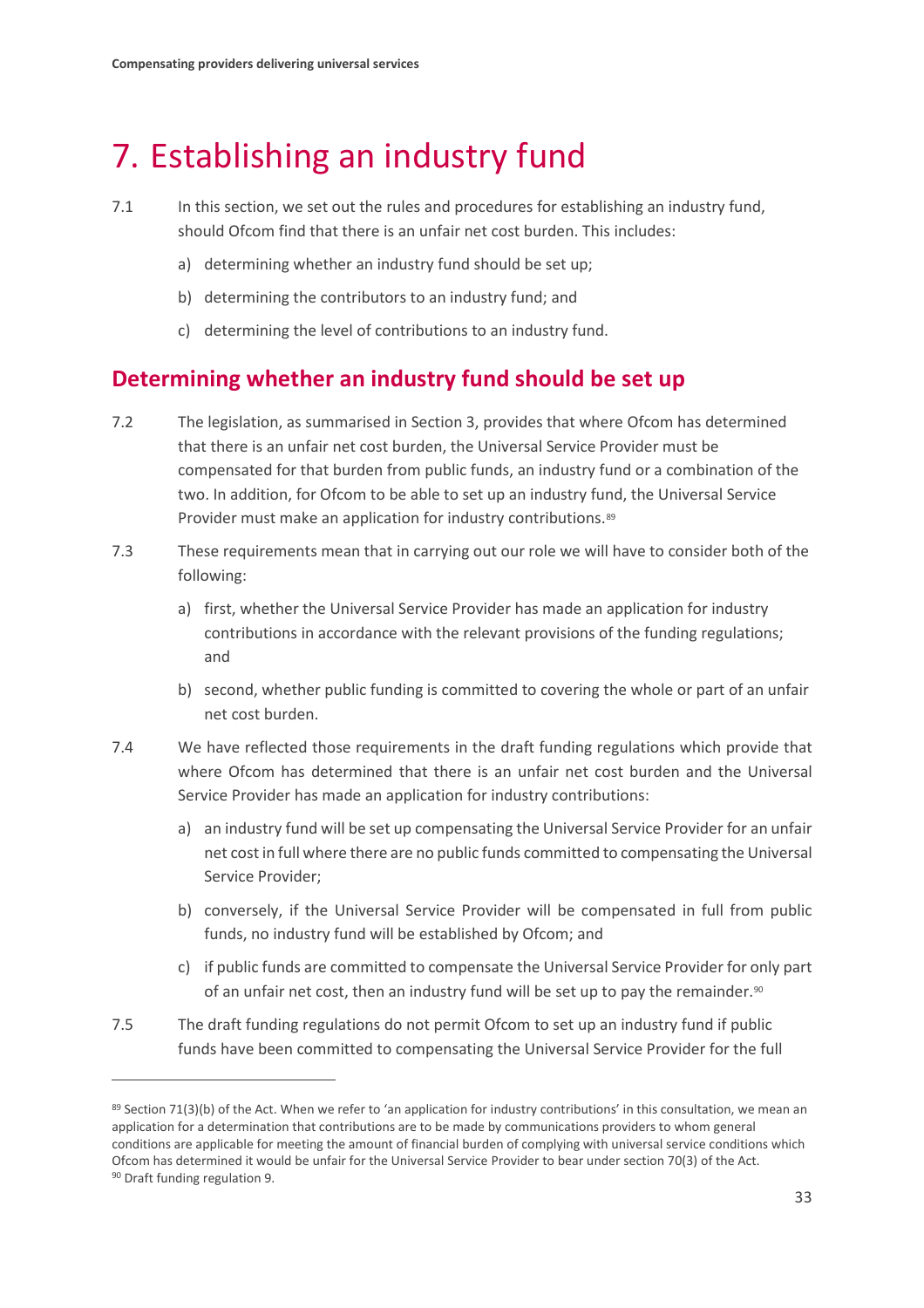# 7. Establishing an industry fund

7.1 In this section, we set out the rules and procedures for establishing an industry fund, should Ofcom find that there is an unfair net cost burden. This includes:

a) determining whether an industry fund should be set up;

b) determining the contributors to an industry fund; and

c) determining the level of contributions to an industry fund.

## Determining whether an industry fund should be set up

7.2 The legislation, as summarised in Section 3, provides that where Ofcom has determined that there is an unfair net cost burden, the Universal Service Provider must be compensated for that burden from public funds, an industry fund or a combination of the two. In addition, for Ofcom to be able to set up an industry fund, the Universal Service Provider must make an application for industry contributions.[89]

7.3 These requirements mean that in carrying out our role we will have to consider both of the following:

a) first, whether the Universal Service Provider has made an application for industry contributions in accordance with the relevant provisions of the funding regulations; and

b) second, whether public funding is committed to covering the whole or part of an unfair net cost burden.

7.4 We have reflected those requirements in the draft funding regulations which provide that where Ofcom has determined that there is an unfair net cost burden and the Universal Service Provider has made an application for industry contributions:

a) an industry fund will be set up compensating the Universal Service Provider for an unfair net cost in full where there are no public funds committed to compensating the Universal Service Provider;

b) conversely, if the Universal Service Provider will be compensated in full from public funds, no industry fund will be established by Ofcom; and

c) if public funds are committed to compensate the Universal Service Provider for only part of an unfair net cost, then an industry fund will be set up to pay the remainder.[90]

7.5 The draft funding regulations do not permit Ofcom to set up an industry fund if public funds have been committed to compensating the Universal Service Provider for the full

[89] Section 71(3)(b) of the Act. When we refer to 'an application for industry contributions' in this consultation, we mean an application for a determination that contributions are to be made by communications providers to whom general conditions are applicable for meeting the amount of financial burden of complying with universal service conditions which Ofcom has determined it would be unfair for the Universal Service Provider to bear under section 70(3) of the Act.

[90] Draft funding regulation 9.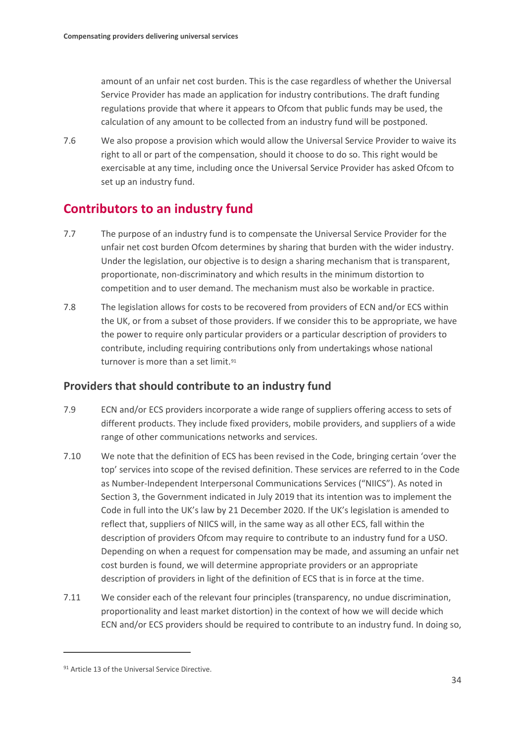amount of an unfair net cost burden. This is the case regardless of whether the Universal Service Provider has made an application for industry contributions. The draft funding regulations provide that where it appears to Ofcom that public funds may be used, the calculation of any amount to be collected from an industry fund will be postponed.

7.6 We also propose a provision which would allow the Universal Service Provider to waive its right to all or part of the compensation, should it choose to do so. This right would be exercisable at any time, including once the Universal Service Provider has asked Ofcom to set up an industry fund.

## Contributors to an industry fund

7.7 The purpose of an industry fund is to compensate the Universal Service Provider for the unfair net cost burden Ofcom determines by sharing that burden with the wider industry. Under the legislation, our objective is to design a sharing mechanism that is transparent, proportionate, non-discriminatory and which results in the minimum distortion to competition and to user demand. The mechanism must also be workable in practice.

7.8 The legislation allows for costs to be recovered from providers of ECN and/or ECS within the UK, or from a subset of those providers. If we consider this to be appropriate, we have the power to require only particular providers or a particular description of providers to contribute, including requiring contributions only from undertakings whose national turnover is more than a set limit.[91]

### Providers that should contribute to an industry fund

7.9 ECN and/or ECS providers incorporate a wide range of suppliers offering access to sets of different products. They include fixed providers, mobile providers, and suppliers of a wide range of other communications networks and services.

7.10 We note that the definition of ECS has been revised in the Code, bringing certain 'over the top' services into scope of the revised definition. These services are referred to in the Code as Number-Independent Interpersonal Communications Services ("NIICS"). As noted in Section 3, the Government indicated in July 2019 that its intention was to implement the Code in full into the UK's law by 21 December 2020. If the UK's legislation is amended to reflect that, suppliers of NIICS will, in the same way as all other ECS, fall within the description of providers Ofcom may require to contribute to an industry fund for a USO. Depending on when a request for compensation may be made, and assuming an unfair net cost burden is found, we will determine appropriate providers or an appropriate description of providers in light of the definition of ECS that is in force at the time.

7.11 We consider each of the relevant four principles (transparency, no undue discrimination, proportionality and least market distortion) in the context of how we will decide which ECN and/or ECS providers should be required to contribute to an industry fund. In doing so,

[91] Article 13 of the Universal Service Directive.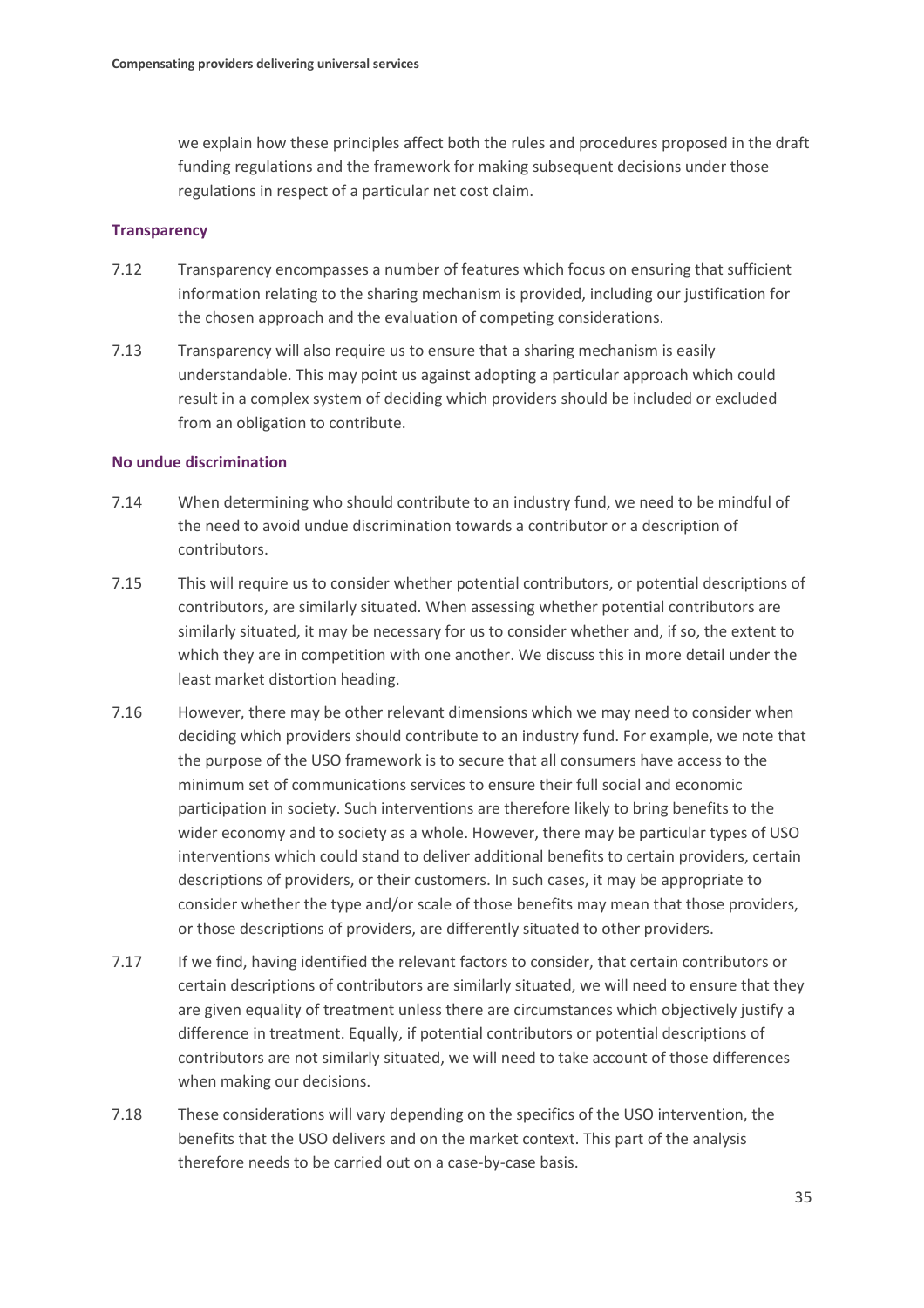we explain how these principles affect both the rules and procedures proposed in the draft funding regulations and the framework for making subsequent decisions under those regulations in respect of a particular net cost claim.

### Transparency

7.12 Transparency encompasses a number of features which focus on ensuring that sufficient information relating to the sharing mechanism is provided, including our justification for the chosen approach and the evaluation of competing considerations.

7.13 Transparency will also require us to ensure that a sharing mechanism is easily understandable. This may point us against adopting a particular approach which could result in a complex system of deciding which providers should be included or excluded from an obligation to contribute.

### No undue discrimination

7.14 When determining who should contribute to an industry fund, we need to be mindful of the need to avoid undue discrimination towards a contributor or a description of contributors.

7.15 This will require us to consider whether potential contributors, or potential descriptions of contributors, are similarly situated. When assessing whether potential contributors are similarly situated, it may be necessary for us to consider whether and, if so, the extent to which they are in competition with one another. We discuss this in more detail under the least market distortion heading.

7.16 However, there may be other relevant dimensions which we may need to consider when deciding which providers should contribute to an industry fund. For example, we note that the purpose of the USO framework is to secure that all consumers have access to the minimum set of communications services to ensure their full social and economic participation in society. Such interventions are therefore likely to bring benefits to the wider economy and to society as a whole. However, there may be particular types of USO interventions which could stand to deliver additional benefits to certain providers, certain descriptions of providers, or their customers. In such cases, it may be appropriate to consider whether the type and/or scale of those benefits may mean that those providers, or those descriptions of providers, are differently situated to other providers.

7.17 If we find, having identified the relevant factors to consider, that certain contributors or certain descriptions of contributors are similarly situated, we will need to ensure that they are given equality of treatment unless there are circumstances which objectively justify a difference in treatment. Equally, if potential contributors or potential descriptions of contributors are not similarly situated, we will need to take account of those differences when making our decisions.

7.18 These considerations will vary depending on the specifics of the USO intervention, the benefits that the USO delivers and on the market context. This part of the analysis therefore needs to be carried out on a case-by-case basis.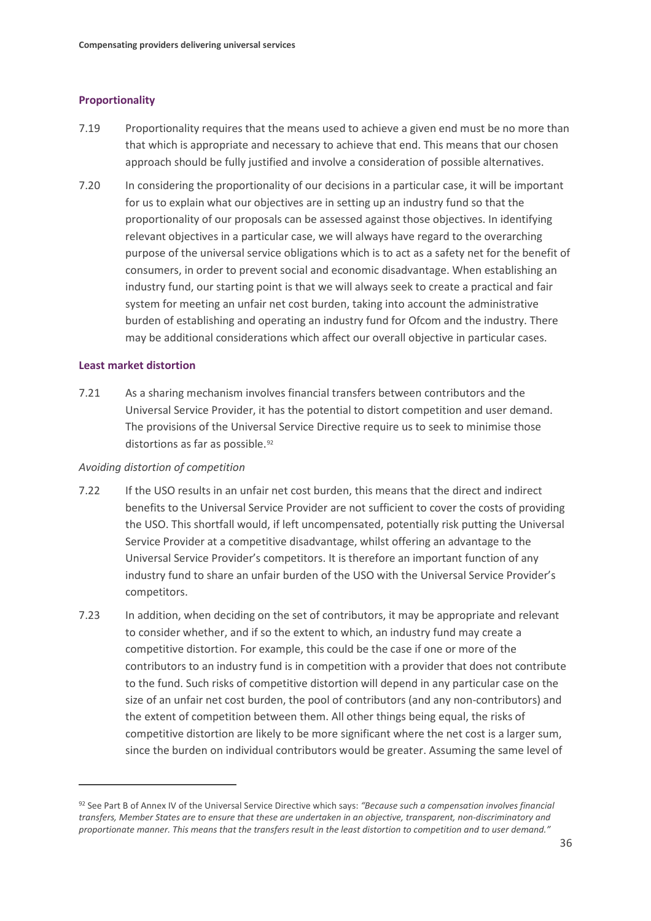### Proportionality

7.19 Proportionality requires that the means used to achieve a given end must be no more than that which is appropriate and necessary to achieve that end. This means that our chosen approach should be fully justified and involve a consideration of possible alternatives.

7.20 In considering the proportionality of our decisions in a particular case, it will be important for us to explain what our objectives are in setting up an industry fund so that the proportionality of our proposals can be assessed against those objectives. In identifying relevant objectives in a particular case, we will always have regard to the overarching purpose of the universal service obligations which is to act as a safety net for the benefit of consumers, in order to prevent social and economic disadvantage. When establishing an industry fund, our starting point is that we will always seek to create a practical and fair system for meeting an unfair net cost burden, taking into account the administrative burden of establishing and operating an industry fund for Ofcom and the industry. There may be additional considerations which affect our overall objective in particular cases.

### Least market distortion

7.21 As a sharing mechanism involves financial transfers between contributors and the Universal Service Provider, it has the potential to distort competition and user demand. The provisions of the Universal Service Directive require us to seek to minimise those distortions as far as possible.[92]

*Avoiding distortion of competition*

7.22 If the USO results in an unfair net cost burden, this means that the direct and indirect benefits to the Universal Service Provider are not sufficient to cover the costs of providing the USO. This shortfall would, if left uncompensated, potentially risk putting the Universal Service Provider at a competitive disadvantage, whilst offering an advantage to the Universal Service Provider's competitors. It is therefore an important function of any industry fund to share an unfair burden of the USO with the Universal Service Provider's competitors.

7.23 In addition, when deciding on the set of contributors, it may be appropriate and relevant to consider whether, and if so the extent to which, an industry fund may create a competitive distortion. For example, this could be the case if one or more of the contributors to an industry fund is in competition with a provider that does not contribute to the fund. Such risks of competitive distortion will depend in any particular case on the size of an unfair net cost burden, the pool of contributors (and any non-contributors) and the extent of competition between them. All other things being equal, the risks of competitive distortion are likely to be more significant where the net cost is a larger sum, since the burden on individual contributors would be greater. Assuming the same level of

---

[92] See Part B of Annex IV of the Universal Service Directive which says: *"Because such a compensation involves financial transfers, Member States are to ensure that these are undertaken in an objective, transparent, non-discriminatory and proportionate manner. This means that the transfers result in the least distortion to competition and to user demand."*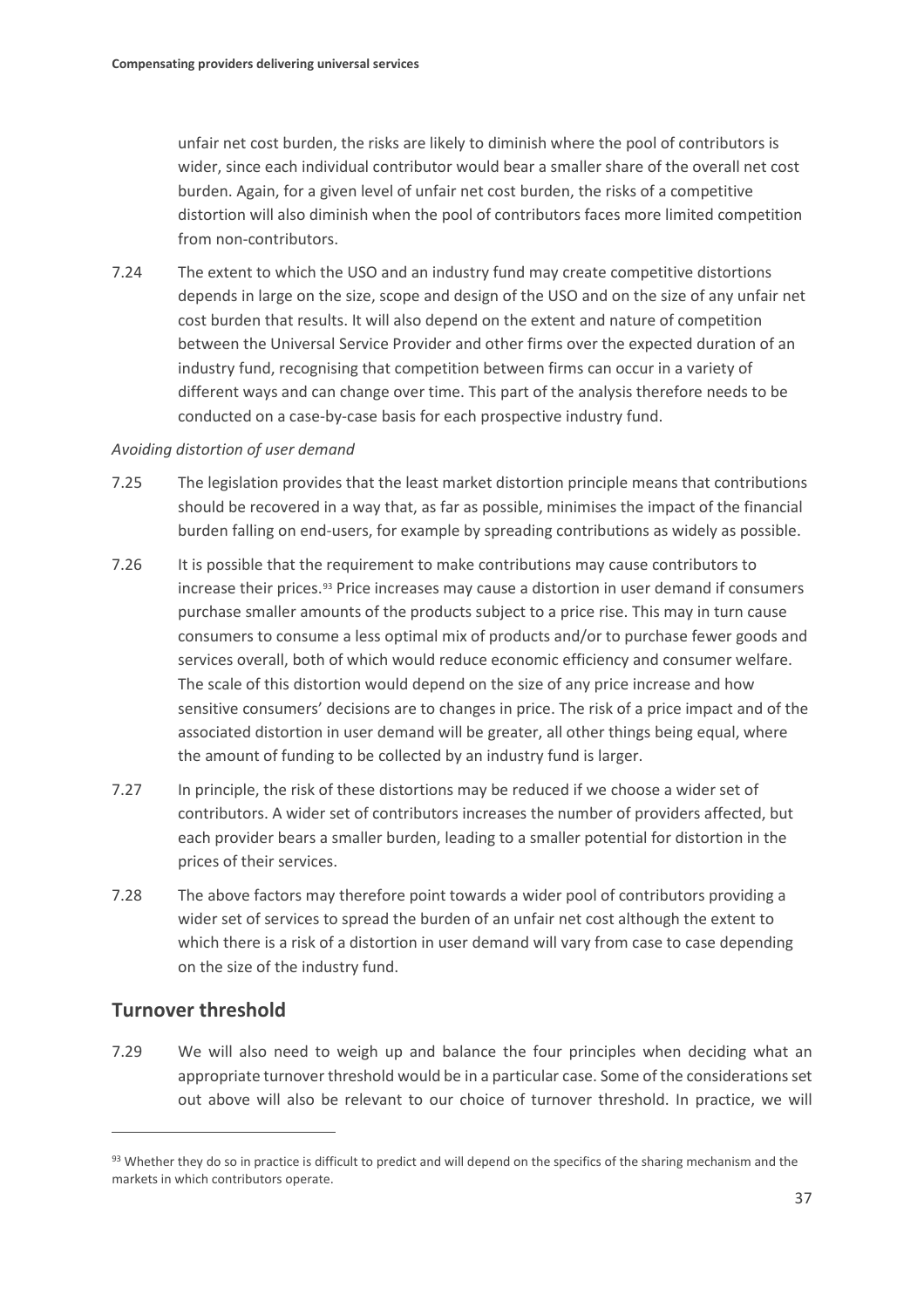unfair net cost burden, the risks are likely to diminish where the pool of contributors is wider, since each individual contributor would bear a smaller share of the overall net cost burden. Again, for a given level of unfair net cost burden, the risks of a competitive distortion will also diminish when the pool of contributors faces more limited competition from non-contributors.

7.24 The extent to which the USO and an industry fund may create competitive distortions depends in large on the size, scope and design of the USO and on the size of any unfair net cost burden that results. It will also depend on the extent and nature of competition between the Universal Service Provider and other firms over the expected duration of an industry fund, recognising that competition between firms can occur in a variety of different ways and can change over time. This part of the analysis therefore needs to be conducted on a case-by-case basis for each prospective industry fund.

*Avoiding distortion of user demand*

7.25 The legislation provides that the least market distortion principle means that contributions should be recovered in a way that, as far as possible, minimises the impact of the financial burden falling on end-users, for example by spreading contributions as widely as possible.

7.26 It is possible that the requirement to make contributions may cause contributors to increase their prices.[93] Price increases may cause a distortion in user demand if consumers purchase smaller amounts of the products subject to a price rise. This may in turn cause consumers to consume a less optimal mix of products and/or to purchase fewer goods and services overall, both of which would reduce economic efficiency and consumer welfare. The scale of this distortion would depend on the size of any price increase and how sensitive consumers' decisions are to changes in price. The risk of a price impact and of the associated distortion in user demand will be greater, all other things being equal, where the amount of funding to be collected by an industry fund is larger.

7.27 In principle, the risk of these distortions may be reduced if we choose a wider set of contributors. A wider set of contributors increases the number of providers affected, but each provider bears a smaller burden, leading to a smaller potential for distortion in the prices of their services.

7.28 The above factors may therefore point towards a wider pool of contributors providing a wider set of services to spread the burden of an unfair net cost although the extent to which there is a risk of a distortion in user demand will vary from case to case depending on the size of the industry fund.

## Turnover threshold

7.29 We will also need to weigh up and balance the four principles when deciding what an appropriate turnover threshold would be in a particular case. Some of the considerations set out above will also be relevant to our choice of turnover threshold. In practice, we will

[93] Whether they do so in practice is difficult to predict and will depend on the specifics of the sharing mechanism and the markets in which contributors operate.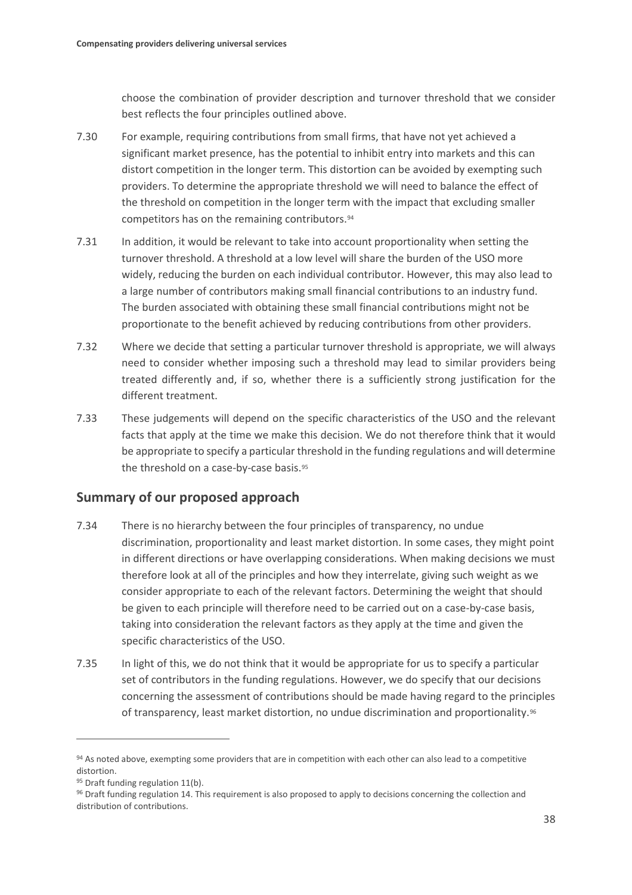choose the combination of provider description and turnover threshold that we consider best reflects the four principles outlined above.

7.30 For example, requiring contributions from small firms, that have not yet achieved a significant market presence, has the potential to inhibit entry into markets and this can distort competition in the longer term. This distortion can be avoided by exempting such providers. To determine the appropriate threshold we will need to balance the effect of the threshold on competition in the longer term with the impact that excluding smaller competitors has on the remaining contributors.[94]

7.31 In addition, it would be relevant to take into account proportionality when setting the turnover threshold. A threshold at a low level will share the burden of the USO more widely, reducing the burden on each individual contributor. However, this may also lead to a large number of contributors making small financial contributions to an industry fund. The burden associated with obtaining these small financial contributions might not be proportionate to the benefit achieved by reducing contributions from other providers.

7.32 Where we decide that setting a particular turnover threshold is appropriate, we will always need to consider whether imposing such a threshold may lead to similar providers being treated differently and, if so, whether there is a sufficiently strong justification for the different treatment.

7.33 These judgements will depend on the specific characteristics of the USO and the relevant facts that apply at the time we make this decision. We do not therefore think that it would be appropriate to specify a particular threshold in the funding regulations and will determine the threshold on a case-by-case basis.[95]

## Summary of our proposed approach

7.34 There is no hierarchy between the four principles of transparency, no undue discrimination, proportionality and least market distortion. In some cases, they might point in different directions or have overlapping considerations. When making decisions we must therefore look at all of the principles and how they interrelate, giving such weight as we consider appropriate to each of the relevant factors. Determining the weight that should be given to each principle will therefore need to be carried out on a case-by-case basis, taking into consideration the relevant factors as they apply at the time and given the specific characteristics of the USO.

7.35 In light of this, we do not think that it would be appropriate for us to specify a particular set of contributors in the funding regulations. However, we do specify that our decisions concerning the assessment of contributions should be made having regard to the principles of transparency, least market distortion, no undue discrimination and proportionality.[96]

---

[94] As noted above, exempting some providers that are in competition with each other can also lead to a competitive distortion.

[95] Draft funding regulation 11(b).

[96] Draft funding regulation 14. This requirement is also proposed to apply to decisions concerning the collection and distribution of contributions.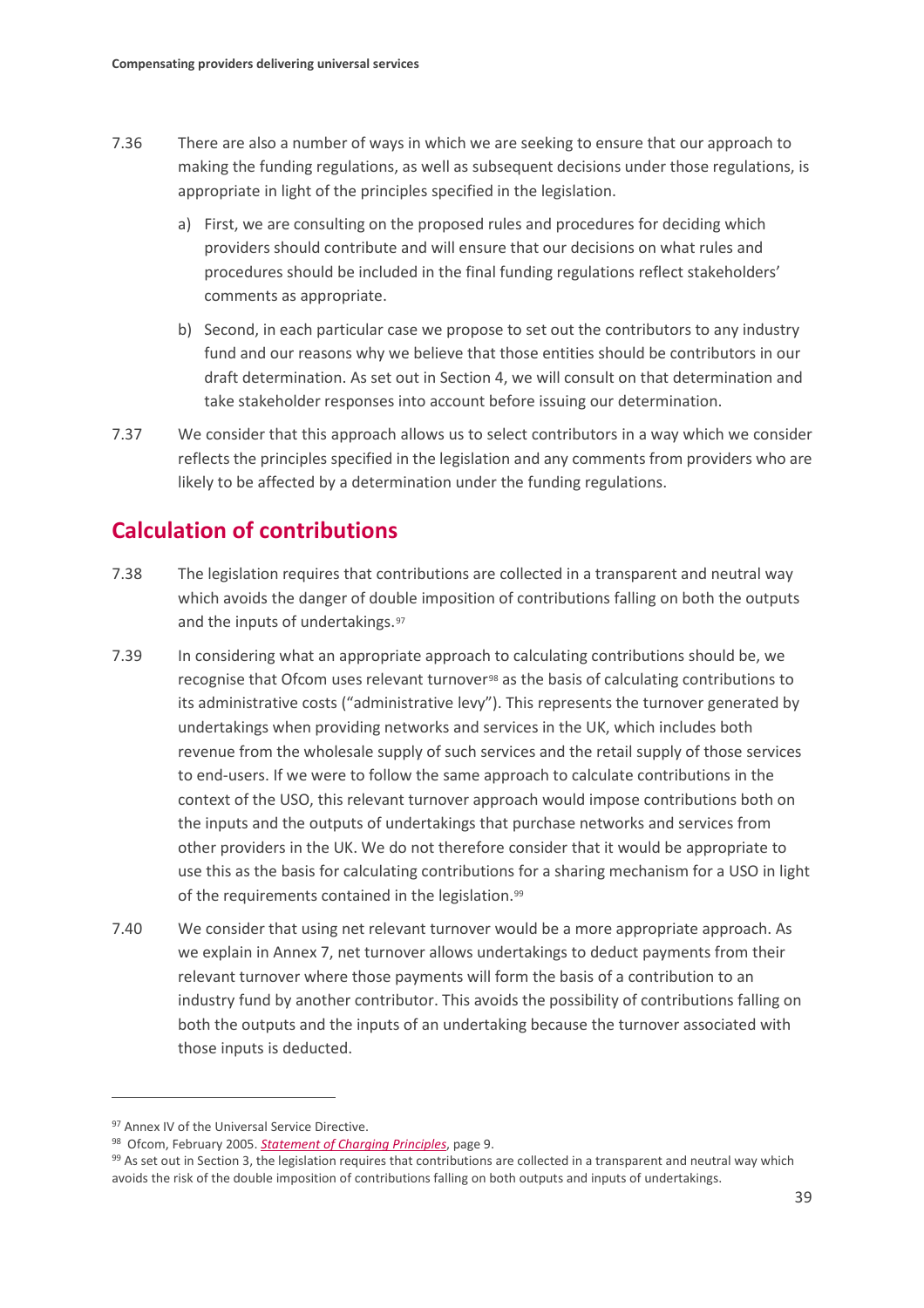7.36 There are also a number of ways in which we are seeking to ensure that our approach to making the funding regulations, as well as subsequent decisions under those regulations, is appropriate in light of the principles specified in the legislation.

a) First, we are consulting on the proposed rules and procedures for deciding which providers should contribute and will ensure that our decisions on what rules and procedures should be included in the final funding regulations reflect stakeholders' comments as appropriate.

b) Second, in each particular case we propose to set out the contributors to any industry fund and our reasons why we believe that those entities should be contributors in our draft determination. As set out in Section 4, we will consult on that determination and take stakeholder responses into account before issuing our determination.

7.37 We consider that this approach allows us to select contributors in a way which we consider reflects the principles specified in the legislation and any comments from providers who are likely to be affected by a determination under the funding regulations.

## Calculation of contributions

7.38 The legislation requires that contributions are collected in a transparent and neutral way which avoids the danger of double imposition of contributions falling on both the outputs and the inputs of undertakings.[97]

7.39 In considering what an appropriate approach to calculating contributions should be, we recognise that Ofcom uses relevant turnover[98] as the basis of calculating contributions to its administrative costs ("administrative levy"). This represents the turnover generated by undertakings when providing networks and services in the UK, which includes both revenue from the wholesale supply of such services and the retail supply of those services to end-users. If we were to follow the same approach to calculate contributions in the context of the USO, this relevant turnover approach would impose contributions both on the inputs and the outputs of undertakings that purchase networks and services from other providers in the UK. We do not therefore consider that it would be appropriate to use this as the basis for calculating contributions for a sharing mechanism for a USO in light of the requirements contained in the legislation.[99]

7.40 We consider that using net relevant turnover would be a more appropriate approach. As we explain in Annex 7, net turnover allows undertakings to deduct payments from their relevant turnover where those payments will form the basis of a contribution to an industry fund by another contributor. This avoids the possibility of contributions falling on both the outputs and the inputs of an undertaking because the turnover associated with those inputs is deducted.

---

[97] Annex IV of the Universal Service Directive.

[98] Ofcom, February 2005. *Statement of Charging Principles*, page 9.

[99] As set out in Section 3, the legislation requires that contributions are collected in a transparent and neutral way which avoids the risk of the double imposition of contributions falling on both outputs and inputs of undertakings.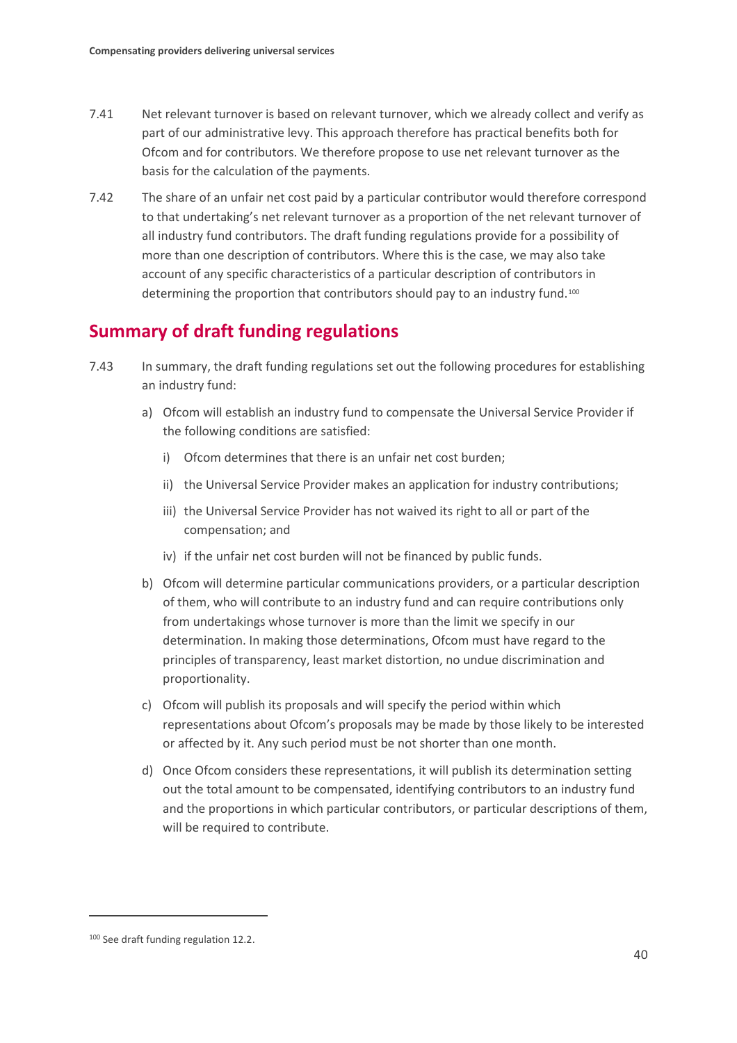7.41 Net relevant turnover is based on relevant turnover, which we already collect and verify as part of our administrative levy. This approach therefore has practical benefits both for Ofcom and for contributors. We therefore propose to use net relevant turnover as the basis for the calculation of the payments.

7.42 The share of an unfair net cost paid by a particular contributor would therefore correspond to that undertaking's net relevant turnover as a proportion of the net relevant turnover of all industry fund contributors. The draft funding regulations provide for a possibility of more than one description of contributors. Where this is the case, we may also take account of any specific characteristics of a particular description of contributors in determining the proportion that contributors should pay to an industry fund.[100]

## Summary of draft funding regulations

7.43 In summary, the draft funding regulations set out the following procedures for establishing an industry fund:

a) Ofcom will establish an industry fund to compensate the Universal Service Provider if the following conditions are satisfied:

   i) Ofcom determines that there is an unfair net cost burden;

   ii) the Universal Service Provider makes an application for industry contributions;

   iii) the Universal Service Provider has not waived its right to all or part of the compensation; and

   iv) if the unfair net cost burden will not be financed by public funds.

b) Ofcom will determine particular communications providers, or a particular description of them, who will contribute to an industry fund and can require contributions only from undertakings whose turnover is more than the limit we specify in our determination. In making those determinations, Ofcom must have regard to the principles of transparency, least market distortion, no undue discrimination and proportionality.

c) Ofcom will publish its proposals and will specify the period within which representations about Ofcom's proposals may be made by those likely to be interested or affected by it. Any such period must be not shorter than one month.

d) Once Ofcom considers these representations, it will publish its determination setting out the total amount to be compensated, identifying contributors to an industry fund and the proportions in which particular contributors, or particular descriptions of them, will be required to contribute.

---

[100] See draft funding regulation 12.2.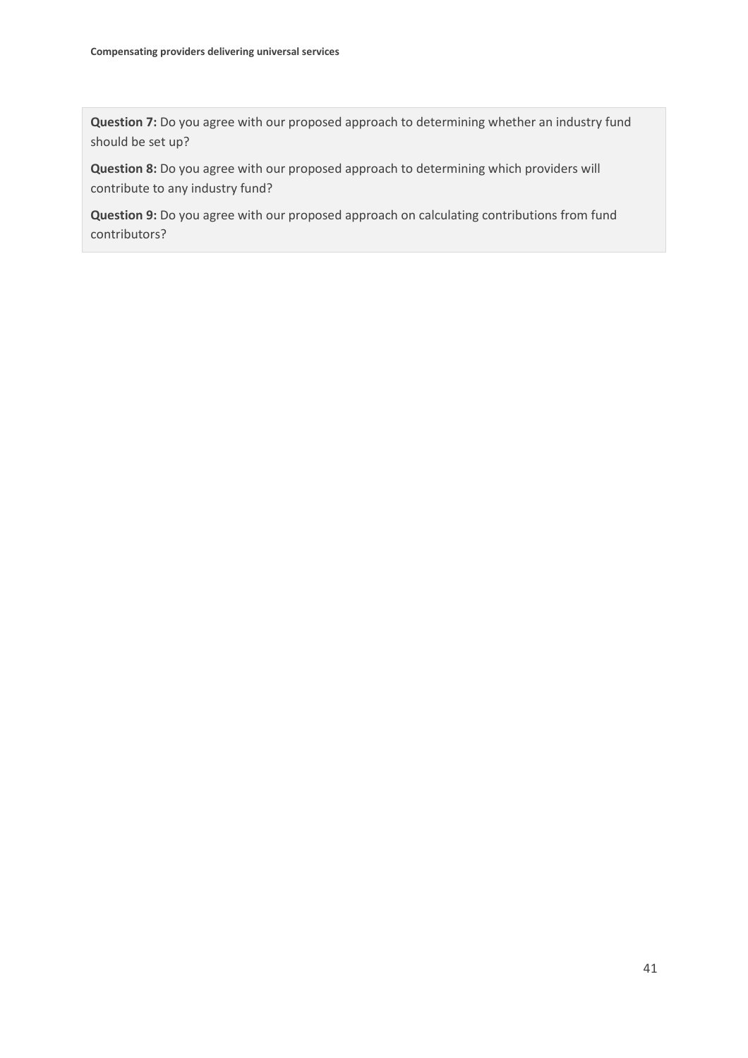**Question 7:** Do you agree with our proposed approach to determining whether an industry fund should be set up?

**Question 8:** Do you agree with our proposed approach to determining which providers will contribute to any industry fund?

**Question 9:** Do you agree with our proposed approach on calculating contributions from fund contributors?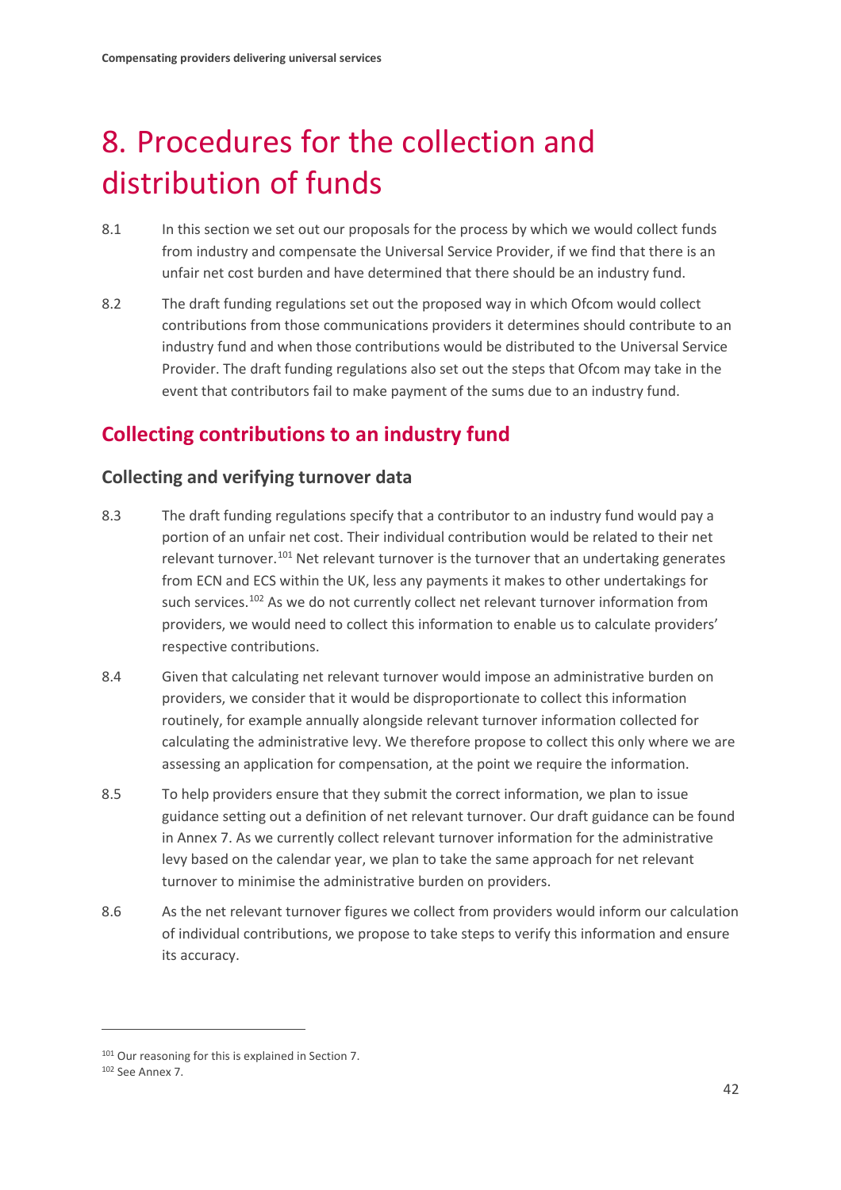# 8. Procedures for the collection and distribution of funds

8.1 In this section we set out our proposals for the process by which we would collect funds from industry and compensate the Universal Service Provider, if we find that there is an unfair net cost burden and have determined that there should be an industry fund.

8.2 The draft funding regulations set out the proposed way in which Ofcom would collect contributions from those communications providers it determines should contribute to an industry fund and when those contributions would be distributed to the Universal Service Provider. The draft funding regulations also set out the steps that Ofcom may take in the event that contributors fail to make payment of the sums due to an industry fund.

## Collecting contributions to an industry fund

### Collecting and verifying turnover data

8.3 The draft funding regulations specify that a contributor to an industry fund would pay a portion of an unfair net cost. Their individual contribution would be related to their net relevant turnover.[101] Net relevant turnover is the turnover that an undertaking generates from ECN and ECS within the UK, less any payments it makes to other undertakings for such services.[102] As we do not currently collect net relevant turnover information from providers, we would need to collect this information to enable us to calculate providers' respective contributions.

8.4 Given that calculating net relevant turnover would impose an administrative burden on providers, we consider that it would be disproportionate to collect this information routinely, for example annually alongside relevant turnover information collected for calculating the administrative levy. We therefore propose to collect this only where we are assessing an application for compensation, at the point we require the information.

8.5 To help providers ensure that they submit the correct information, we plan to issue guidance setting out a definition of net relevant turnover. Our draft guidance can be found in Annex 7. As we currently collect relevant turnover information for the administrative levy based on the calendar year, we plan to take the same approach for net relevant turnover to minimise the administrative burden on providers.

8.6 As the net relevant turnover figures we collect from providers would inform our calculation of individual contributions, we propose to take steps to verify this information and ensure its accuracy.

[101] Our reasoning for this is explained in Section 7.

[102] See Annex 7.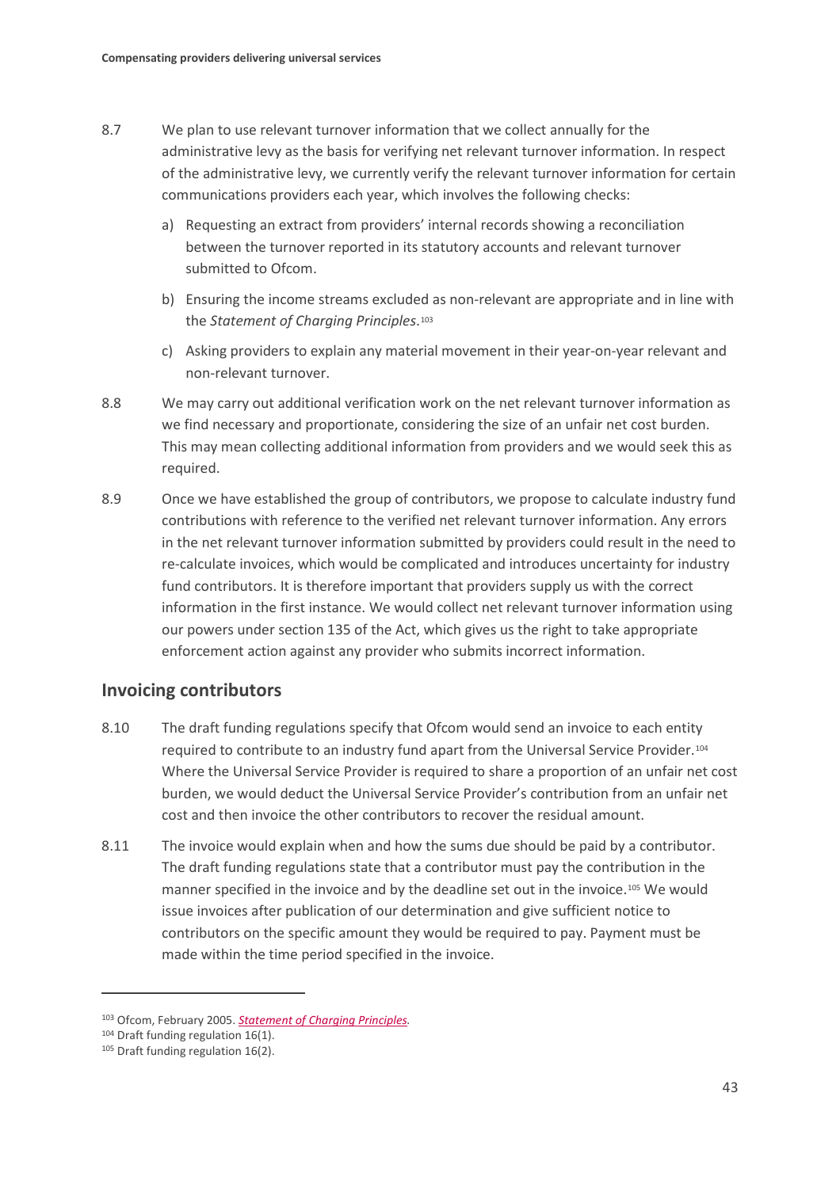8.7 We plan to use relevant turnover information that we collect annually for the administrative levy as the basis for verifying net relevant turnover information. In respect of the administrative levy, we currently verify the relevant turnover information for certain communications providers each year, which involves the following checks:

a) Requesting an extract from providers' internal records showing a reconciliation between the turnover reported in its statutory accounts and relevant turnover submitted to Ofcom.

b) Ensuring the income streams excluded as non-relevant are appropriate and in line with the *Statement of Charging Principles*.[103]

c) Asking providers to explain any material movement in their year-on-year relevant and non-relevant turnover.

8.8 We may carry out additional verification work on the net relevant turnover information as we find necessary and proportionate, considering the size of an unfair net cost burden. This may mean collecting additional information from providers and we would seek this as required.

8.9 Once we have established the group of contributors, we propose to calculate industry fund contributions with reference to the verified net relevant turnover information. Any errors in the net relevant turnover information submitted by providers could result in the need to re-calculate invoices, which would be complicated and introduces uncertainty for industry fund contributors. It is therefore important that providers supply us with the correct information in the first instance. We would collect net relevant turnover information using our powers under section 135 of the Act, which gives us the right to take appropriate enforcement action against any provider who submits incorrect information.

## Invoicing contributors

8.10 The draft funding regulations specify that Ofcom would send an invoice to each entity required to contribute to an industry fund apart from the Universal Service Provider.[104] Where the Universal Service Provider is required to share a proportion of an unfair net cost burden, we would deduct the Universal Service Provider's contribution from an unfair net cost and then invoice the other contributors to recover the residual amount.

8.11 The invoice would explain when and how the sums due should be paid by a contributor. The draft funding regulations state that a contributor must pay the contribution in the manner specified in the invoice and by the deadline set out in the invoice.[105] We would issue invoices after publication of our determination and give sufficient notice to contributors on the specific amount they would be required to pay. Payment must be made within the time period specified in the invoice.

---

[103] Ofcom, February 2005. *Statement of Charging Principles*.

[104] Draft funding regulation 16(1).

[105] Draft funding regulation 16(2).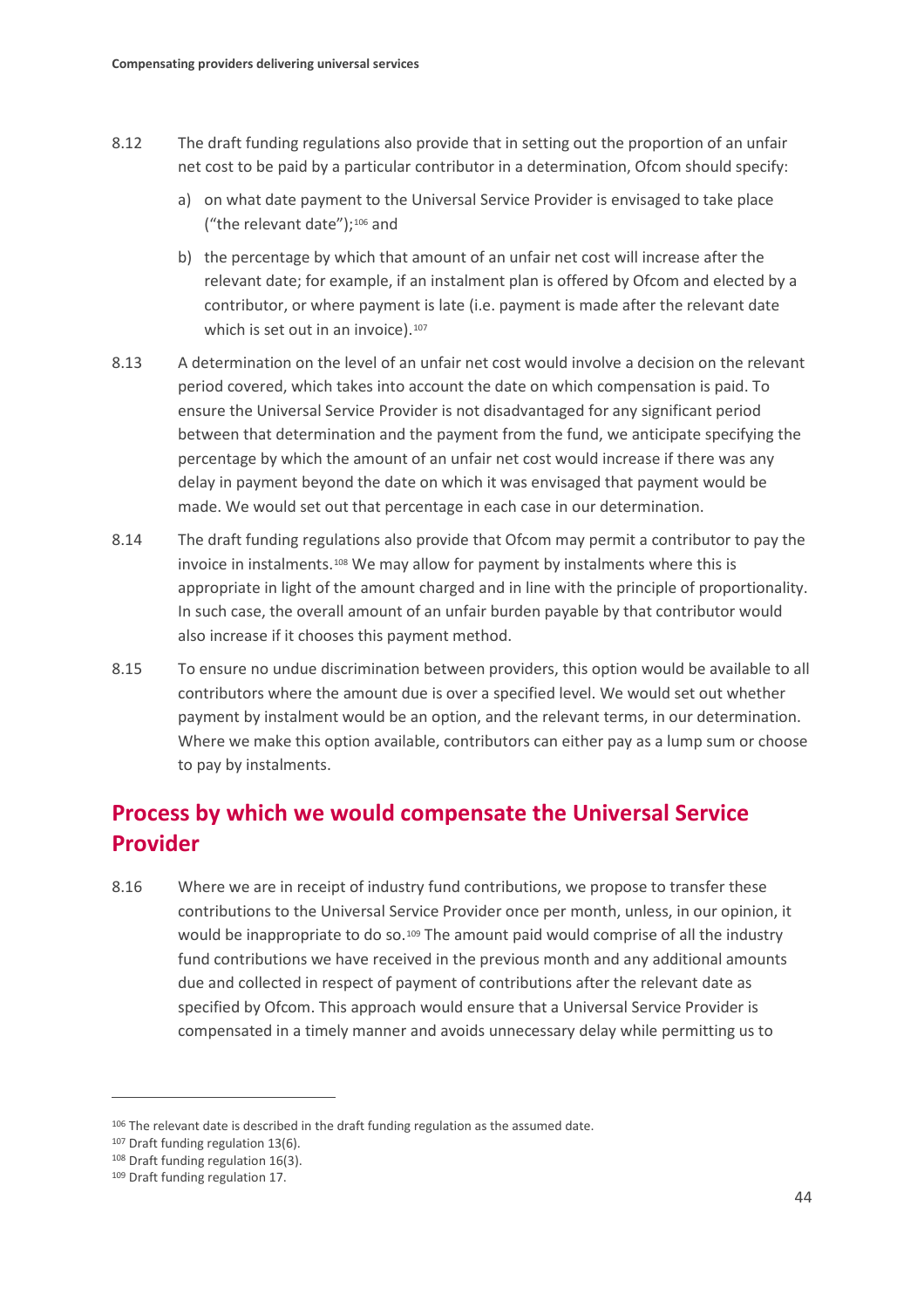8.12 The draft funding regulations also provide that in setting out the proportion of an unfair net cost to be paid by a particular contributor in a determination, Ofcom should specify:

a) on what date payment to the Universal Service Provider is envisaged to take place ("the relevant date");[106] and

b) the percentage by which that amount of an unfair net cost will increase after the relevant date; for example, if an instalment plan is offered by Ofcom and elected by a contributor, or where payment is late (i.e. payment is made after the relevant date which is set out in an invoice).[107]

8.13 A determination on the level of an unfair net cost would involve a decision on the relevant period covered, which takes into account the date on which compensation is paid. To ensure the Universal Service Provider is not disadvantaged for any significant period between that determination and the payment from the fund, we anticipate specifying the percentage by which the amount of an unfair net cost would increase if there was any delay in payment beyond the date on which it was envisaged that payment would be made. We would set out that percentage in each case in our determination.

8.14 The draft funding regulations also provide that Ofcom may permit a contributor to pay the invoice in instalments.[108] We may allow for payment by instalments where this is appropriate in light of the amount charged and in line with the principle of proportionality. In such case, the overall amount of an unfair burden payable by that contributor would also increase if it chooses this payment method.

8.15 To ensure no undue discrimination between providers, this option would be available to all contributors where the amount due is over a specified level. We would set out whether payment by instalment would be an option, and the relevant terms, in our determination. Where we make this option available, contributors can either pay as a lump sum or choose to pay by instalments.

## Process by which we would compensate the Universal Service Provider

8.16 Where we are in receipt of industry fund contributions, we propose to transfer these contributions to the Universal Service Provider once per month, unless, in our opinion, it would be inappropriate to do so.[109] The amount paid would comprise of all the industry fund contributions we have received in the previous month and any additional amounts due and collected in respect of payment of contributions after the relevant date as specified by Ofcom. This approach would ensure that a Universal Service Provider is compensated in a timely manner and avoids unnecessary delay while permitting us to

---

[106] The relevant date is described in the draft funding regulation as the assumed date.

[107] Draft funding regulation 13(6).

[108] Draft funding regulation 16(3).

[109] Draft funding regulation 17.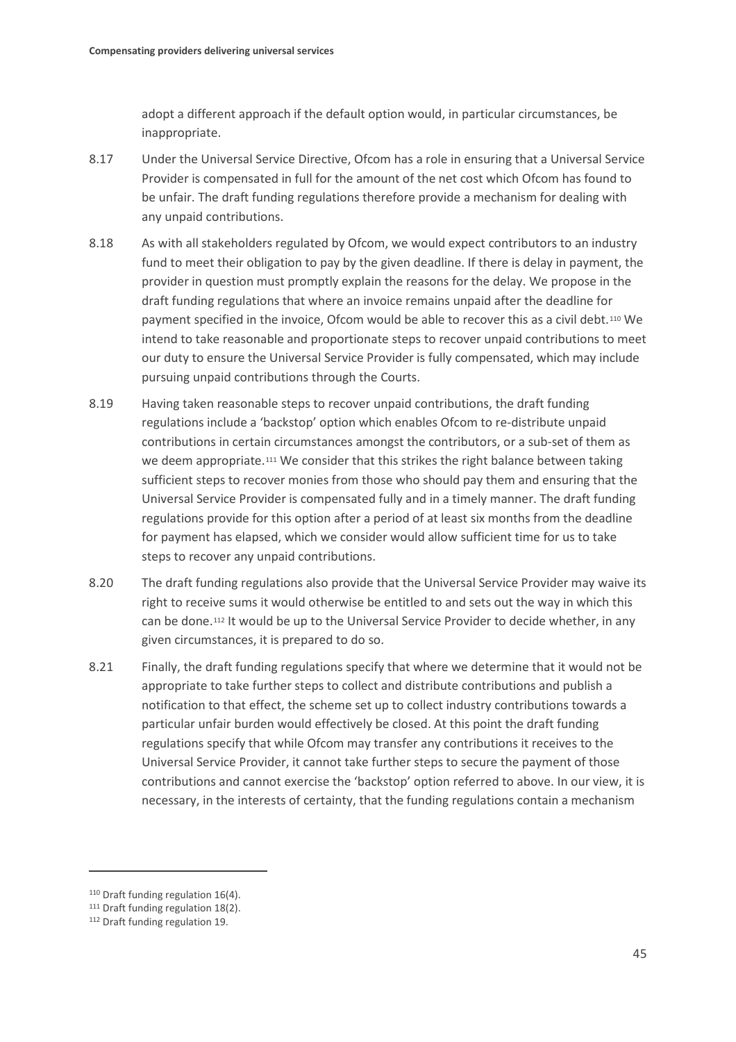adopt a different approach if the default option would, in particular circumstances, be inappropriate.

8.17 Under the Universal Service Directive, Ofcom has a role in ensuring that a Universal Service Provider is compensated in full for the amount of the net cost which Ofcom has found to be unfair. The draft funding regulations therefore provide a mechanism for dealing with any unpaid contributions.

8.18 As with all stakeholders regulated by Ofcom, we would expect contributors to an industry fund to meet their obligation to pay by the given deadline. If there is delay in payment, the provider in question must promptly explain the reasons for the delay. We propose in the draft funding regulations that where an invoice remains unpaid after the deadline for payment specified in the invoice, Ofcom would be able to recover this as a civil debt.[110] We intend to take reasonable and proportionate steps to recover unpaid contributions to meet our duty to ensure the Universal Service Provider is fully compensated, which may include pursuing unpaid contributions through the Courts.

8.19 Having taken reasonable steps to recover unpaid contributions, the draft funding regulations include a 'backstop' option which enables Ofcom to re-distribute unpaid contributions in certain circumstances amongst the contributors, or a sub-set of them as we deem appropriate.[111] We consider that this strikes the right balance between taking sufficient steps to recover monies from those who should pay them and ensuring that the Universal Service Provider is compensated fully and in a timely manner. The draft funding regulations provide for this option after a period of at least six months from the deadline for payment has elapsed, which we consider would allow sufficient time for us to take steps to recover any unpaid contributions.

8.20 The draft funding regulations also provide that the Universal Service Provider may waive its right to receive sums it would otherwise be entitled to and sets out the way in which this can be done.[112] It would be up to the Universal Service Provider to decide whether, in any given circumstances, it is prepared to do so.

8.21 Finally, the draft funding regulations specify that where we determine that it would not be appropriate to take further steps to collect and distribute contributions and publish a notification to that effect, the scheme set up to collect industry contributions towards a particular unfair burden would effectively be closed. At this point the draft funding regulations specify that while Ofcom may transfer any contributions it receives to the Universal Service Provider, it cannot take further steps to secure the payment of those contributions and cannot exercise the 'backstop' option referred to above. In our view, it is necessary, in the interests of certainty, that the funding regulations contain a mechanism

[110] Draft funding regulation 16(4).
[111] Draft funding regulation 18(2).
[112] Draft funding regulation 19.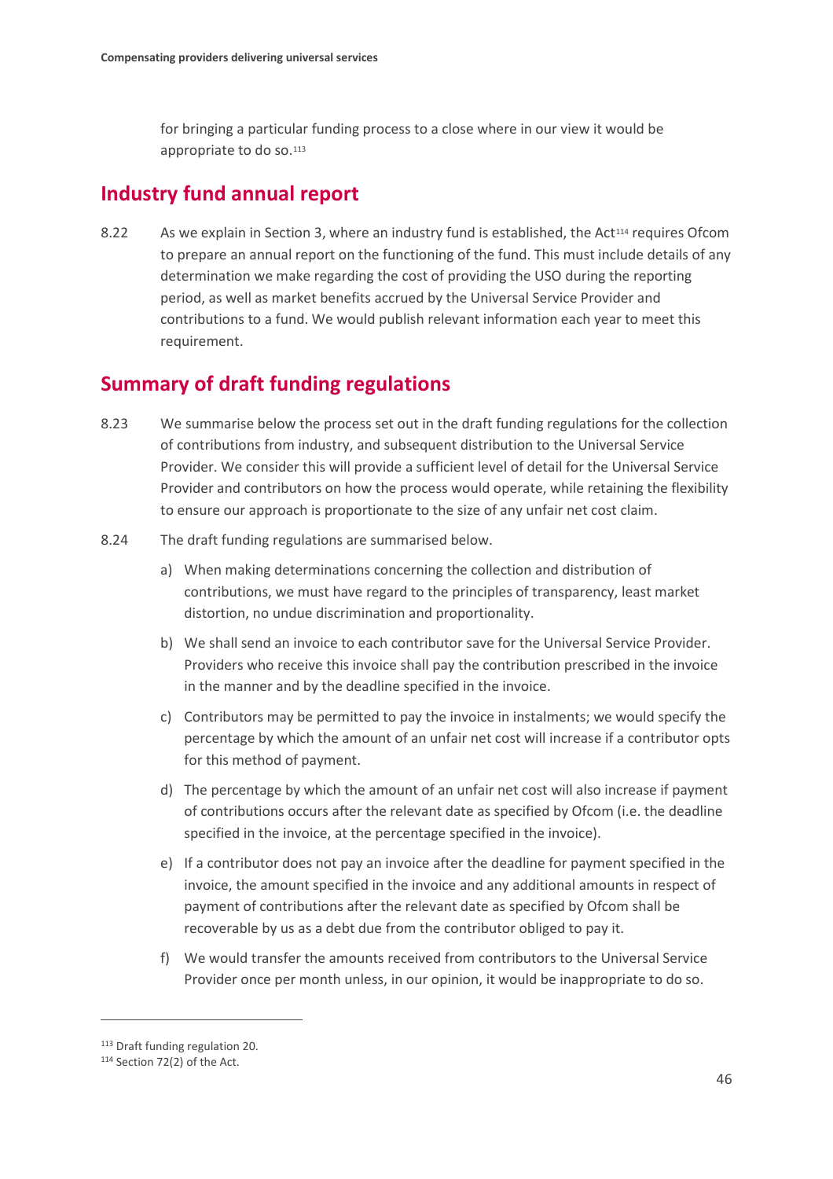for bringing a particular funding process to a close where in our view it would be appropriate to do so.[113]

## Industry fund annual report

8.22 As we explain in Section 3, where an industry fund is established, the Act[114] requires Ofcom to prepare an annual report on the functioning of the fund. This must include details of any determination we make regarding the cost of providing the USO during the reporting period, as well as market benefits accrued by the Universal Service Provider and contributions to a fund. We would publish relevant information each year to meet this requirement.

## Summary of draft funding regulations

8.23 We summarise below the process set out in the draft funding regulations for the collection of contributions from industry, and subsequent distribution to the Universal Service Provider. We consider this will provide a sufficient level of detail for the Universal Service Provider and contributors on how the process would operate, while retaining the flexibility to ensure our approach is proportionate to the size of any unfair net cost claim.

8.24 The draft funding regulations are summarised below.

a) When making determinations concerning the collection and distribution of contributions, we must have regard to the principles of transparency, least market distortion, no undue discrimination and proportionality.

b) We shall send an invoice to each contributor save for the Universal Service Provider. Providers who receive this invoice shall pay the contribution prescribed in the invoice in the manner and by the deadline specified in the invoice.

c) Contributors may be permitted to pay the invoice in instalments; we would specify the percentage by which the amount of an unfair net cost will increase if a contributor opts for this method of payment.

d) The percentage by which the amount of an unfair net cost will also increase if payment of contributions occurs after the relevant date as specified by Ofcom (i.e. the deadline specified in the invoice, at the percentage specified in the invoice).

e) If a contributor does not pay an invoice after the deadline for payment specified in the invoice, the amount specified in the invoice and any additional amounts in respect of payment of contributions after the relevant date as specified by Ofcom shall be recoverable by us as a debt due from the contributor obliged to pay it.

f) We would transfer the amounts received from contributors to the Universal Service Provider once per month unless, in our opinion, it would be inappropriate to do so.

---

[113] Draft funding regulation 20.

[114] Section 72(2) of the Act.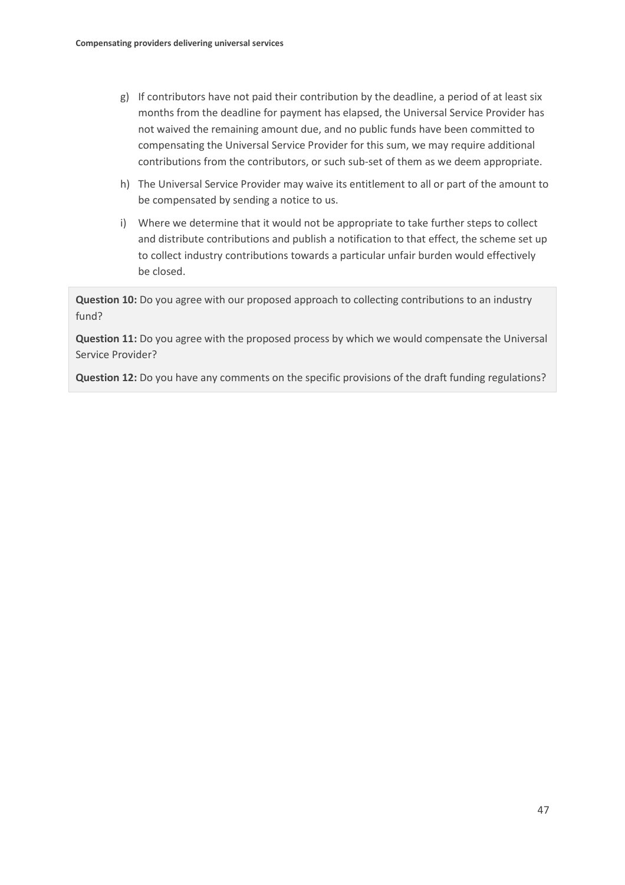g) If contributors have not paid their contribution by the deadline, a period of at least six months from the deadline for payment has elapsed, the Universal Service Provider has not waived the remaining amount due, and no public funds have been committed to compensating the Universal Service Provider for this sum, we may require additional contributions from the contributors, or such sub-set of them as we deem appropriate.

h) The Universal Service Provider may waive its entitlement to all or part of the amount to be compensated by sending a notice to us.

i) Where we determine that it would not be appropriate to take further steps to collect and distribute contributions and publish a notification to that effect, the scheme set up to collect industry contributions towards a particular unfair burden would effectively be closed.

**Question 10:** Do you agree with our proposed approach to collecting contributions to an industry fund?

**Question 11:** Do you agree with the proposed process by which we would compensate the Universal Service Provider?

**Question 12:** Do you have any comments on the specific provisions of the draft funding regulations?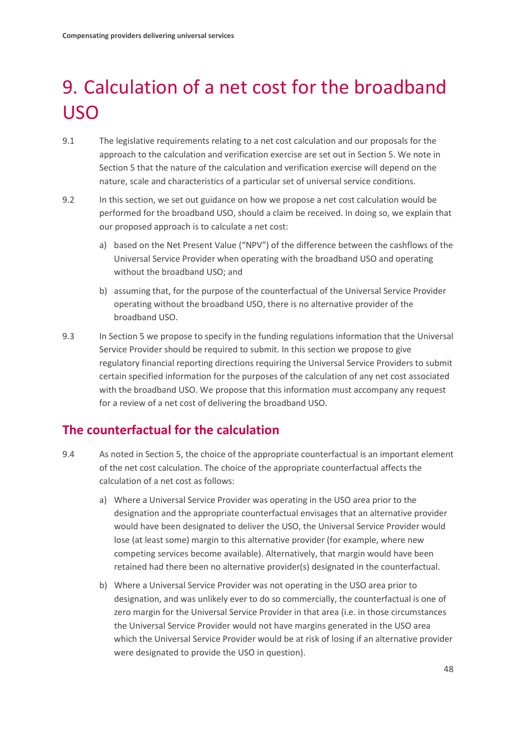# 9. Calculation of a net cost for the broadband USO

9.1 The legislative requirements relating to a net cost calculation and our proposals for the approach to the calculation and verification exercise are set out in Section 5. We note in Section 5 that the nature of the calculation and verification exercise will depend on the nature, scale and characteristics of a particular set of universal service conditions.

9.2 In this section, we set out guidance on how we propose a net cost calculation would be performed for the broadband USO, should a claim be received. In doing so, we explain that our proposed approach is to calculate a net cost:

a) based on the Net Present Value ("NPV") of the difference between the cashflows of the Universal Service Provider when operating with the broadband USO and operating without the broadband USO; and

b) assuming that, for the purpose of the counterfactual of the Universal Service Provider operating without the broadband USO, there is no alternative provider of the broadband USO.

9.3 In Section 5 we propose to specify in the funding regulations information that the Universal Service Provider should be required to submit. In this section we propose to give regulatory financial reporting directions requiring the Universal Service Providers to submit certain specified information for the purposes of the calculation of any net cost associated with the broadband USO. We propose that this information must accompany any request for a review of a net cost of delivering the broadband USO.

## The counterfactual for the calculation

9.4 As noted in Section 5, the choice of the appropriate counterfactual is an important element of the net cost calculation. The choice of the appropriate counterfactual affects the calculation of a net cost as follows:

a) Where a Universal Service Provider was operating in the USO area prior to the designation and the appropriate counterfactual envisages that an alternative provider would have been designated to deliver the USO, the Universal Service Provider would lose (at least some) margin to this alternative provider (for example, where new competing services become available). Alternatively, that margin would have been retained had there been no alternative provider(s) designated in the counterfactual.

b) Where a Universal Service Provider was not operating in the USO area prior to designation, and was unlikely ever to do so commercially, the counterfactual is one of zero margin for the Universal Service Provider in that area (i.e. in those circumstances the Universal Service Provider would not have margins generated in the USO area which the Universal Service Provider would be at risk of losing if an alternative provider were designated to provide the USO in question).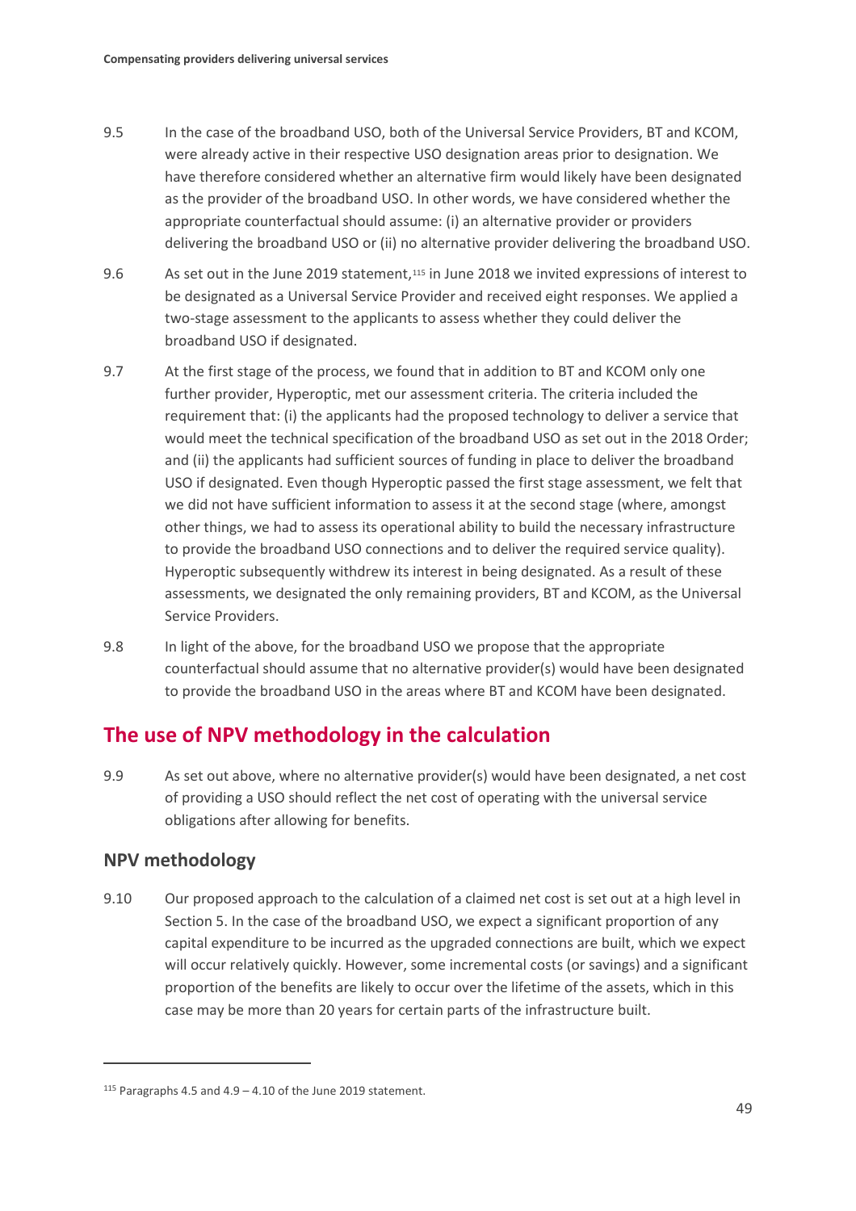9.5 In the case of the broadband USO, both of the Universal Service Providers, BT and KCOM, were already active in their respective USO designation areas prior to designation. We have therefore considered whether an alternative firm would likely have been designated as the provider of the broadband USO. In other words, we have considered whether the appropriate counterfactual should assume: (i) an alternative provider or providers delivering the broadband USO or (ii) no alternative provider delivering the broadband USO.

9.6 As set out in the June 2019 statement,[115] in June 2018 we invited expressions of interest to be designated as a Universal Service Provider and received eight responses. We applied a two-stage assessment to the applicants to assess whether they could deliver the broadband USO if designated.

9.7 At the first stage of the process, we found that in addition to BT and KCOM only one further provider, Hyperoptic, met our assessment criteria. The criteria included the requirement that: (i) the applicants had the proposed technology to deliver a service that would meet the technical specification of the broadband USO as set out in the 2018 Order; and (ii) the applicants had sufficient sources of funding in place to deliver the broadband USO if designated. Even though Hyperoptic passed the first stage assessment, we felt that we did not have sufficient information to assess it at the second stage (where, amongst other things, we had to assess its operational ability to build the necessary infrastructure to provide the broadband USO connections and to deliver the required service quality). Hyperoptic subsequently withdrew its interest in being designated. As a result of these assessments, we designated the only remaining providers, BT and KCOM, as the Universal Service Providers.

9.8 In light of the above, for the broadband USO we propose that the appropriate counterfactual should assume that no alternative provider(s) would have been designated to provide the broadband USO in the areas where BT and KCOM have been designated.

## The use of NPV methodology in the calculation

9.9 As set out above, where no alternative provider(s) would have been designated, a net cost of providing a USO should reflect the net cost of operating with the universal service obligations after allowing for benefits.

### NPV methodology

9.10 Our proposed approach to the calculation of a claimed net cost is set out at a high level in Section 5. In the case of the broadband USO, we expect a significant proportion of any capital expenditure to be incurred as the upgraded connections are built, which we expect will occur relatively quickly. However, some incremental costs (or savings) and a significant proportion of the benefits are likely to occur over the lifetime of the assets, which in this case may be more than 20 years for certain parts of the infrastructure built.

[115] Paragraphs 4.5 and 4.9 – 4.10 of the June 2019 statement.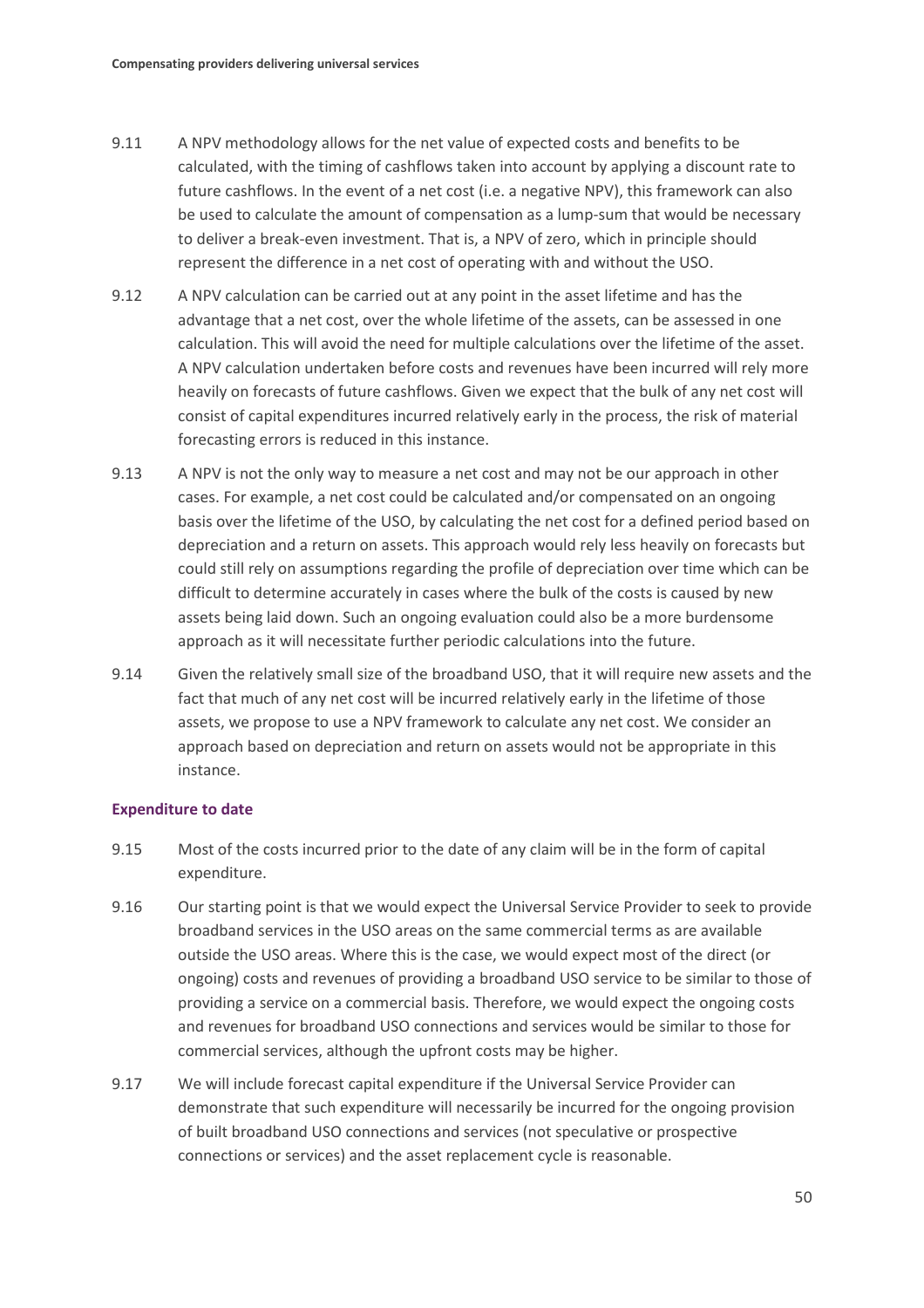9.11 A NPV methodology allows for the net value of expected costs and benefits to be calculated, with the timing of cashflows taken into account by applying a discount rate to future cashflows. In the event of a net cost (i.e. a negative NPV), this framework can also be used to calculate the amount of compensation as a lump-sum that would be necessary to deliver a break-even investment. That is, a NPV of zero, which in principle should represent the difference in a net cost of operating with and without the USO.

9.12 A NPV calculation can be carried out at any point in the asset lifetime and has the advantage that a net cost, over the whole lifetime of the assets, can be assessed in one calculation. This will avoid the need for multiple calculations over the lifetime of the asset. A NPV calculation undertaken before costs and revenues have been incurred will rely more heavily on forecasts of future cashflows. Given we expect that the bulk of any net cost will consist of capital expenditures incurred relatively early in the process, the risk of material forecasting errors is reduced in this instance.

9.13 A NPV is not the only way to measure a net cost and may not be our approach in other cases. For example, a net cost could be calculated and/or compensated on an ongoing basis over the lifetime of the USO, by calculating the net cost for a defined period based on depreciation and a return on assets. This approach would rely less heavily on forecasts but could still rely on assumptions regarding the profile of depreciation over time which can be difficult to determine accurately in cases where the bulk of the costs is caused by new assets being laid down. Such an ongoing evaluation could also be a more burdensome approach as it will necessitate further periodic calculations into the future.

9.14 Given the relatively small size of the broadband USO, that it will require new assets and the fact that much of any net cost will be incurred relatively early in the lifetime of those assets, we propose to use a NPV framework to calculate any net cost. We consider an approach based on depreciation and return on assets would not be appropriate in this instance.

### Expenditure to date

9.15 Most of the costs incurred prior to the date of any claim will be in the form of capital expenditure.

9.16 Our starting point is that we would expect the Universal Service Provider to seek to provide broadband services in the USO areas on the same commercial terms as are available outside the USO areas. Where this is the case, we would expect most of the direct (or ongoing) costs and revenues of providing a broadband USO service to be similar to those of providing a service on a commercial basis. Therefore, we would expect the ongoing costs and revenues for broadband USO connections and services would be similar to those for commercial services, although the upfront costs may be higher.

9.17 We will include forecast capital expenditure if the Universal Service Provider can demonstrate that such expenditure will necessarily be incurred for the ongoing provision of built broadband USO connections and services (not speculative or prospective connections or services) and the asset replacement cycle is reasonable.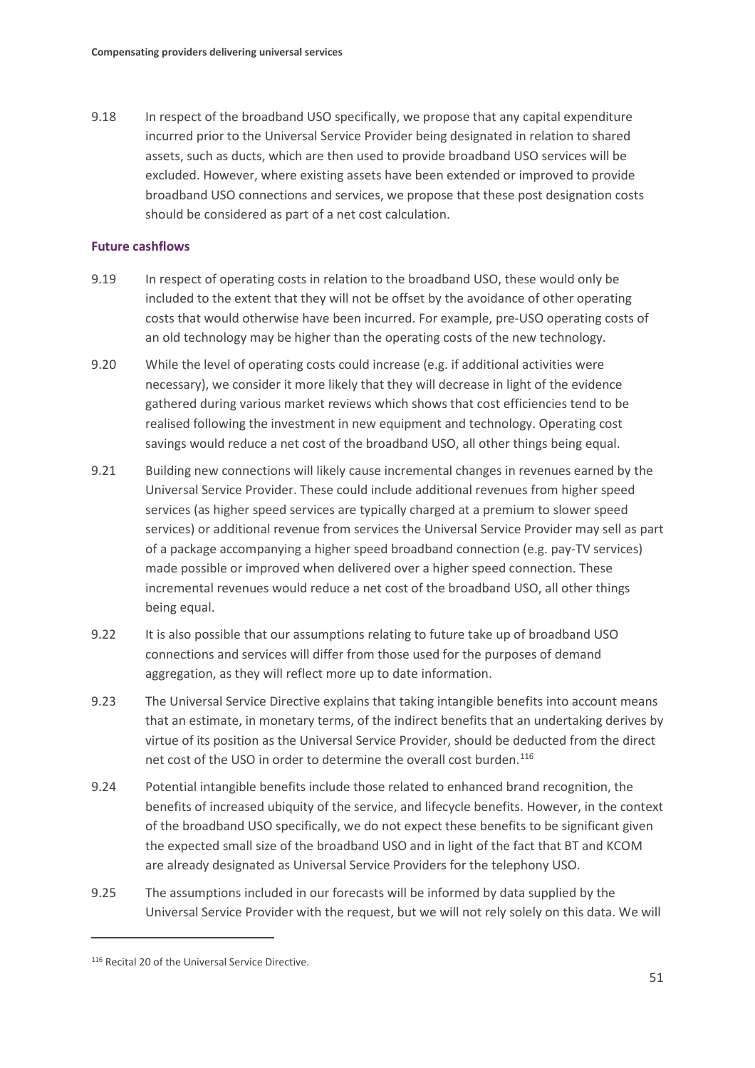9.18 In respect of the broadband USO specifically, we propose that any capital expenditure incurred prior to the Universal Service Provider being designated in relation to shared assets, such as ducts, which are then used to provide broadband USO services will be excluded. However, where existing assets have been extended or improved to provide broadband USO connections and services, we propose that these post designation costs should be considered as part of a net cost calculation.

### Future cashflows

9.19 In respect of operating costs in relation to the broadband USO, these would only be included to the extent that they will not be offset by the avoidance of other operating costs that would otherwise have been incurred. For example, pre-USO operating costs of an old technology may be higher than the operating costs of the new technology.

9.20 While the level of operating costs could increase (e.g. if additional activities were necessary), we consider it more likely that they will decrease in light of the evidence gathered during various market reviews which shows that cost efficiencies tend to be realised following the investment in new equipment and technology. Operating cost savings would reduce a net cost of the broadband USO, all other things being equal.

9.21 Building new connections will likely cause incremental changes in revenues earned by the Universal Service Provider. These could include additional revenues from higher speed services (as higher speed services are typically charged at a premium to slower speed services) or additional revenue from services the Universal Service Provider may sell as part of a package accompanying a higher speed broadband connection (e.g. pay-TV services) made possible or improved when delivered over a higher speed connection. These incremental revenues would reduce a net cost of the broadband USO, all other things being equal.

9.22 It is also possible that our assumptions relating to future take up of broadband USO connections and services will differ from those used for the purposes of demand aggregation, as they will reflect more up to date information.

9.23 The Universal Service Directive explains that taking intangible benefits into account means that an estimate, in monetary terms, of the indirect benefits that an undertaking derives by virtue of its position as the Universal Service Provider, should be deducted from the direct net cost of the USO in order to determine the overall cost burden.[116]

9.24 Potential intangible benefits include those related to enhanced brand recognition, the benefits of increased ubiquity of the service, and lifecycle benefits. However, in the context of the broadband USO specifically, we do not expect these benefits to be significant given the expected small size of the broadband USO and in light of the fact that BT and KCOM are already designated as Universal Service Providers for the telephony USO.

9.25 The assumptions included in our forecasts will be informed by data supplied by the Universal Service Provider with the request, but we will not rely solely on this data. We will

[116] Recital 20 of the Universal Service Directive.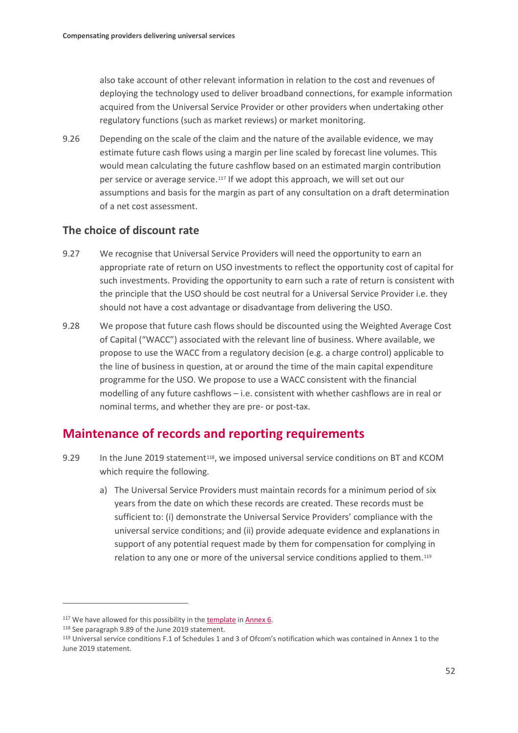also take account of other relevant information in relation to the cost and revenues of deploying the technology used to deliver broadband connections, for example information acquired from the Universal Service Provider or other providers when undertaking other regulatory functions (such as market reviews) or market monitoring.

9.26 Depending on the scale of the claim and the nature of the available evidence, we may estimate future cash flows using a margin per line scaled by forecast line volumes. This would mean calculating the future cashflow based on an estimated margin contribution per service or average service.[117] If we adopt this approach, we will set out our assumptions and basis for the margin as part of any consultation on a draft determination of a net cost assessment.

### The choice of discount rate

9.27 We recognise that Universal Service Providers will need the opportunity to earn an appropriate rate of return on USO investments to reflect the opportunity cost of capital for such investments. Providing the opportunity to earn such a rate of return is consistent with the principle that the USO should be cost neutral for a Universal Service Provider i.e. they should not have a cost advantage or disadvantage from delivering the USO.

9.28 We propose that future cash flows should be discounted using the Weighted Average Cost of Capital ("WACC") associated with the relevant line of business. Where available, we propose to use the WACC from a regulatory decision (e.g. a charge control) applicable to the line of business in question, at or around the time of the main capital expenditure programme for the USO. We propose to use a WACC consistent with the financial modelling of any future cashflows – i.e. consistent with whether cashflows are in real or nominal terms, and whether they are pre- or post-tax.

## Maintenance of records and reporting requirements

9.29 In the June 2019 statement[118], we imposed universal service conditions on BT and KCOM which require the following.

a) The Universal Service Providers must maintain records for a minimum period of six years from the date on which these records are created. These records must be sufficient to: (i) demonstrate the Universal Service Providers' compliance with the universal service conditions; and (ii) provide adequate evidence and explanations in support of any potential request made by them for compensation for complying in relation to any one or more of the universal service conditions applied to them.[119]

---

[117] We have allowed for this possibility in the template in Annex 6.

[118] See paragraph 9.89 of the June 2019 statement.

[119] Universal service conditions F.1 of Schedules 1 and 3 of Ofcom's notification which was contained in Annex 1 to the June 2019 statement.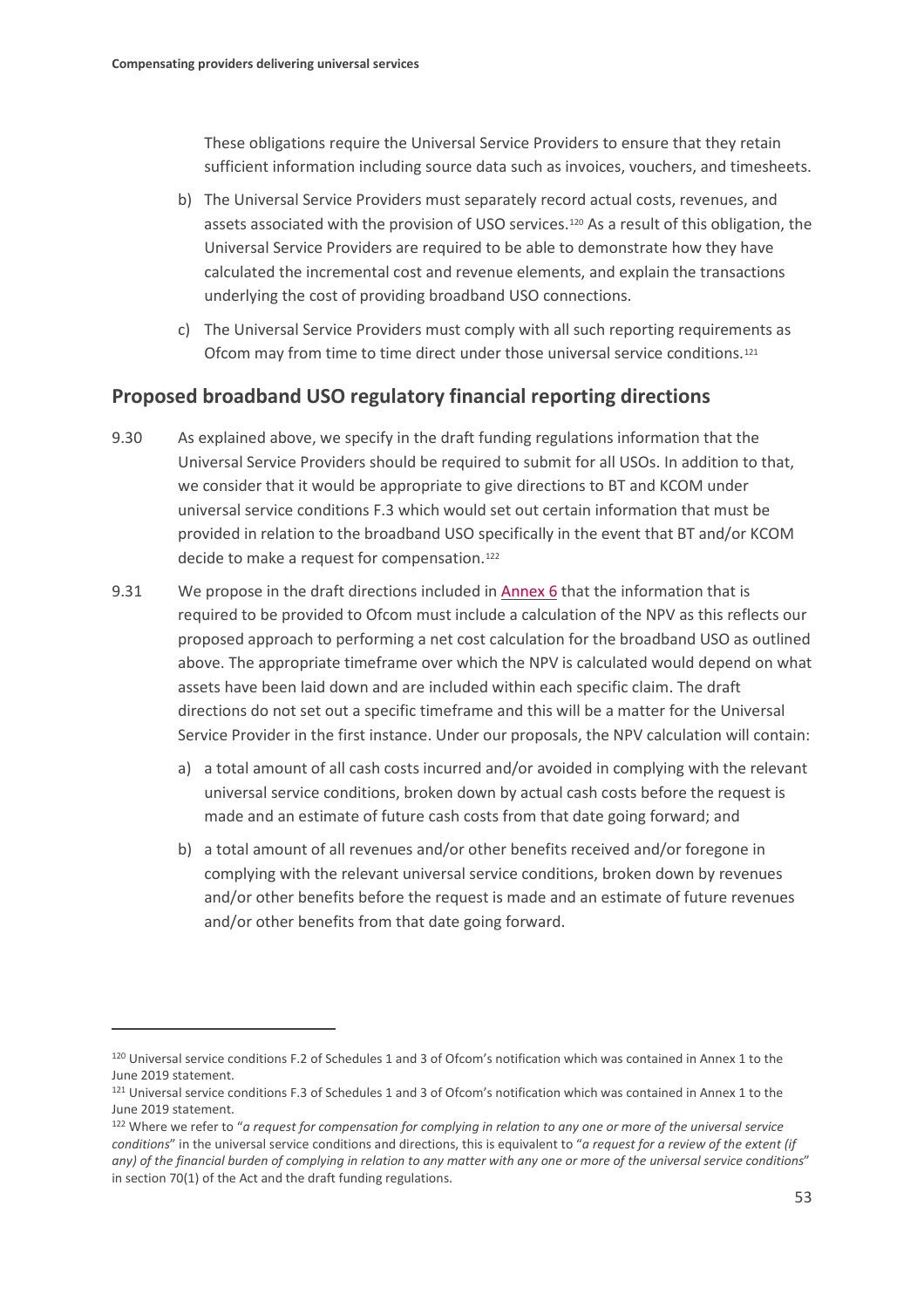These obligations require the Universal Service Providers to ensure that they retain sufficient information including source data such as invoices, vouchers, and timesheets.

b) The Universal Service Providers must separately record actual costs, revenues, and assets associated with the provision of USO services.[120] As a result of this obligation, the Universal Service Providers are required to be able to demonstrate how they have calculated the incremental cost and revenue elements, and explain the transactions underlying the cost of providing broadband USO connections.

c) The Universal Service Providers must comply with all such reporting requirements as Ofcom may from time to time direct under those universal service conditions.[121]

## Proposed broadband USO regulatory financial reporting directions

9.30 As explained above, we specify in the draft funding regulations information that the Universal Service Providers should be required to submit for all USOs. In addition to that, we consider that it would be appropriate to give directions to BT and KCOM under universal service conditions F.3 which would set out certain information that must be provided in relation to the broadband USO specifically in the event that BT and/or KCOM decide to make a request for compensation.[122]

9.31 We propose in the draft directions included in Annex 6 that the information that is required to be provided to Ofcom must include a calculation of the NPV as this reflects our proposed approach to performing a net cost calculation for the broadband USO as outlined above. The appropriate timeframe over which the NPV is calculated would depend on what assets have been laid down and are included within each specific claim. The draft directions do not set out a specific timeframe and this will be a matter for the Universal Service Provider in the first instance. Under our proposals, the NPV calculation will contain:

a) a total amount of all cash costs incurred and/or avoided in complying with the relevant universal service conditions, broken down by actual cash costs before the request is made and an estimate of future cash costs from that date going forward; and

b) a total amount of all revenues and/or other benefits received and/or foregone in complying with the relevant universal service conditions, broken down by revenues and/or other benefits before the request is made and an estimate of future revenues and/or other benefits from that date going forward.

---

[120] Universal service conditions F.2 of Schedules 1 and 3 of Ofcom's notification which was contained in Annex 1 to the June 2019 statement.

[121] Universal service conditions F.3 of Schedules 1 and 3 of Ofcom's notification which was contained in Annex 1 to the June 2019 statement.

[122] Where we refer to "*a request for compensation for complying in relation to any one or more of the universal service conditions*" in the universal service conditions and directions, this is equivalent to "*a request for a review of the extent (if any) of the financial burden of complying in relation to any matter with any one or more of the universal service conditions*" in section 70(1) of the Act and the draft funding regulations.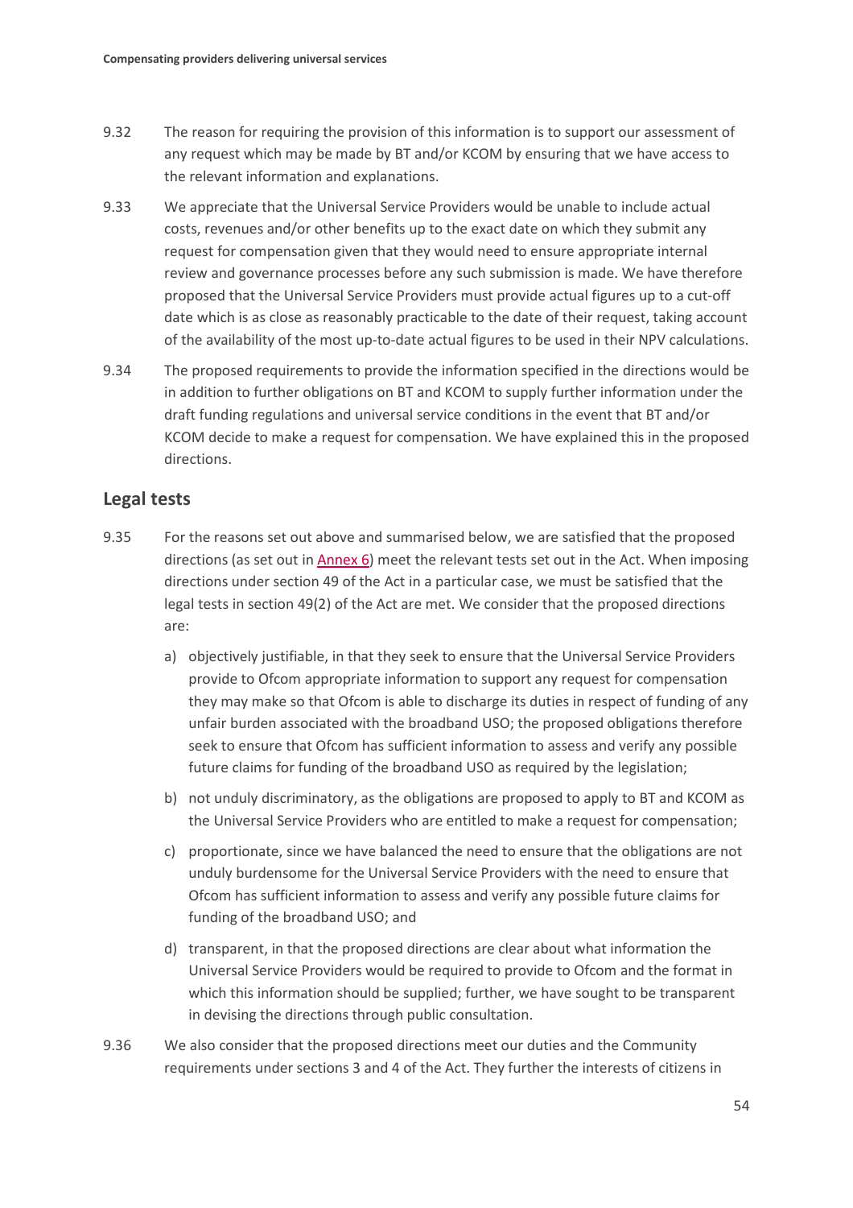9.32 The reason for requiring the provision of this information is to support our assessment of any request which may be made by BT and/or KCOM by ensuring that we have access to the relevant information and explanations.

9.33 We appreciate that the Universal Service Providers would be unable to include actual costs, revenues and/or other benefits up to the exact date on which they submit any request for compensation given that they would need to ensure appropriate internal review and governance processes before any such submission is made. We have therefore proposed that the Universal Service Providers must provide actual figures up to a cut-off date which is as close as reasonably practicable to the date of their request, taking account of the availability of the most up-to-date actual figures to be used in their NPV calculations.

9.34 The proposed requirements to provide the information specified in the directions would be in addition to further obligations on BT and KCOM to supply further information under the draft funding regulations and universal service conditions in the event that BT and/or KCOM decide to make a request for compensation. We have explained this in the proposed directions.

## Legal tests

9.35 For the reasons set out above and summarised below, we are satisfied that the proposed directions (as set out in Annex 6) meet the relevant tests set out in the Act. When imposing directions under section 49 of the Act in a particular case, we must be satisfied that the legal tests in section 49(2) of the Act are met. We consider that the proposed directions are:

a) objectively justifiable, in that they seek to ensure that the Universal Service Providers provide to Ofcom appropriate information to support any request for compensation they may make so that Ofcom is able to discharge its duties in respect of funding of any unfair burden associated with the broadband USO; the proposed obligations therefore seek to ensure that Ofcom has sufficient information to assess and verify any possible future claims for funding of the broadband USO as required by the legislation;

b) not unduly discriminatory, as the obligations are proposed to apply to BT and KCOM as the Universal Service Providers who are entitled to make a request for compensation;

c) proportionate, since we have balanced the need to ensure that the obligations are not unduly burdensome for the Universal Service Providers with the need to ensure that Ofcom has sufficient information to assess and verify any possible future claims for funding of the broadband USO; and

d) transparent, in that the proposed directions are clear about what information the Universal Service Providers would be required to provide to Ofcom and the format in which this information should be supplied; further, we have sought to be transparent in devising the directions through public consultation.

9.36 We also consider that the proposed directions meet our duties and the Community requirements under sections 3 and 4 of the Act. They further the interests of citizens in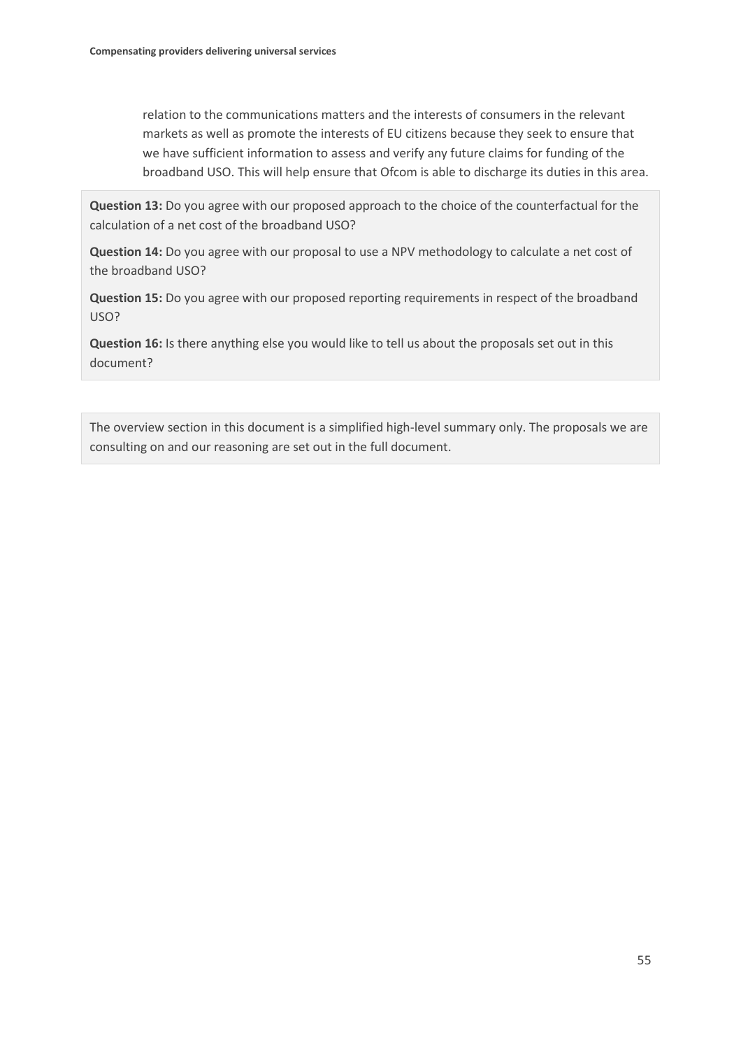relation to the communications matters and the interests of consumers in the relevant markets as well as promote the interests of EU citizens because they seek to ensure that we have sufficient information to assess and verify any future claims for funding of the broadband USO. This will help ensure that Ofcom is able to discharge its duties in this area.

**Question 13:** Do you agree with our proposed approach to the choice of the counterfactual for the calculation of a net cost of the broadband USO?

**Question 14:** Do you agree with our proposal to use a NPV methodology to calculate a net cost of the broadband USO?

**Question 15:** Do you agree with our proposed reporting requirements in respect of the broadband USO?

**Question 16:** Is there anything else you would like to tell us about the proposals set out in this document?

The overview section in this document is a simplified high-level summary only. The proposals we are consulting on and our reasoning are set out in the full document.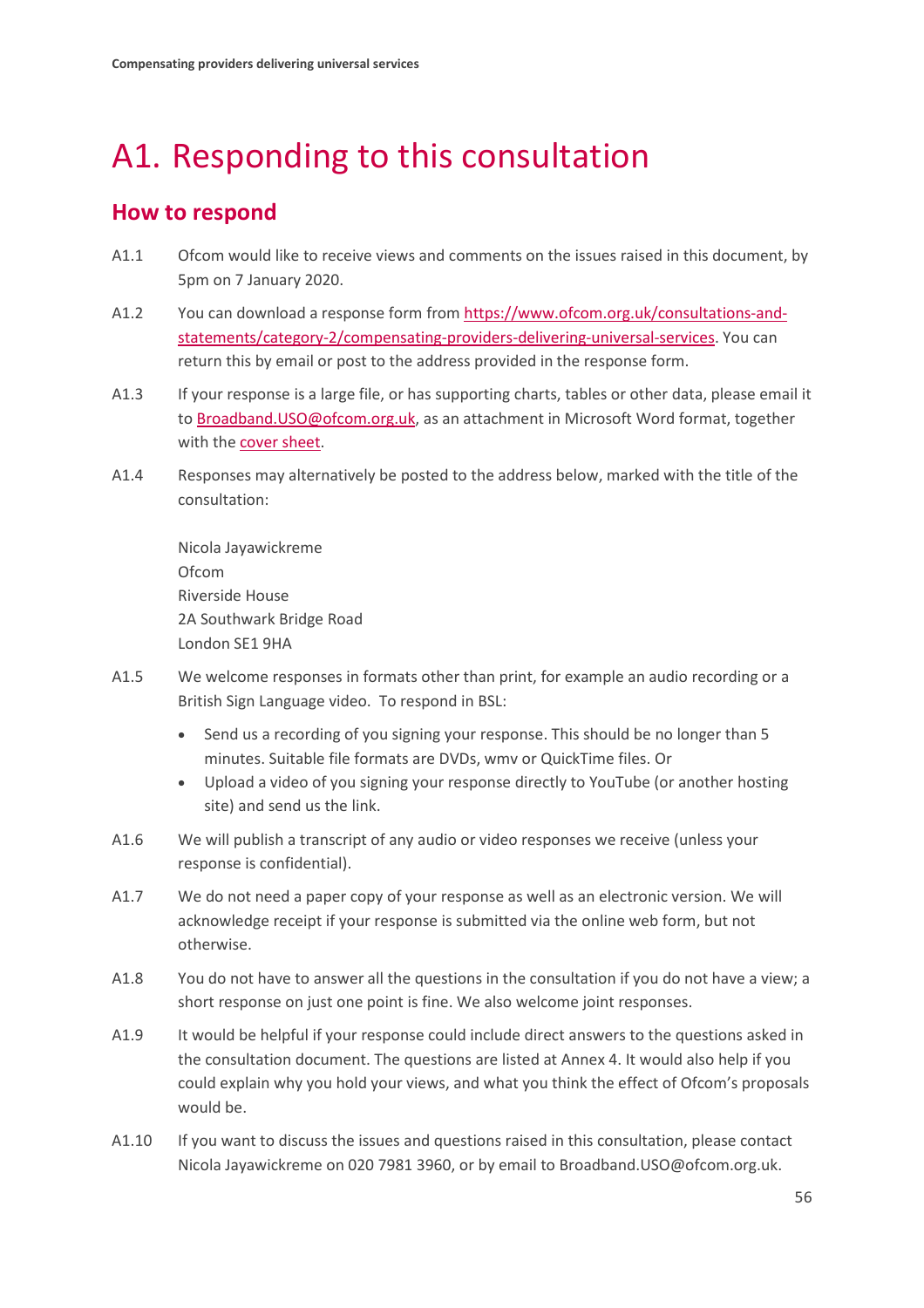# A1. Responding to this consultation

## How to respond

A1.1 Ofcom would like to receive views and comments on the issues raised in this document, by 5pm on 7 January 2020.

A1.2 You can download a response form from https://www.ofcom.org.uk/consultations-and-statements/category-2/compensating-providers-delivering-universal-services. You can return this by email or post to the address provided in the response form.

A1.3 If your response is a large file, or has supporting charts, tables or other data, please email it to Broadband.USO@ofcom.org.uk, as an attachment in Microsoft Word format, together with the cover sheet.

A1.4 Responses may alternatively be posted to the address below, marked with the title of the consultation:

Nicola Jayawickreme
Ofcom
Riverside House
2A Southwark Bridge Road
London SE1 9HA

A1.5 We welcome responses in formats other than print, for example an audio recording or a British Sign Language video. To respond in BSL:

- Send us a recording of you signing your response. This should be no longer than 5 minutes. Suitable file formats are DVDs, wmv or QuickTime files. Or
- Upload a video of you signing your response directly to YouTube (or another hosting site) and send us the link.

A1.6 We will publish a transcript of any audio or video responses we receive (unless your response is confidential).

A1.7 We do not need a paper copy of your response as well as an electronic version. We will acknowledge receipt if your response is submitted via the online web form, but not otherwise.

A1.8 You do not have to answer all the questions in the consultation if you do not have a view; a short response on just one point is fine. We also welcome joint responses.

A1.9 It would be helpful if your response could include direct answers to the questions asked in the consultation document. The questions are listed at Annex 4. It would also help if you could explain why you hold your views, and what you think the effect of Ofcom's proposals would be.

A1.10 If you want to discuss the issues and questions raised in this consultation, please contact Nicola Jayawickreme on 020 7981 3960, or by email to Broadband.USO@ofcom.org.uk.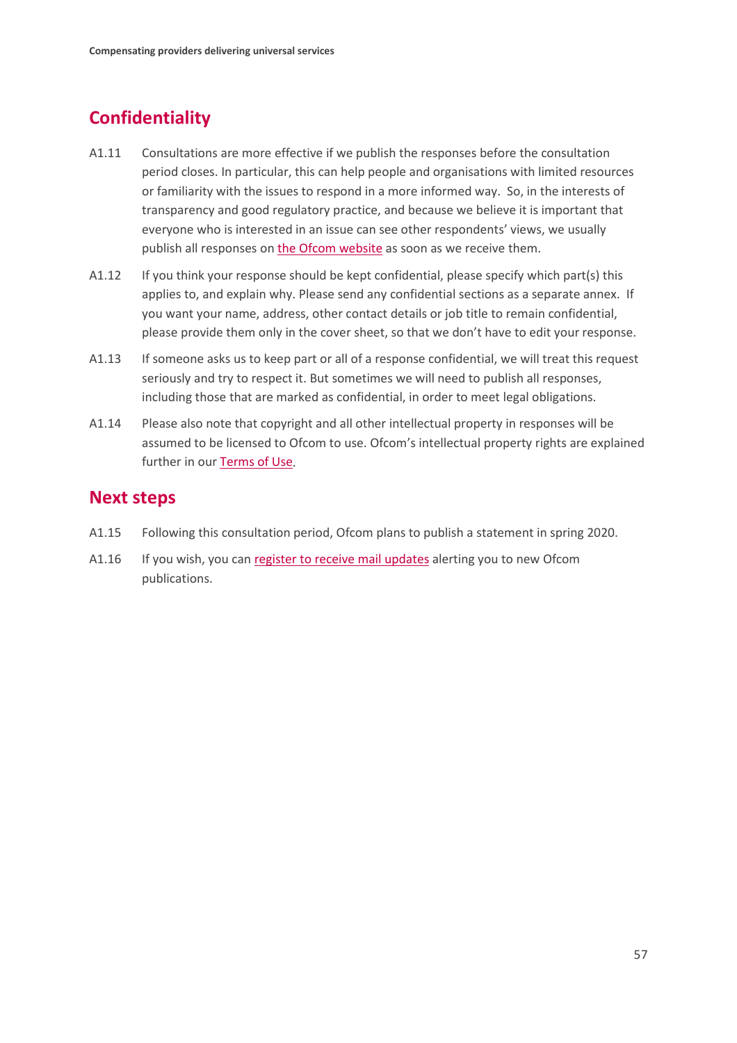## Confidentiality

A1.11 Consultations are more effective if we publish the responses before the consultation period closes. In particular, this can help people and organisations with limited resources or familiarity with the issues to respond in a more informed way. So, in the interests of transparency and good regulatory practice, and because we believe it is important that everyone who is interested in an issue can see other respondents' views, we usually publish all responses on the Ofcom website as soon as we receive them.

A1.12 If you think your response should be kept confidential, please specify which part(s) this applies to, and explain why. Please send any confidential sections as a separate annex. If you want your name, address, other contact details or job title to remain confidential, please provide them only in the cover sheet, so that we don't have to edit your response.

A1.13 If someone asks us to keep part or all of a response confidential, we will treat this request seriously and try to respect it. But sometimes we will need to publish all responses, including those that are marked as confidential, in order to meet legal obligations.

A1.14 Please also note that copyright and all other intellectual property in responses will be assumed to be licensed to Ofcom to use. Ofcom's intellectual property rights are explained further in our Terms of Use.

## Next steps

A1.15 Following this consultation period, Ofcom plans to publish a statement in spring 2020.

A1.16 If you wish, you can register to receive mail updates alerting you to new Ofcom publications.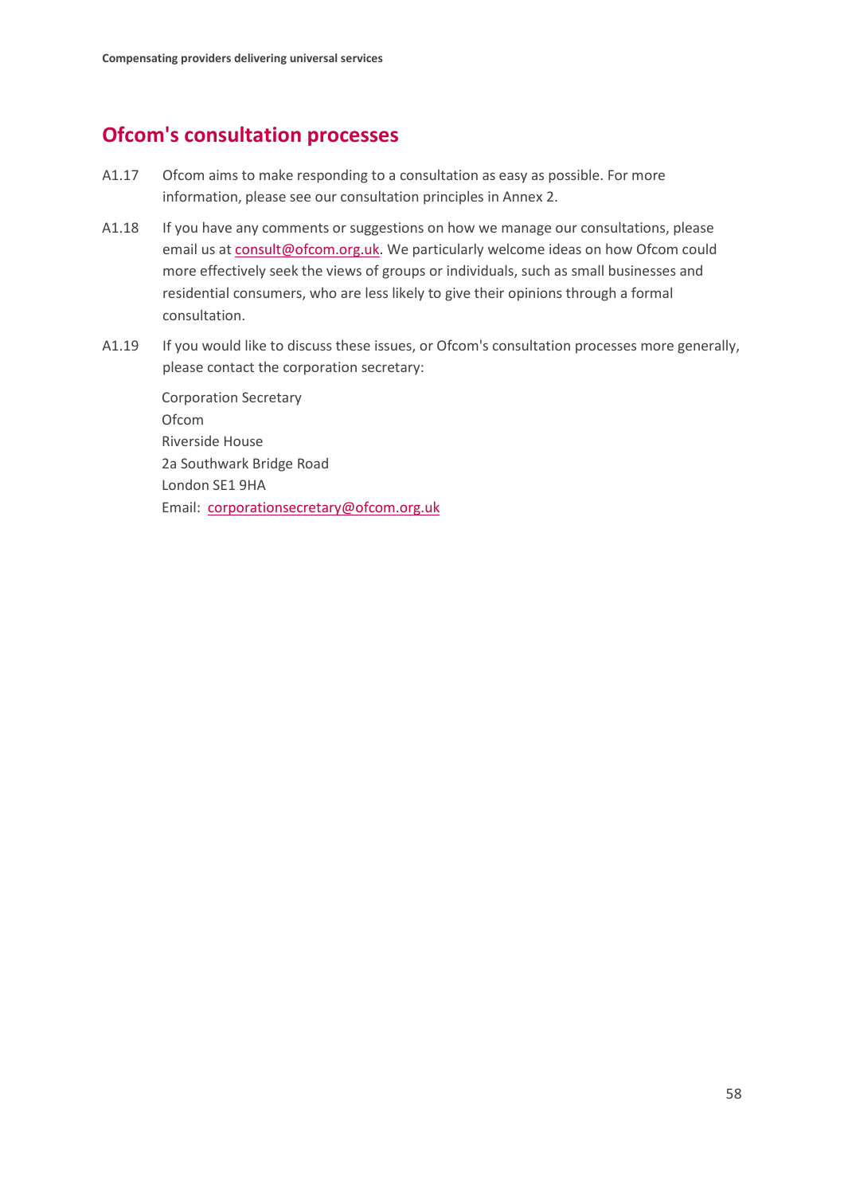## Ofcom's consultation processes

A1.17 Ofcom aims to make responding to a consultation as easy as possible. For more information, please see our consultation principles in Annex 2.

A1.18 If you have any comments or suggestions on how we manage our consultations, please email us at consult@ofcom.org.uk. We particularly welcome ideas on how Ofcom could more effectively seek the views of groups or individuals, such as small businesses and residential consumers, who are less likely to give their opinions through a formal consultation.

A1.19 If you would like to discuss these issues, or Ofcom's consultation processes more generally, please contact the corporation secretary:

Corporation Secretary
Ofcom
Riverside House
2a Southwark Bridge Road
London SE1 9HA
Email: corporationsecretary@ofcom.org.uk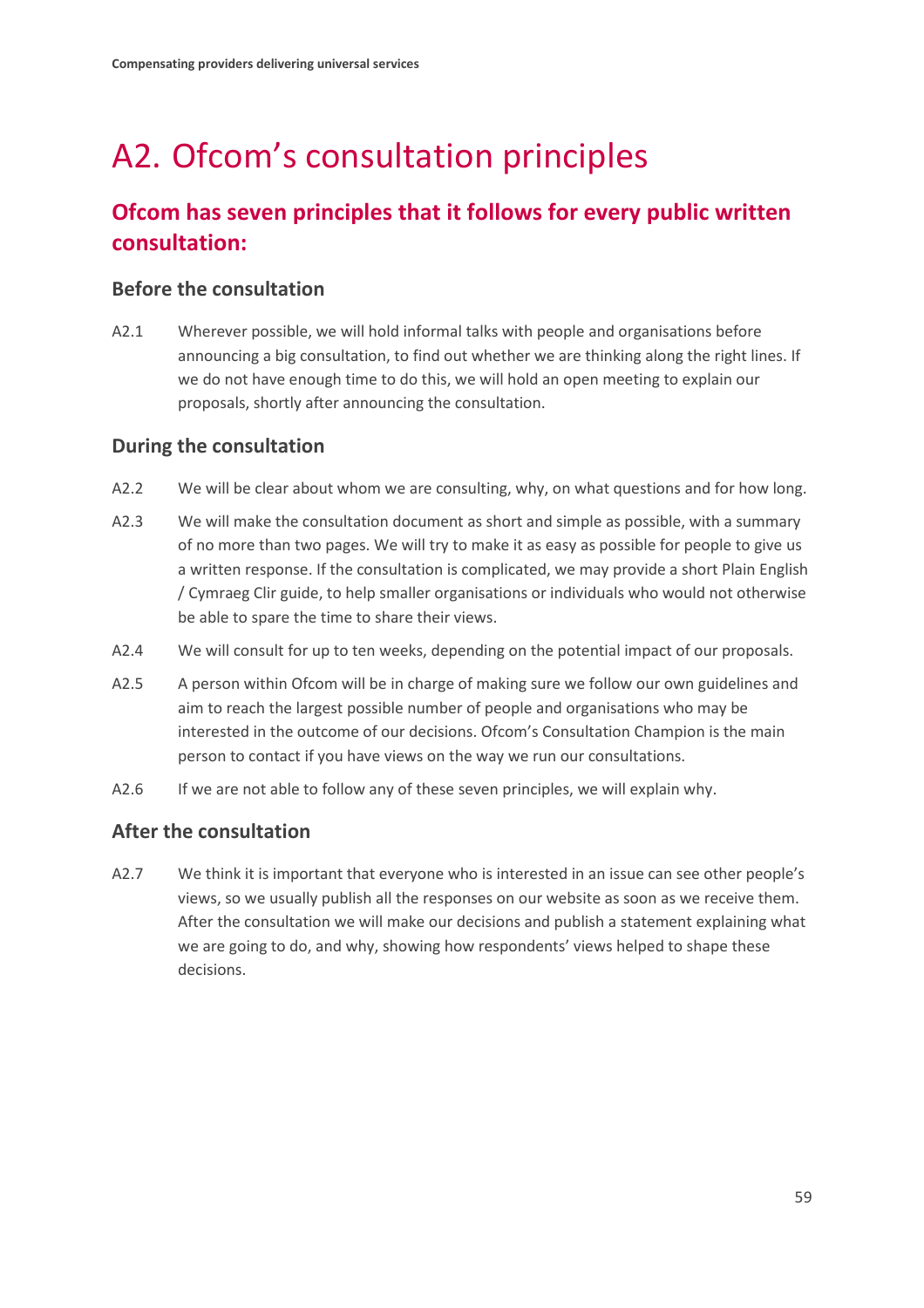# A2. Ofcom's consultation principles

## Ofcom has seven principles that it follows for every public written consultation:

### Before the consultation

A2.1 Wherever possible, we will hold informal talks with people and organisations before announcing a big consultation, to find out whether we are thinking along the right lines. If we do not have enough time to do this, we will hold an open meeting to explain our proposals, shortly after announcing the consultation.

### During the consultation

A2.2 We will be clear about whom we are consulting, why, on what questions and for how long.

A2.3 We will make the consultation document as short and simple as possible, with a summary of no more than two pages. We will try to make it as easy as possible for people to give us a written response. If the consultation is complicated, we may provide a short Plain English / Cymraeg Clir guide, to help smaller organisations or individuals who would not otherwise be able to spare the time to share their views.

A2.4 We will consult for up to ten weeks, depending on the potential impact of our proposals.

A2.5 A person within Ofcom will be in charge of making sure we follow our own guidelines and aim to reach the largest possible number of people and organisations who may be interested in the outcome of our decisions. Ofcom's Consultation Champion is the main person to contact if you have views on the way we run our consultations.

A2.6 If we are not able to follow any of these seven principles, we will explain why.

### After the consultation

A2.7 We think it is important that everyone who is interested in an issue can see other people's views, so we usually publish all the responses on our website as soon as we receive them. After the consultation we will make our decisions and publish a statement explaining what we are going to do, and why, showing how respondents' views helped to shape these decisions.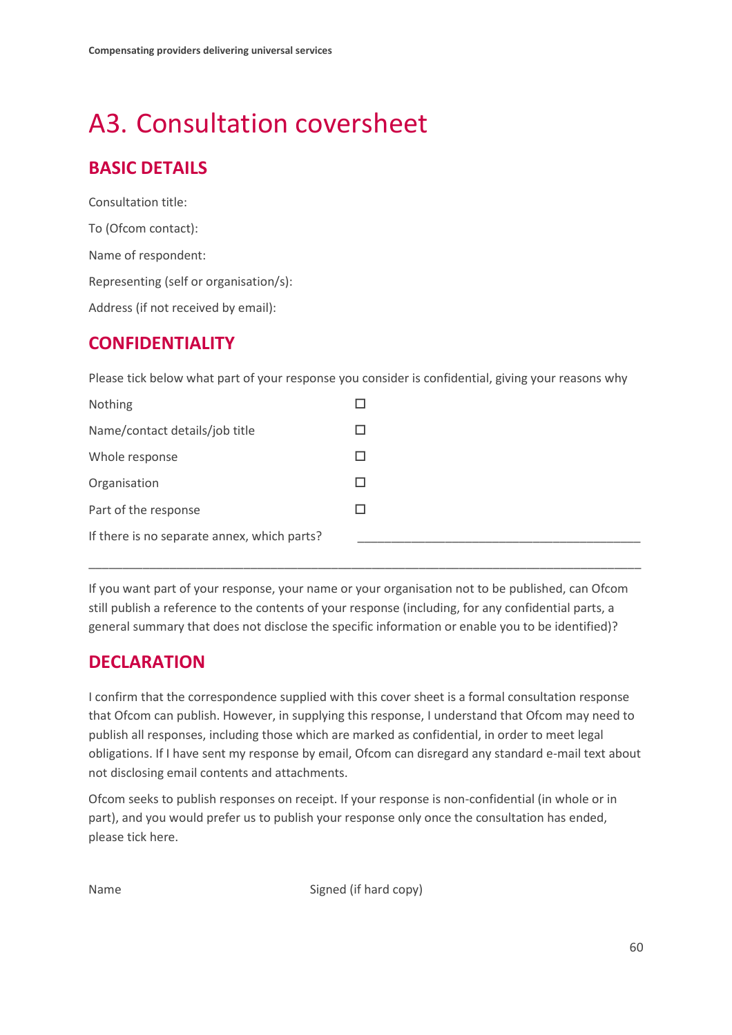# A3. Consultation coversheet

## BASIC DETAILS

Consultation title:

To (Ofcom contact):

Name of respondent:

Representing (self or organisation/s):

Address (if not received by email):

## CONFIDENTIALITY

Please tick below what part of your response you consider is confidential, giving your reasons why

| | |
|---|---|
| Nothing | ☐ |
| Name/contact details/job title | ☐ |
| Whole response | ☐ |
| Organisation | ☐ |
| Part of the response | ☐ |
| If there is no separate annex, which parts? | ____________________________________________ |

_____________________________________________________________________________________

If you want part of your response, your name or your organisation not to be published, can Ofcom still publish a reference to the contents of your response (including, for any confidential parts, a general summary that does not disclose the specific information or enable you to be identified)?

## DECLARATION

I confirm that the correspondence supplied with this cover sheet is a formal consultation response that Ofcom can publish. However, in supplying this response, I understand that Ofcom may need to publish all responses, including those which are marked as confidential, in order to meet legal obligations. If I have sent my response by email, Ofcom can disregard any standard e-mail text about not disclosing email contents and attachments.

Ofcom seeks to publish responses on receipt. If your response is non-confidential (in whole or in part), and you would prefer us to publish your response only once the consultation has ended, please tick here.

Name                                        Signed (if hard copy)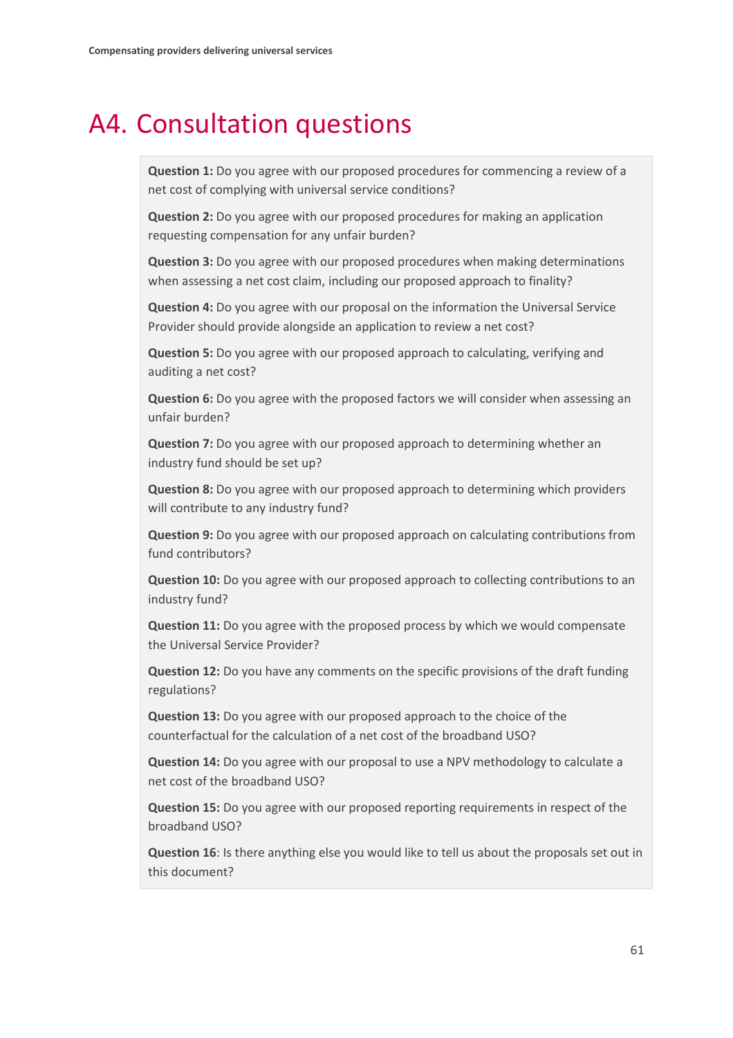# A4. Consultation questions

**Question 1:** Do you agree with our proposed procedures for commencing a review of a net cost of complying with universal service conditions?

**Question 2:** Do you agree with our proposed procedures for making an application requesting compensation for any unfair burden?

**Question 3:** Do you agree with our proposed procedures when making determinations when assessing a net cost claim, including our proposed approach to finality?

**Question 4:** Do you agree with our proposal on the information the Universal Service Provider should provide alongside an application to review a net cost?

**Question 5:** Do you agree with our proposed approach to calculating, verifying and auditing a net cost?

**Question 6:** Do you agree with the proposed factors we will consider when assessing an unfair burden?

**Question 7:** Do you agree with our proposed approach to determining whether an industry fund should be set up?

**Question 8:** Do you agree with our proposed approach to determining which providers will contribute to any industry fund?

**Question 9:** Do you agree with our proposed approach on calculating contributions from fund contributors?

**Question 10:** Do you agree with our proposed approach to collecting contributions to an industry fund?

**Question 11:** Do you agree with the proposed process by which we would compensate the Universal Service Provider?

**Question 12:** Do you have any comments on the specific provisions of the draft funding regulations?

**Question 13:** Do you agree with our proposed approach to the choice of the counterfactual for the calculation of a net cost of the broadband USO?

**Question 14:** Do you agree with our proposal to use a NPV methodology to calculate a net cost of the broadband USO?

**Question 15:** Do you agree with our proposed reporting requirements in respect of the broadband USO?

**Question 16**: Is there anything else you would like to tell us about the proposals set out in this document?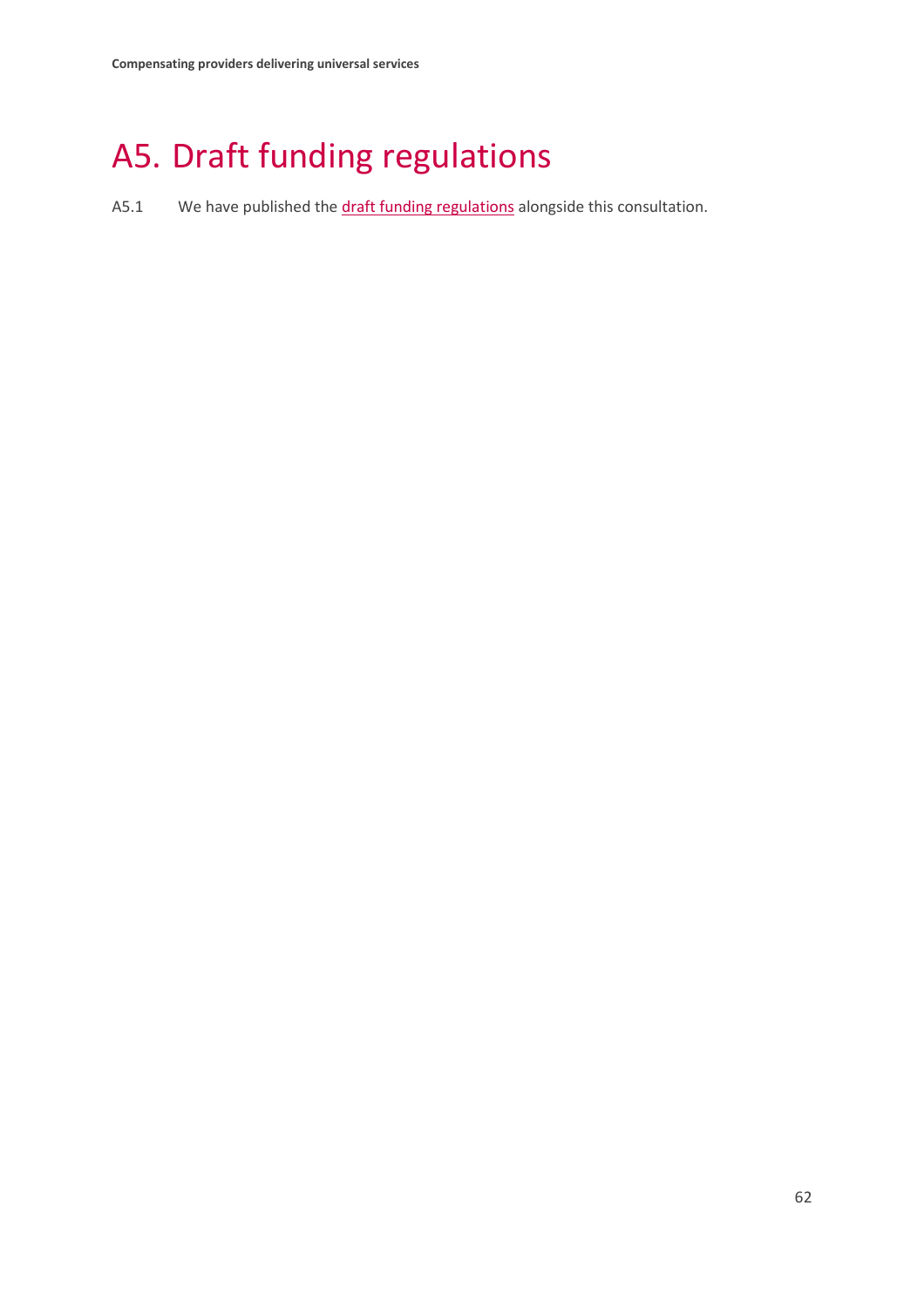# A5. Draft funding regulations

A5.1 We have published the draft funding regulations alongside this consultation.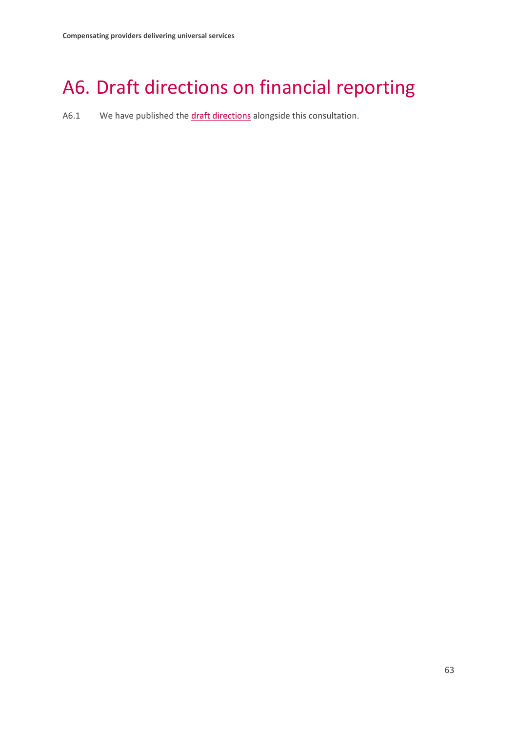# A6. Draft directions on financial reporting

A6.1 We have published the draft directions alongside this consultation.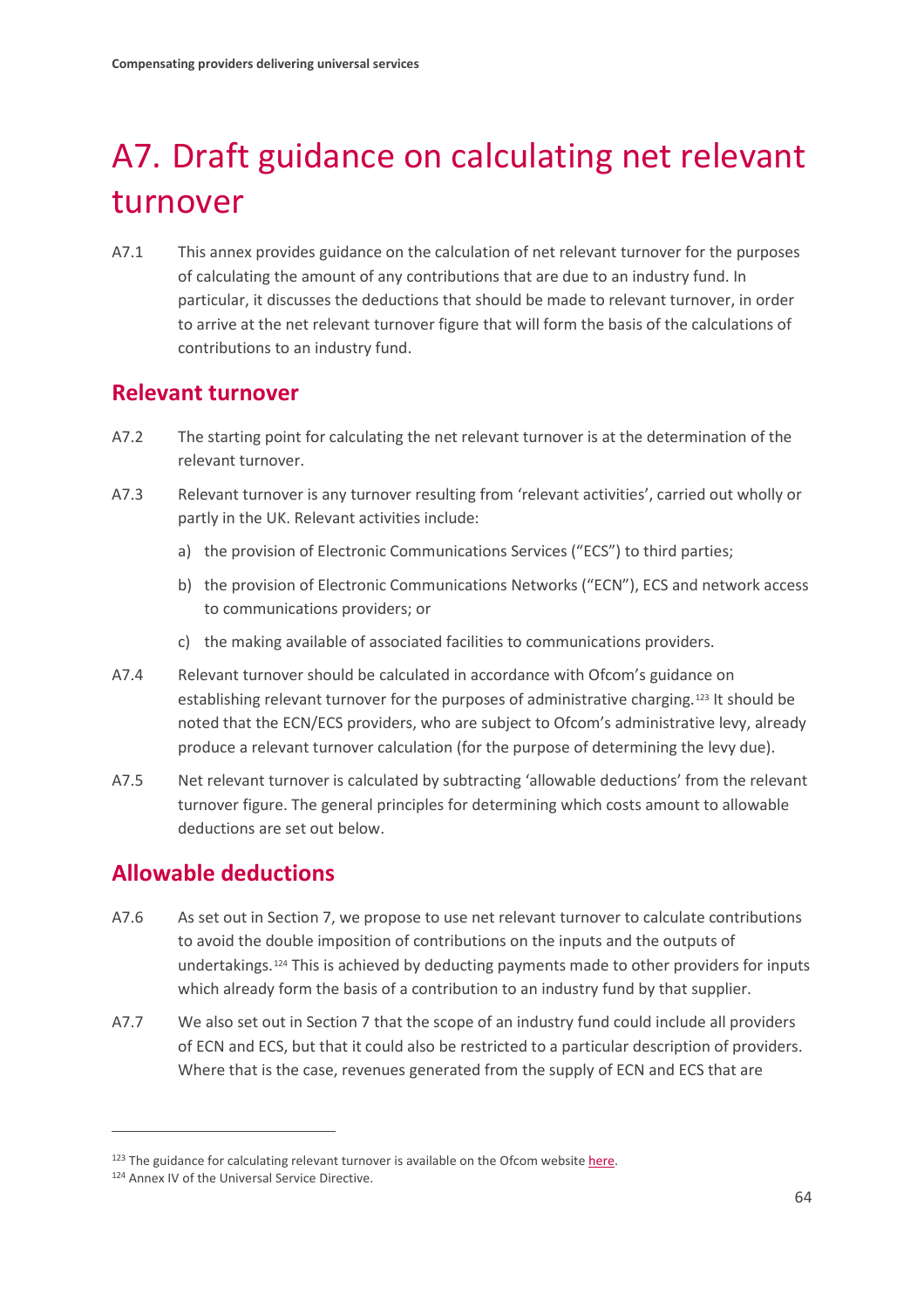# A7. Draft guidance on calculating net relevant turnover

A7.1 This annex provides guidance on the calculation of net relevant turnover for the purposes of calculating the amount of any contributions that are due to an industry fund. In particular, it discusses the deductions that should be made to relevant turnover, in order to arrive at the net relevant turnover figure that will form the basis of the calculations of contributions to an industry fund.

## Relevant turnover

A7.2 The starting point for calculating the net relevant turnover is at the determination of the relevant turnover.

A7.3 Relevant turnover is any turnover resulting from 'relevant activities', carried out wholly or partly in the UK. Relevant activities include:

a) the provision of Electronic Communications Services ("ECS") to third parties;

b) the provision of Electronic Communications Networks ("ECN"), ECS and network access to communications providers; or

c) the making available of associated facilities to communications providers.

A7.4 Relevant turnover should be calculated in accordance with Ofcom's guidance on establishing relevant turnover for the purposes of administrative charging.[123] It should be noted that the ECN/ECS providers, who are subject to Ofcom's administrative levy, already produce a relevant turnover calculation (for the purpose of determining the levy due).

A7.5 Net relevant turnover is calculated by subtracting 'allowable deductions' from the relevant turnover figure. The general principles for determining which costs amount to allowable deductions are set out below.

## Allowable deductions

A7.6 As set out in Section 7, we propose to use net relevant turnover to calculate contributions to avoid the double imposition of contributions on the inputs and the outputs of undertakings.[124] This is achieved by deducting payments made to other providers for inputs which already form the basis of a contribution to an industry fund by that supplier.

A7.7 We also set out in Section 7 that the scope of an industry fund could include all providers of ECN and ECS, but that it could also be restricted to a particular description of providers. Where that is the case, revenues generated from the supply of ECN and ECS that are

[123] The guidance for calculating relevant turnover is available on the Ofcom website here.

[124] Annex IV of the Universal Service Directive.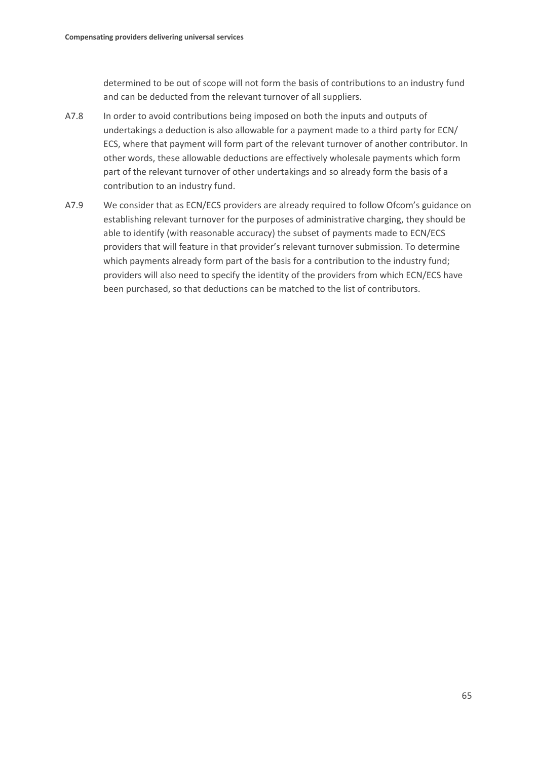determined to be out of scope will not form the basis of contributions to an industry fund and can be deducted from the relevant turnover of all suppliers.

A7.8 In order to avoid contributions being imposed on both the inputs and outputs of undertakings a deduction is also allowable for a payment made to a third party for ECN/ ECS, where that payment will form part of the relevant turnover of another contributor. In other words, these allowable deductions are effectively wholesale payments which form part of the relevant turnover of other undertakings and so already form the basis of a contribution to an industry fund.

A7.9 We consider that as ECN/ECS providers are already required to follow Ofcom's guidance on establishing relevant turnover for the purposes of administrative charging, they should be able to identify (with reasonable accuracy) the subset of payments made to ECN/ECS providers that will feature in that provider's relevant turnover submission. To determine which payments already form part of the basis for a contribution to the industry fund; providers will also need to specify the identity of the providers from which ECN/ECS have been purchased, so that deductions can be matched to the list of contributors.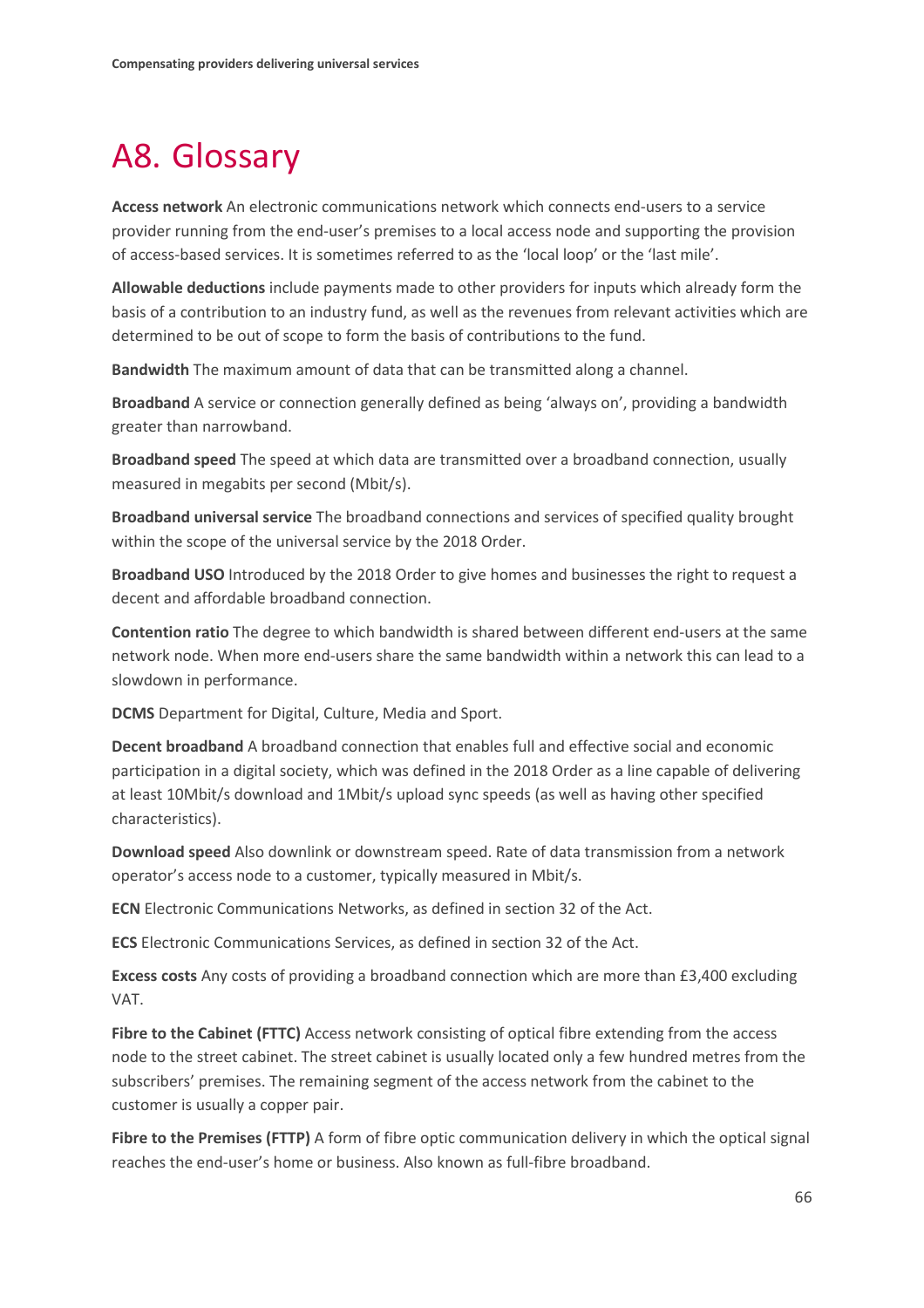# A8. Glossary

**Access network** An electronic communications network which connects end-users to a service provider running from the end-user's premises to a local access node and supporting the provision of access-based services. It is sometimes referred to as the 'local loop' or the 'last mile'.

**Allowable deductions** include payments made to other providers for inputs which already form the basis of a contribution to an industry fund, as well as the revenues from relevant activities which are determined to be out of scope to form the basis of contributions to the fund.

**Bandwidth** The maximum amount of data that can be transmitted along a channel.

**Broadband** A service or connection generally defined as being 'always on', providing a bandwidth greater than narrowband.

**Broadband speed** The speed at which data are transmitted over a broadband connection, usually measured in megabits per second (Mbit/s).

**Broadband universal service** The broadband connections and services of specified quality brought within the scope of the universal service by the 2018 Order.

**Broadband USO** Introduced by the 2018 Order to give homes and businesses the right to request a decent and affordable broadband connection.

**Contention ratio** The degree to which bandwidth is shared between different end-users at the same network node. When more end-users share the same bandwidth within a network this can lead to a slowdown in performance.

**DCMS** Department for Digital, Culture, Media and Sport.

**Decent broadband** A broadband connection that enables full and effective social and economic participation in a digital society, which was defined in the 2018 Order as a line capable of delivering at least 10Mbit/s download and 1Mbit/s upload sync speeds (as well as having other specified characteristics).

**Download speed** Also downlink or downstream speed. Rate of data transmission from a network operator's access node to a customer, typically measured in Mbit/s.

**ECN** Electronic Communications Networks, as defined in section 32 of the Act.

**ECS** Electronic Communications Services, as defined in section 32 of the Act.

**Excess costs** Any costs of providing a broadband connection which are more than £3,400 excluding VAT.

**Fibre to the Cabinet (FTTC)** Access network consisting of optical fibre extending from the access node to the street cabinet. The street cabinet is usually located only a few hundred metres from the subscribers' premises. The remaining segment of the access network from the cabinet to the customer is usually a copper pair.

**Fibre to the Premises (FTTP)** A form of fibre optic communication delivery in which the optical signal reaches the end-user's home or business. Also known as full-fibre broadband.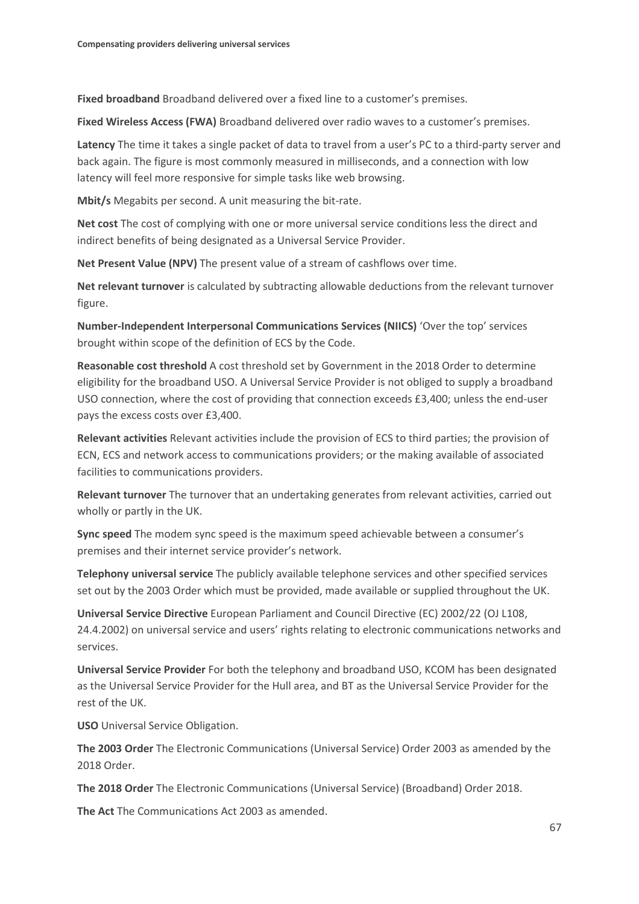**Fixed broadband** Broadband delivered over a fixed line to a customer's premises.

**Fixed Wireless Access (FWA)** Broadband delivered over radio waves to a customer's premises.

**Latency** The time it takes a single packet of data to travel from a user's PC to a third-party server and back again. The figure is most commonly measured in milliseconds, and a connection with low latency will feel more responsive for simple tasks like web browsing.

**Mbit/s** Megabits per second. A unit measuring the bit-rate.

**Net cost** The cost of complying with one or more universal service conditions less the direct and indirect benefits of being designated as a Universal Service Provider.

**Net Present Value (NPV)** The present value of a stream of cashflows over time.

**Net relevant turnover** is calculated by subtracting allowable deductions from the relevant turnover figure.

**Number-Independent Interpersonal Communications Services (NIICS)** 'Over the top' services brought within scope of the definition of ECS by the Code.

**Reasonable cost threshold** A cost threshold set by Government in the 2018 Order to determine eligibility for the broadband USO. A Universal Service Provider is not obliged to supply a broadband USO connection, where the cost of providing that connection exceeds £3,400; unless the end-user pays the excess costs over £3,400.

**Relevant activities** Relevant activities include the provision of ECS to third parties; the provision of ECN, ECS and network access to communications providers; or the making available of associated facilities to communications providers.

**Relevant turnover** The turnover that an undertaking generates from relevant activities, carried out wholly or partly in the UK.

**Sync speed** The modem sync speed is the maximum speed achievable between a consumer's premises and their internet service provider's network.

**Telephony universal service** The publicly available telephone services and other specified services set out by the 2003 Order which must be provided, made available or supplied throughout the UK.

**Universal Service Directive** European Parliament and Council Directive (EC) 2002/22 (OJ L108, 24.4.2002) on universal service and users' rights relating to electronic communications networks and services.

**Universal Service Provider** For both the telephony and broadband USO, KCOM has been designated as the Universal Service Provider for the Hull area, and BT as the Universal Service Provider for the rest of the UK.

**USO** Universal Service Obligation.

**The 2003 Order** The Electronic Communications (Universal Service) Order 2003 as amended by the 2018 Order.

**The 2018 Order** The Electronic Communications (Universal Service) (Broadband) Order 2018.

**The Act** The Communications Act 2003 as amended.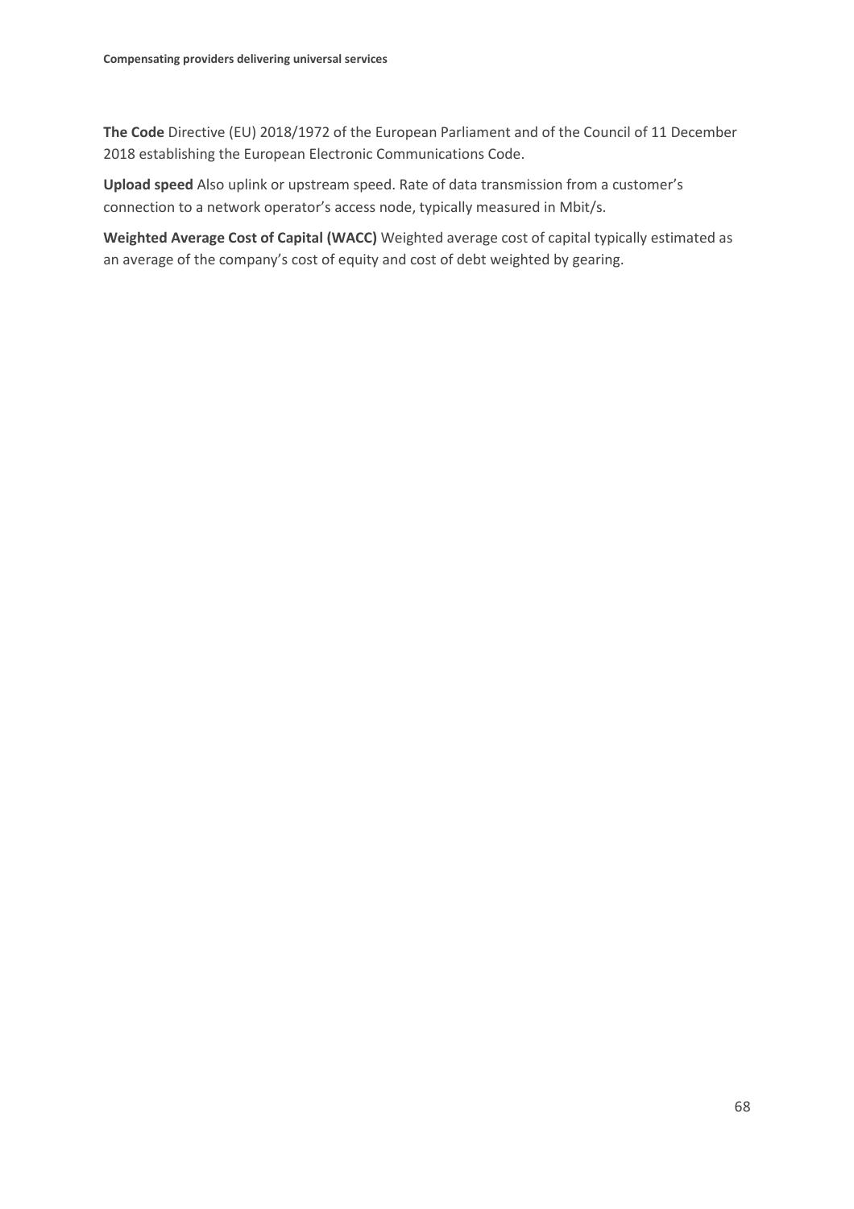**The Code** Directive (EU) 2018/1972 of the European Parliament and of the Council of 11 December 2018 establishing the European Electronic Communications Code.

**Upload speed** Also uplink or upstream speed. Rate of data transmission from a customer's connection to a network operator's access node, typically measured in Mbit/s.

**Weighted Average Cost of Capital (WACC)** Weighted average cost of capital typically estimated as an average of the company's cost of equity and cost of debt weighted by gearing.